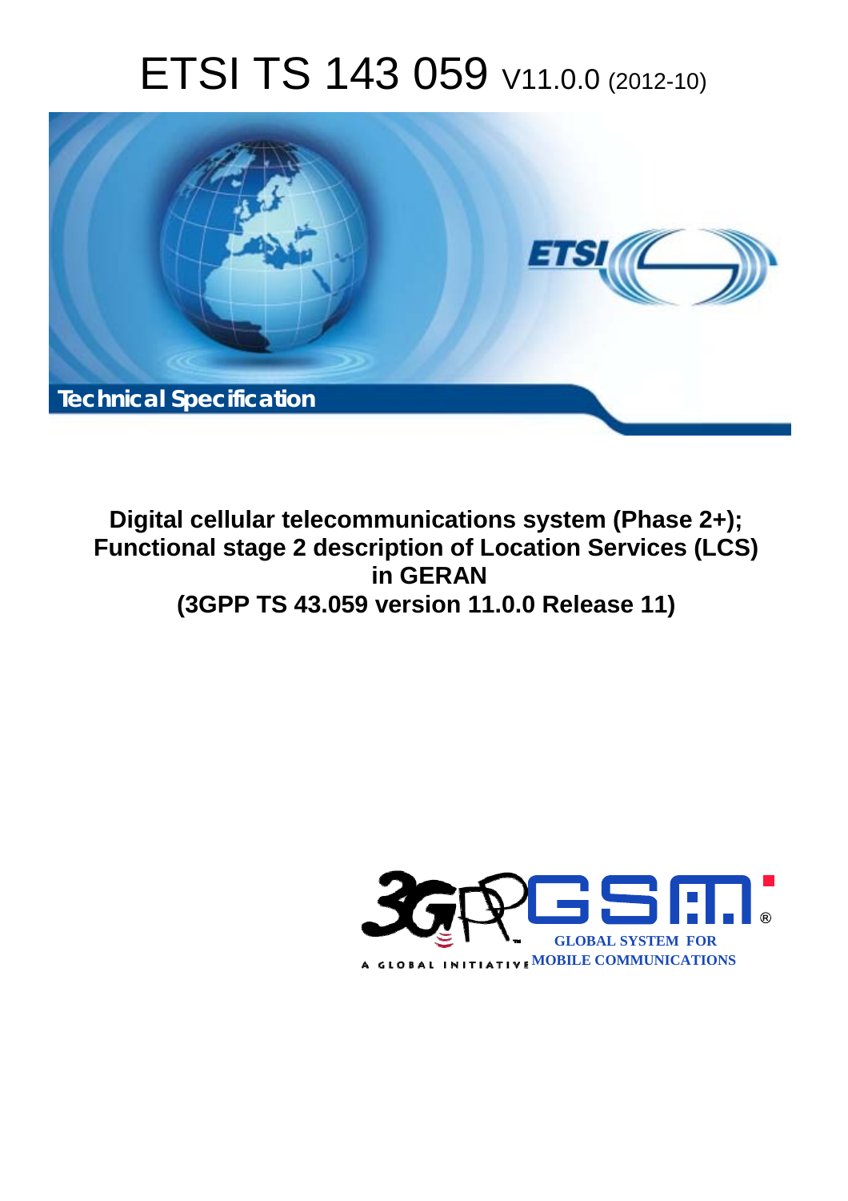# ETSI TS 143 059 V11.0.0 (2012-10)

Technical Specification

**Digital cellular telecommunications system (Phase 2+); Functional stage 2 description of Location Services (LCS) in GERAN (3GPP TS 43.059 version 11.0.0 Release 11)**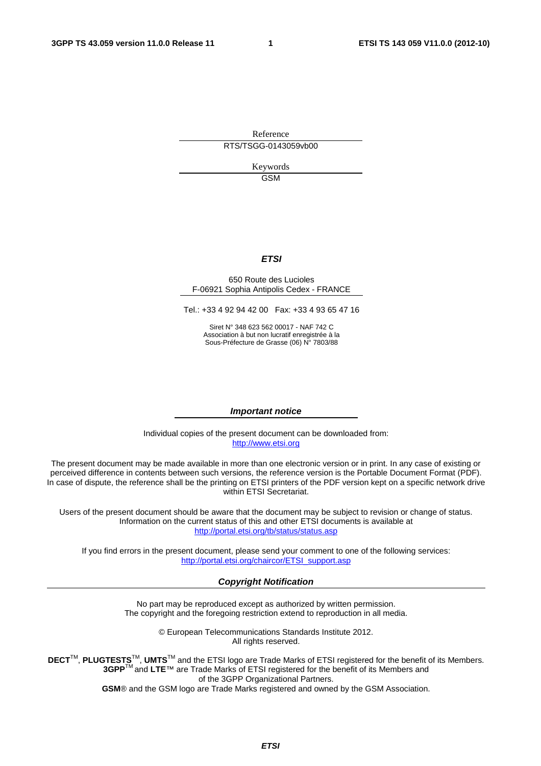Reference

RTS/TSGG-0143059vb00

Keywords

GSM

***ETSI***

650 Route des Lucioles
F-06921 Sophia Antipolis Cedex - FRANCE

Tel.: +33 4 92 94 42 00 Fax: +33 4 93 65 47 16

Siret N° 348 623 562 00017 - NAF 742 C
Association à but non lucratif enregistrée à la
Sous-Préfecture de Grasse (06) N° 7803/88

***Important notice***

Individual copies of the present document can be downloaded from:
http://www.etsi.org

The present document may be made available in more than one electronic version or in print. In any case of existing or perceived difference in contents between such versions, the reference version is the Portable Document Format (PDF). In case of dispute, the reference shall be the printing on ETSI printers of the PDF version kept on a specific network drive within ETSI Secretariat.

Users of the present document should be aware that the document may be subject to revision or change of status. Information on the current status of this and other ETSI documents is available at
http://portal.etsi.org/tb/status/status.asp

If you find errors in the present document, please send your comment to one of the following services:
http://portal.etsi.org/chaircor/ETSI_support.asp

***Copyright Notification***

No part may be reproduced except as authorized by written permission.
The copyright and the foregoing restriction extend to reproduction in all media.

© European Telecommunications Standards Institute 2012.
All rights reserved.

**DECT**™, **PLUGTESTS**™, **UMTS**™ and the ETSI logo are Trade Marks of ETSI registered for the benefit of its Members.
**3GPP**™ and **LTE**™ are Trade Marks of ETSI registered for the benefit of its Members and of the 3GPP Organizational Partners.
**GSM**® and the GSM logo are Trade Marks registered and owned by the GSM Association.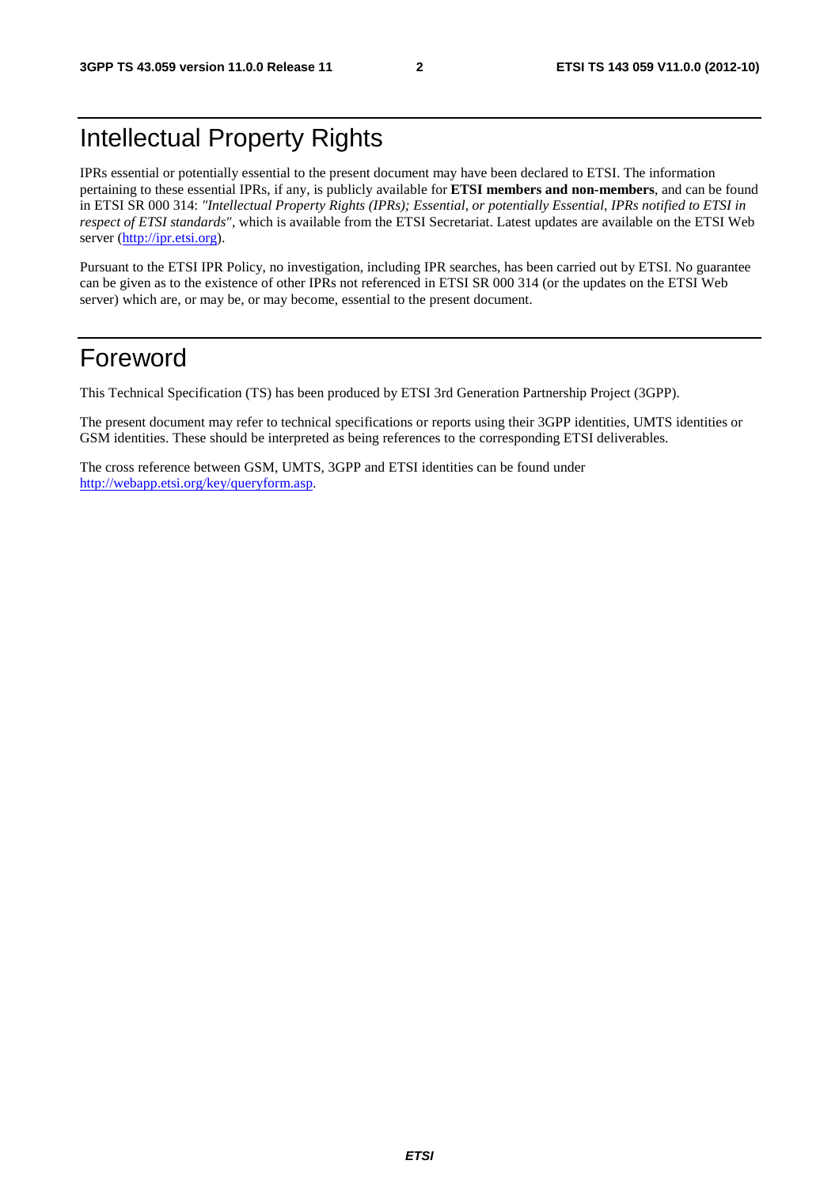# Intellectual Property Rights

IPRs essential or potentially essential to the present document may have been declared to ETSI. The information pertaining to these essential IPRs, if any, is publicly available for **ETSI members and non-members**, and can be found in ETSI SR 000 314: *"Intellectual Property Rights (IPRs); Essential, or potentially Essential, IPRs notified to ETSI in respect of ETSI standards"*, which is available from the ETSI Secretariat. Latest updates are available on the ETSI Web server (http://ipr.etsi.org).

Pursuant to the ETSI IPR Policy, no investigation, including IPR searches, has been carried out by ETSI. No guarantee can be given as to the existence of other IPRs not referenced in ETSI SR 000 314 (or the updates on the ETSI Web server) which are, or may be, or may become, essential to the present document.

# Foreword

This Technical Specification (TS) has been produced by ETSI 3rd Generation Partnership Project (3GPP).

The present document may refer to technical specifications or reports using their 3GPP identities, UMTS identities or GSM identities. These should be interpreted as being references to the corresponding ETSI deliverables.

The cross reference between GSM, UMTS, 3GPP and ETSI identities can be found under http://webapp.etsi.org/key/queryform.asp.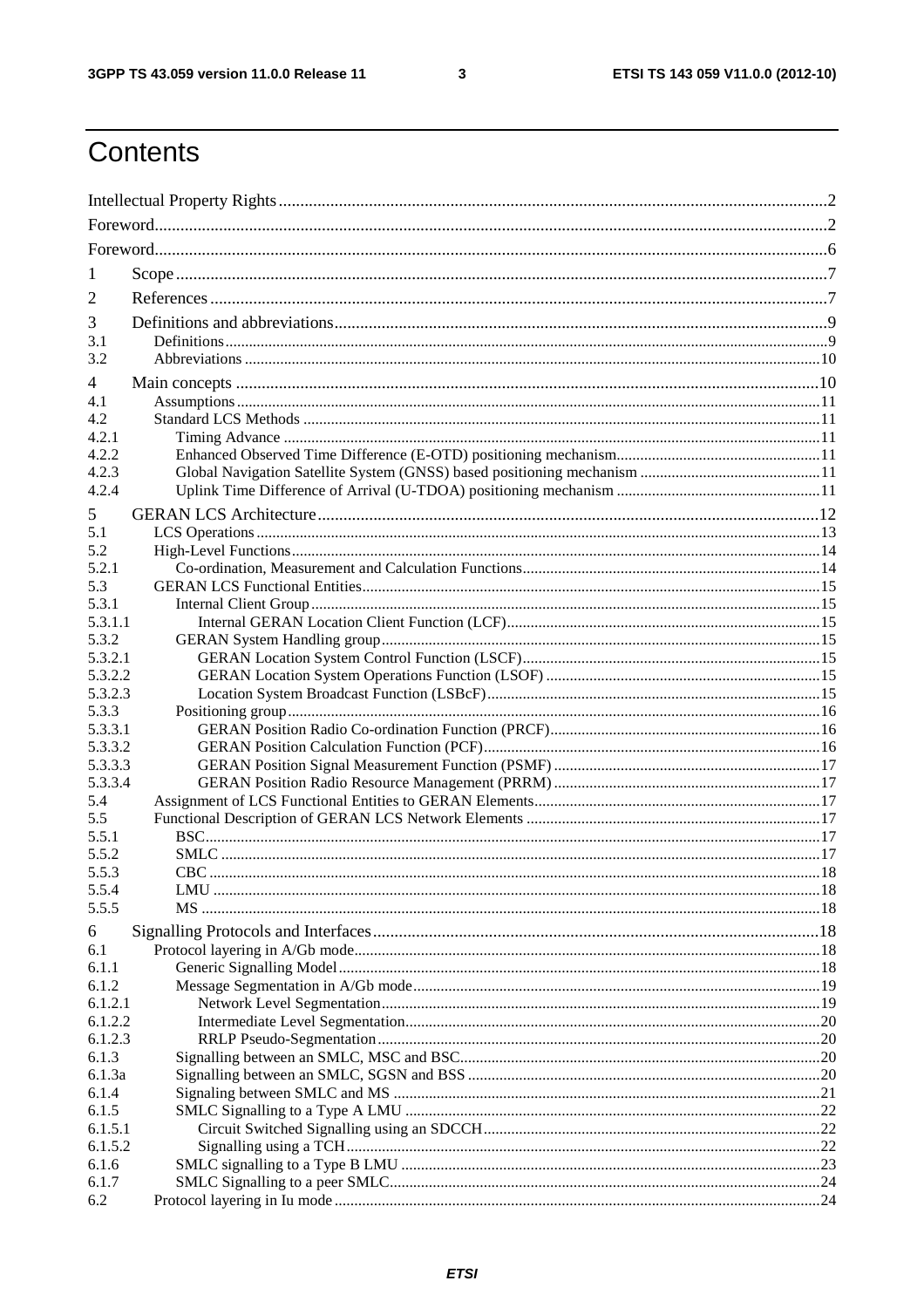# Contents

Intellectual Property Rights ............................................................ 2
Foreword ............................................................ 2
Foreword ............................................................ 6
1 Scope ............................................................ 7
2 References ............................................................ 7
3 Definitions and abbreviations ............................................................ 9
3.1 Definitions ............................................................ 9
3.2 Abbreviations ............................................................ 10
4 Main concepts ............................................................ 10
4.1 Assumptions ............................................................ 11
4.2 Standard LCS Methods ............................................................ 11
4.2.1 Timing Advance ............................................................ 11
4.2.2 Enhanced Observed Time Difference (E-OTD) positioning mechanism ............................................................ 11
4.2.3 Global Navigation Satellite System (GNSS) based positioning mechanism ............................................................ 11
4.2.4 Uplink Time Difference of Arrival (U-TDOA) positioning mechanism ............................................................ 11
5 GERAN LCS Architecture ............................................................ 12
5.1 LCS Operations ............................................................ 13
5.2 High-Level Functions ............................................................ 14
5.2.1 Co-ordination, Measurement and Calculation Functions ............................................................ 14
5.3 GERAN LCS Functional Entities ............................................................ 15
5.3.1 Internal Client Group ............................................................ 15
5.3.1.1 Internal GERAN Location Client Function (LCF) ............................................................ 15
5.3.2 GERAN System Handling group ............................................................ 15
5.3.2.1 GERAN Location System Control Function (LSCF) ............................................................ 15
5.3.2.2 GERAN Location System Operations Function (LSOF) ............................................................ 15
5.3.2.3 Location System Broadcast Function (LSBcF) ............................................................ 15
5.3.3 Positioning group ............................................................ 16
5.3.3.1 GERAN Position Radio Co-ordination Function (PRCF) ............................................................ 16
5.3.3.2 GERAN Position Calculation Function (PCF) ............................................................ 16
5.3.3.3 GERAN Position Signal Measurement Function (PSMF) ............................................................ 17
5.3.3.4 GERAN Position Radio Resource Management (PRRM) ............................................................ 17
5.4 Assignment of LCS Functional Entities to GERAN Elements ............................................................ 17
5.5 Functional Description of GERAN LCS Network Elements ............................................................ 17
5.5.1 BSC ............................................................ 17
5.5.2 SMLC ............................................................ 17
5.5.3 CBC ............................................................ 18
5.5.4 LMU ............................................................ 18
5.5.5 MS ............................................................ 18
6 Signalling Protocols and Interfaces ............................................................ 18
6.1 Protocol layering in A/Gb mode ............................................................ 18
6.1.1 Generic Signalling Model ............................................................ 18
6.1.2 Message Segmentation in A/Gb mode ............................................................ 19
6.1.2.1 Network Level Segmentation ............................................................ 19
6.1.2.2 Intermediate Level Segmentation ............................................................ 20
6.1.2.3 RRLP Pseudo-Segmentation ............................................................ 20
6.1.3 Signalling between an SMLC, MSC and BSC ............................................................ 20
6.1.3a Signalling between an SMLC, SGSN and BSS ............................................................ 20
6.1.4 Signaling between SMLC and MS ............................................................ 21
6.1.5 SMLC Signalling to a Type A LMU ............................................................ 22
6.1.5.1 Circuit Switched Signalling using an SDCCH ............................................................ 22
6.1.5.2 Signalling using a TCH ............................................................ 22
6.1.6 SMLC signalling to a Type B LMU ............................................................ 23
6.1.7 SMLC Signalling to a peer SMLC ............................................................ 24
6.2 Protocol layering in Iu mode ............................................................ 24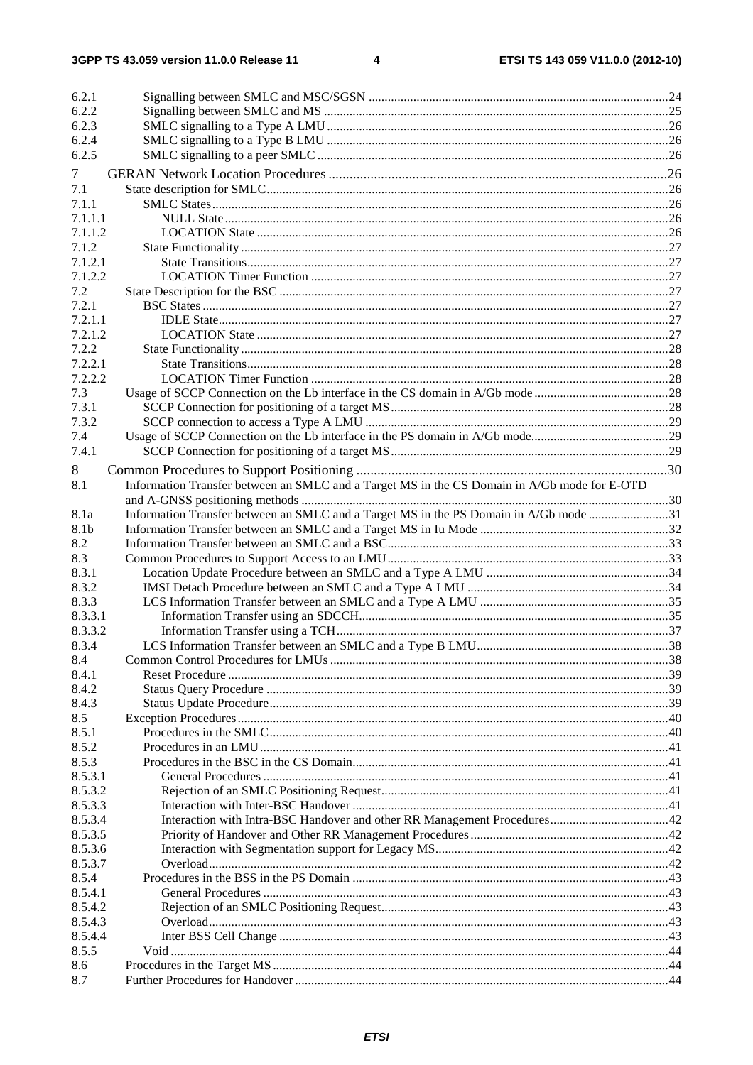6.2.1 Signalling between SMLC and MSC/SGSN ....24
6.2.2 Signalling between SMLC and MS ....25
6.2.3 SMLC signalling to a Type A LMU ....26
6.2.4 SMLC signalling to a Type B LMU ....26
6.2.5 SMLC signalling to a peer SMLC ....26

7 GERAN Network Location Procedures ....26
7.1 State description for SMLC....26
7.1.1 SMLC States....26
7.1.1.1 NULL State....26
7.1.1.2 LOCATION State ....26
7.1.2 State Functionality....27
7.1.2.1 State Transitions....27
7.1.2.2 LOCATION Timer Function ....27
7.2 State Description for the BSC ....27
7.2.1 BSC States ....27
7.2.1.1 IDLE State....27
7.2.1.2 LOCATION State ....27
7.2.2 State Functionality....28
7.2.2.1 State Transitions....28
7.2.2.2 LOCATION Timer Function ....28
7.3 Usage of SCCP Connection on the Lb interface in the CS domain in A/Gb mode ....28
7.3.1 SCCP Connection for positioning of a target MS....28
7.3.2 SCCP connection to access a Type A LMU ....29
7.4 Usage of SCCP Connection on the Lb interface in the PS domain in A/Gb mode....29
7.4.1 SCCP Connection for positioning of a target MS....29

8 Common Procedures to Support Positioning ....30
8.1 Information Transfer between an SMLC and a Target MS in the CS Domain in A/Gb mode for E-OTD and A-GNSS positioning methods ....30
8.1a Information Transfer between an SMLC and a Target MS in the PS Domain in A/Gb mode ....31
8.1b Information Transfer between an SMLC and a Target MS in Iu Mode ....32
8.2 Information Transfer between an SMLC and a BSC....33
8.3 Common Procedures to Support Access to an LMU....33
8.3.1 Location Update Procedure between an SMLC and a Type A LMU ....34
8.3.2 IMSI Detach Procedure between an SMLC and a Type A LMU ....34
8.3.3 LCS Information Transfer between an SMLC and a Type A LMU ....35
8.3.3.1 Information Transfer using an SDCCH....35
8.3.3.2 Information Transfer using a TCH....37
8.3.4 LCS Information Transfer between an SMLC and a Type B LMU....38
8.4 Common Control Procedures for LMUs ....38
8.4.1 Reset Procedure ....39
8.4.2 Status Query Procedure ....39
8.4.3 Status Update Procedure....39
8.5 Exception Procedures....40
8.5.1 Procedures in the SMLC....40
8.5.2 Procedures in an LMU....41
8.5.3 Procedures in the BSC in the CS Domain....41
8.5.3.1 General Procedures ....41
8.5.3.2 Rejection of an SMLC Positioning Request....41
8.5.3.3 Interaction with Inter-BSC Handover ....41
8.5.3.4 Interaction with Intra-BSC Handover and other RR Management Procedures....42
8.5.3.5 Priority of Handover and Other RR Management Procedures....42
8.5.3.6 Interaction with Segmentation support for Legacy MS....42
8.5.3.7 Overload....42
8.5.4 Procedures in the BSS in the PS Domain ....43
8.5.4.1 General Procedures ....43
8.5.4.2 Rejection of an SMLC Positioning Request....43
8.5.4.3 Overload....43
8.5.4.4 Inter BSS Cell Change ....43
8.5.5 Void ....44
8.6 Procedures in the Target MS ....44
8.7 Further Procedures for Handover ....44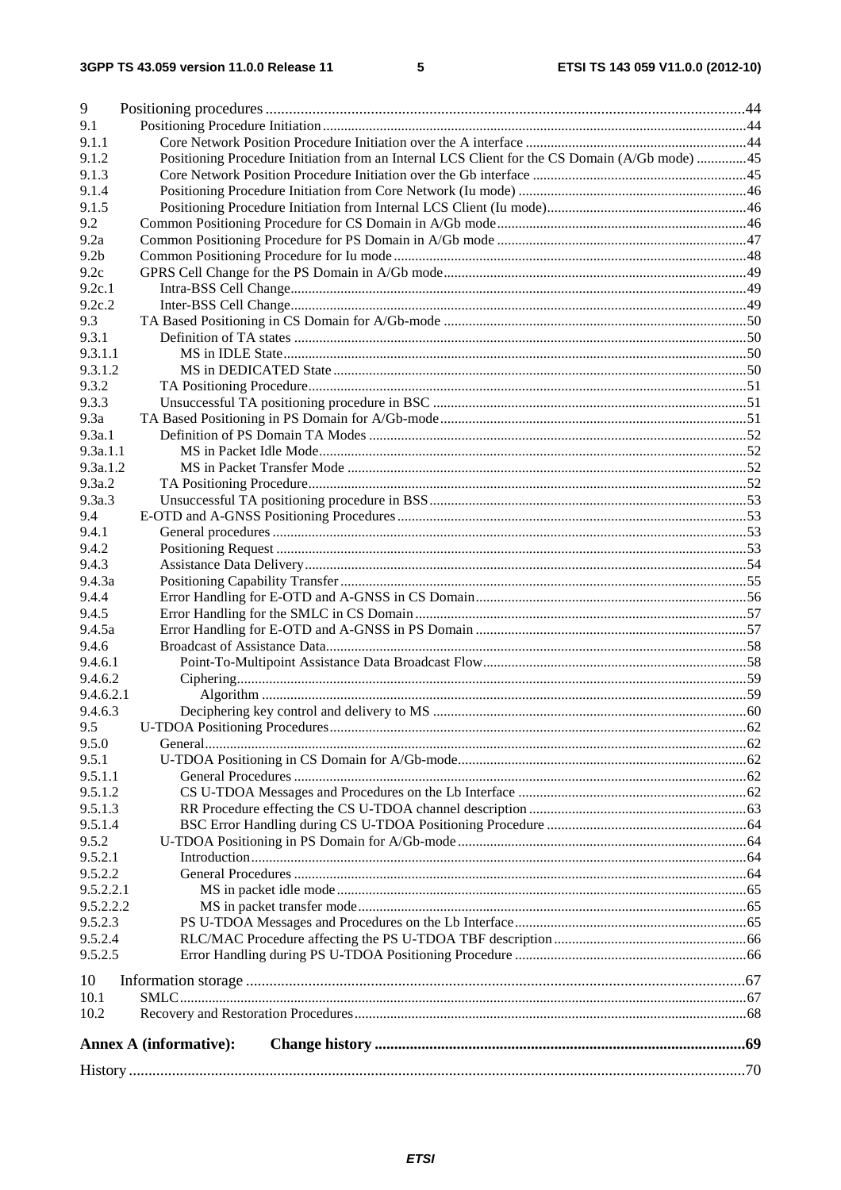9 Positioning procedures .....44
9.1 Positioning Procedure Initiation .....44
9.1.1 Core Network Position Procedure Initiation over the A interface .....44
9.1.2 Positioning Procedure Initiation from an Internal LCS Client for the CS Domain (A/Gb mode) .....45
9.1.3 Core Network Position Procedure Initiation over the Gb interface .....45
9.1.4 Positioning Procedure Initiation from Core Network (Iu mode) .....46
9.1.5 Positioning Procedure Initiation from Internal LCS Client (Iu mode) .....46
9.2 Common Positioning Procedure for CS Domain in A/Gb mode .....46
9.2a Common Positioning Procedure for PS Domain in A/Gb mode .....47
9.2b Common Positioning Procedure for Iu mode .....48
9.2c GPRS Cell Change for the PS Domain in A/Gb mode .....49
9.2c.1 Intra-BSS Cell Change .....49
9.2c.2 Inter-BSS Cell Change .....49
9.3 TA Based Positioning in CS Domain for A/Gb-mode .....50
9.3.1 Definition of TA states .....50
9.3.1.1 MS in IDLE State .....50
9.3.1.2 MS in DEDICATED State .....50
9.3.2 TA Positioning Procedure .....51
9.3.3 Unsuccessful TA positioning procedure in BSC .....51
9.3a TA Based Positioning in PS Domain for A/Gb-mode .....51
9.3a.1 Definition of PS Domain TA Modes .....52
9.3a.1.1 MS in Packet Idle Mode .....52
9.3a.1.2 MS in Packet Transfer Mode .....52
9.3a.2 TA Positioning Procedure .....52
9.3a.3 Unsuccessful TA positioning procedure in BSS .....53
9.4 E-OTD and A-GNSS Positioning Procedures .....53
9.4.1 General procedures .....53
9.4.2 Positioning Request .....53
9.4.3 Assistance Data Delivery .....54
9.4.3a Positioning Capability Transfer .....55
9.4.4 Error Handling for E-OTD and A-GNSS in CS Domain .....56
9.4.5 Error Handling for the SMLC in CS Domain .....57
9.4.5a Error Handling for E-OTD and A-GNSS in PS Domain .....57
9.4.6 Broadcast of Assistance Data .....58
9.4.6.1 Point-To-Multipoint Assistance Data Broadcast Flow .....58
9.4.6.2 Ciphering .....59
9.4.6.2.1 Algorithm .....59
9.4.6.3 Deciphering key control and delivery to MS .....60
9.5 U-TDOA Positioning Procedures .....62
9.5.0 General .....62
9.5.1 U-TDOA Positioning in CS Domain for A/Gb-mode .....62
9.5.1.1 General Procedures .....62
9.5.1.2 CS U-TDOA Messages and Procedures on the Lb Interface .....62
9.5.1.3 RR Procedure effecting the CS U-TDOA channel description .....63
9.5.1.4 BSC Error Handling during CS U-TDOA Positioning Procedure .....64
9.5.2 U-TDOA Positioning in PS Domain for A/Gb-mode .....64
9.5.2.1 Introduction .....64
9.5.2.2 General Procedures .....64
9.5.2.2.1 MS in packet idle mode .....65
9.5.2.2.2 MS in packet transfer mode .....65
9.5.2.3 PS U-TDOA Messages and Procedures on the Lb Interface .....65
9.5.2.4 RLC/MAC Procedure affecting the PS U-TDOA TBF description .....66
9.5.2.5 Error Handling during PS U-TDOA Positioning Procedure .....66

10 Information storage .....67
10.1 SMLC .....67
10.2 Recovery and Restoration Procedures .....68

**Annex A (informative): Change history .....69**

History .....70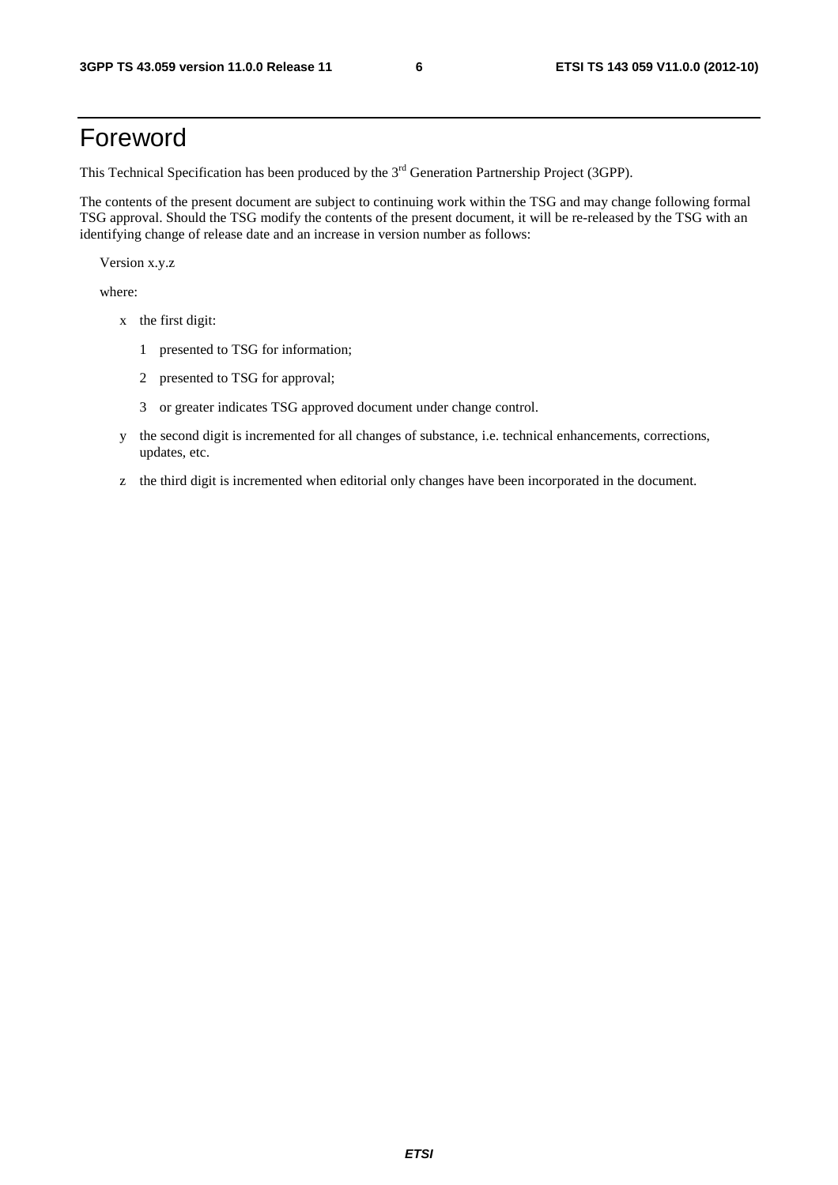# Foreword

This Technical Specification has been produced by the 3rd Generation Partnership Project (3GPP).

The contents of the present document are subject to continuing work within the TSG and may change following formal TSG approval. Should the TSG modify the contents of the present document, it will be re-released by the TSG with an identifying change of release date and an increase in version number as follows:

Version x.y.z

where:

- x the first digit:
  - 1 presented to TSG for information;
  - 2 presented to TSG for approval;
  - 3 or greater indicates TSG approved document under change control.
- y the second digit is incremented for all changes of substance, i.e. technical enhancements, corrections, updates, etc.
- z the third digit is incremented when editorial only changes have been incorporated in the document.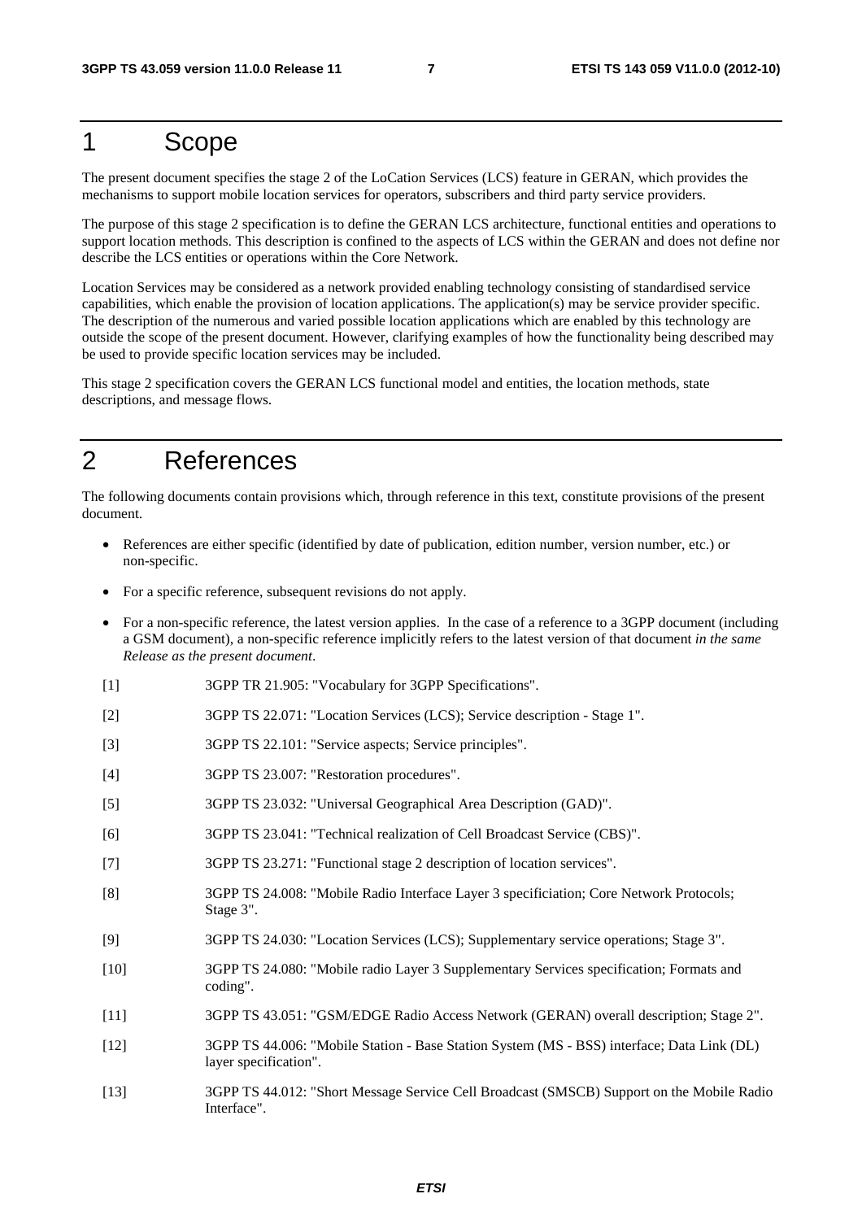# 1 Scope

The present document specifies the stage 2 of the LoCation Services (LCS) feature in GERAN, which provides the mechanisms to support mobile location services for operators, subscribers and third party service providers.

The purpose of this stage 2 specification is to define the GERAN LCS architecture, functional entities and operations to support location methods. This description is confined to the aspects of LCS within the GERAN and does not define nor describe the LCS entities or operations within the Core Network.

Location Services may be considered as a network provided enabling technology consisting of standardised service capabilities, which enable the provision of location applications. The application(s) may be service provider specific. The description of the numerous and varied possible location applications which are enabled by this technology are outside the scope of the present document. However, clarifying examples of how the functionality being described may be used to provide specific location services may be included.

This stage 2 specification covers the GERAN LCS functional model and entities, the location methods, state descriptions, and message flows.

# 2 References

The following documents contain provisions which, through reference in this text, constitute provisions of the present document.

- References are either specific (identified by date of publication, edition number, version number, etc.) or non-specific.
- For a specific reference, subsequent revisions do not apply.
- For a non-specific reference, the latest version applies. In the case of a reference to a 3GPP document (including a GSM document), a non-specific reference implicitly refers to the latest version of that document *in the same Release as the present document*.

[1] 3GPP TR 21.905: "Vocabulary for 3GPP Specifications".

[2] 3GPP TS 22.071: "Location Services (LCS); Service description - Stage 1".

[3] 3GPP TS 22.101: "Service aspects; Service principles".

[4] 3GPP TS 23.007: "Restoration procedures".

[5] 3GPP TS 23.032: "Universal Geographical Area Description (GAD)".

[6] 3GPP TS 23.041: "Technical realization of Cell Broadcast Service (CBS)".

[7] 3GPP TS 23.271: "Functional stage 2 description of location services".

[8] 3GPP TS 24.008: "Mobile Radio Interface Layer 3 specificiation; Core Network Protocols; Stage 3".

[9] 3GPP TS 24.030: "Location Services (LCS); Supplementary service operations; Stage 3".

[10] 3GPP TS 24.080: "Mobile radio Layer 3 Supplementary Services specification; Formats and coding".

[11] 3GPP TS 43.051: "GSM/EDGE Radio Access Network (GERAN) overall description; Stage 2".

[12] 3GPP TS 44.006: "Mobile Station - Base Station System (MS - BSS) interface; Data Link (DL) layer specification".

[13] 3GPP TS 44.012: "Short Message Service Cell Broadcast (SMSCB) Support on the Mobile Radio Interface".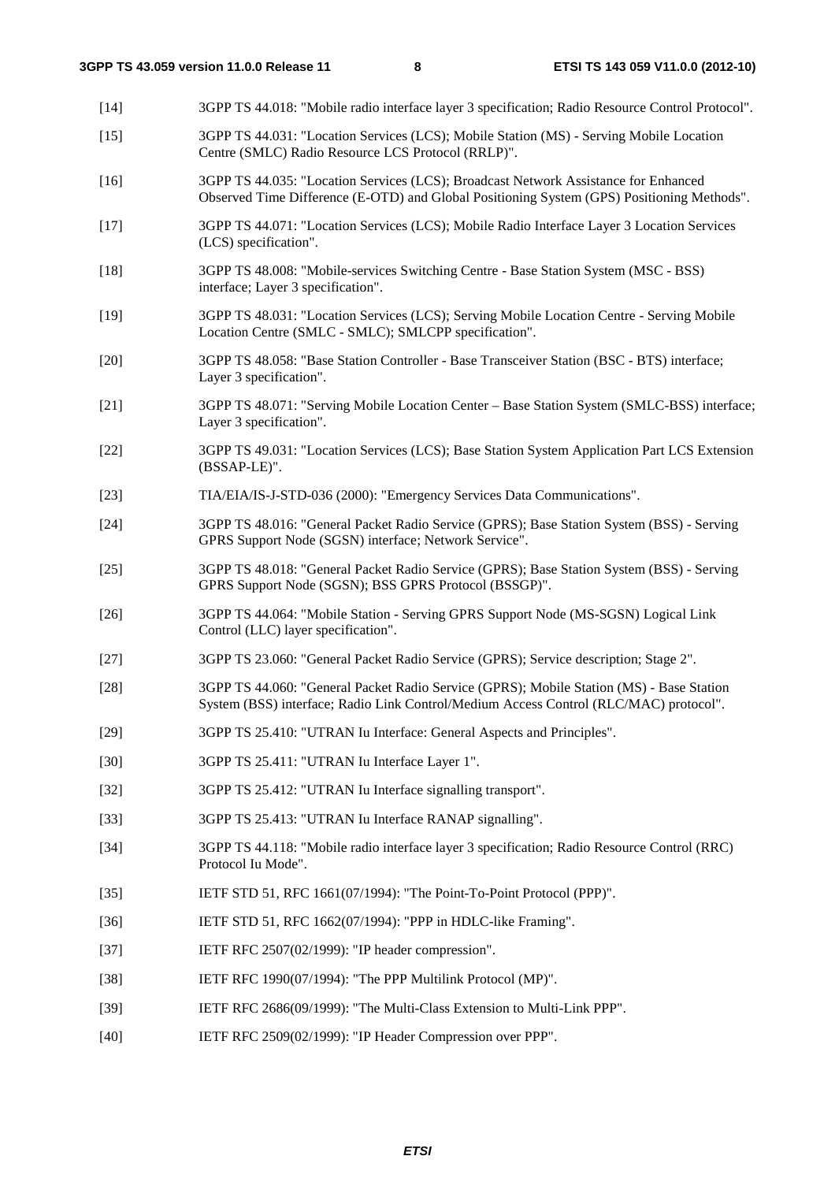[14] 3GPP TS 44.018: "Mobile radio interface layer 3 specification; Radio Resource Control Protocol".

[15] 3GPP TS 44.031: "Location Services (LCS); Mobile Station (MS) - Serving Mobile Location Centre (SMLC) Radio Resource LCS Protocol (RRLP)".

[16] 3GPP TS 44.035: "Location Services (LCS); Broadcast Network Assistance for Enhanced Observed Time Difference (E-OTD) and Global Positioning System (GPS) Positioning Methods".

[17] 3GPP TS 44.071: "Location Services (LCS); Mobile Radio Interface Layer 3 Location Services (LCS) specification".

[18] 3GPP TS 48.008: "Mobile-services Switching Centre - Base Station System (MSC - BSS) interface; Layer 3 specification".

[19] 3GPP TS 48.031: "Location Services (LCS); Serving Mobile Location Centre - Serving Mobile Location Centre (SMLC - SMLC); SMLCPP specification".

[20] 3GPP TS 48.058: "Base Station Controller - Base Transceiver Station (BSC - BTS) interface; Layer 3 specification".

[21] 3GPP TS 48.071: "Serving Mobile Location Center – Base Station System (SMLC-BSS) interface; Layer 3 specification".

[22] 3GPP TS 49.031: "Location Services (LCS); Base Station System Application Part LCS Extension (BSSAP-LE)".

[23] TIA/EIA/IS-J-STD-036 (2000): "Emergency Services Data Communications".

[24] 3GPP TS 48.016: "General Packet Radio Service (GPRS); Base Station System (BSS) - Serving GPRS Support Node (SGSN) interface; Network Service".

[25] 3GPP TS 48.018: "General Packet Radio Service (GPRS); Base Station System (BSS) - Serving GPRS Support Node (SGSN); BSS GPRS Protocol (BSSGP)".

[26] 3GPP TS 44.064: "Mobile Station - Serving GPRS Support Node (MS-SGSN) Logical Link Control (LLC) layer specification".

[27] 3GPP TS 23.060: "General Packet Radio Service (GPRS); Service description; Stage 2".

[28] 3GPP TS 44.060: "General Packet Radio Service (GPRS); Mobile Station (MS) - Base Station System (BSS) interface; Radio Link Control/Medium Access Control (RLC/MAC) protocol".

[29] 3GPP TS 25.410: "UTRAN Iu Interface: General Aspects and Principles".

[30] 3GPP TS 25.411: "UTRAN Iu Interface Layer 1".

[32] 3GPP TS 25.412: "UTRAN Iu Interface signalling transport".

[33] 3GPP TS 25.413: "UTRAN Iu Interface RANAP signalling".

[34] 3GPP TS 44.118: "Mobile radio interface layer 3 specification; Radio Resource Control (RRC) Protocol Iu Mode".

[35] IETF STD 51, RFC 1661(07/1994): "The Point-To-Point Protocol (PPP)".

[36] IETF STD 51, RFC 1662(07/1994): "PPP in HDLC-like Framing".

[37] IETF RFC 2507(02/1999): "IP header compression".

[38] IETF RFC 1990(07/1994): "The PPP Multilink Protocol (MP)".

[39] IETF RFC 2686(09/1999): "The Multi-Class Extension to Multi-Link PPP".

[40] IETF RFC 2509(02/1999): "IP Header Compression over PPP".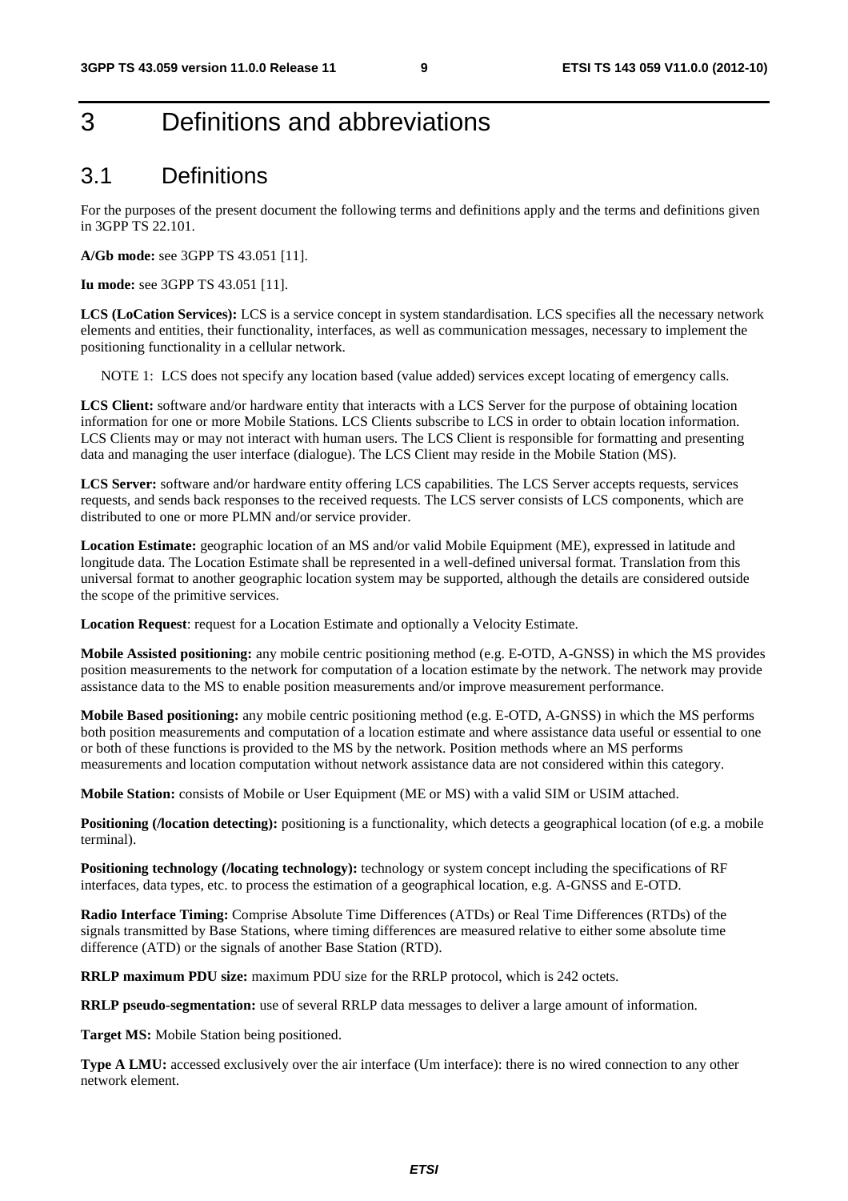# 3 Definitions and abbreviations

## 3.1 Definitions

For the purposes of the present document the following terms and definitions apply and the terms and definitions given in 3GPP TS 22.101.

**A/Gb mode:** see 3GPP TS 43.051 [11].

**Iu mode:** see 3GPP TS 43.051 [11].

**LCS (LoCation Services):** LCS is a service concept in system standardisation. LCS specifies all the necessary network elements and entities, their functionality, interfaces, as well as communication messages, necessary to implement the positioning functionality in a cellular network.

NOTE 1: LCS does not specify any location based (value added) services except locating of emergency calls.

**LCS Client:** software and/or hardware entity that interacts with a LCS Server for the purpose of obtaining location information for one or more Mobile Stations. LCS Clients subscribe to LCS in order to obtain location information. LCS Clients may or may not interact with human users. The LCS Client is responsible for formatting and presenting data and managing the user interface (dialogue). The LCS Client may reside in the Mobile Station (MS).

**LCS Server:** software and/or hardware entity offering LCS capabilities. The LCS Server accepts requests, services requests, and sends back responses to the received requests. The LCS server consists of LCS components, which are distributed to one or more PLMN and/or service provider.

**Location Estimate:** geographic location of an MS and/or valid Mobile Equipment (ME), expressed in latitude and longitude data. The Location Estimate shall be represented in a well-defined universal format. Translation from this universal format to another geographic location system may be supported, although the details are considered outside the scope of the primitive services.

**Location Request**: request for a Location Estimate and optionally a Velocity Estimate.

**Mobile Assisted positioning:** any mobile centric positioning method (e.g. E-OTD, A-GNSS) in which the MS provides position measurements to the network for computation of a location estimate by the network. The network may provide assistance data to the MS to enable position measurements and/or improve measurement performance.

**Mobile Based positioning:** any mobile centric positioning method (e.g. E-OTD, A-GNSS) in which the MS performs both position measurements and computation of a location estimate and where assistance data useful or essential to one or both of these functions is provided to the MS by the network. Position methods where an MS performs measurements and location computation without network assistance data are not considered within this category.

**Mobile Station:** consists of Mobile or User Equipment (ME or MS) with a valid SIM or USIM attached.

**Positioning (/location detecting):** positioning is a functionality, which detects a geographical location (of e.g. a mobile terminal).

**Positioning technology (/locating technology):** technology or system concept including the specifications of RF interfaces, data types, etc. to process the estimation of a geographical location, e.g. A-GNSS and E-OTD.

**Radio Interface Timing:** Comprise Absolute Time Differences (ATDs) or Real Time Differences (RTDs) of the signals transmitted by Base Stations, where timing differences are measured relative to either some absolute time difference (ATD) or the signals of another Base Station (RTD).

**RRLP maximum PDU size:** maximum PDU size for the RRLP protocol, which is 242 octets.

**RRLP pseudo-segmentation:** use of several RRLP data messages to deliver a large amount of information.

**Target MS:** Mobile Station being positioned.

**Type A LMU:** accessed exclusively over the air interface (Um interface): there is no wired connection to any other network element.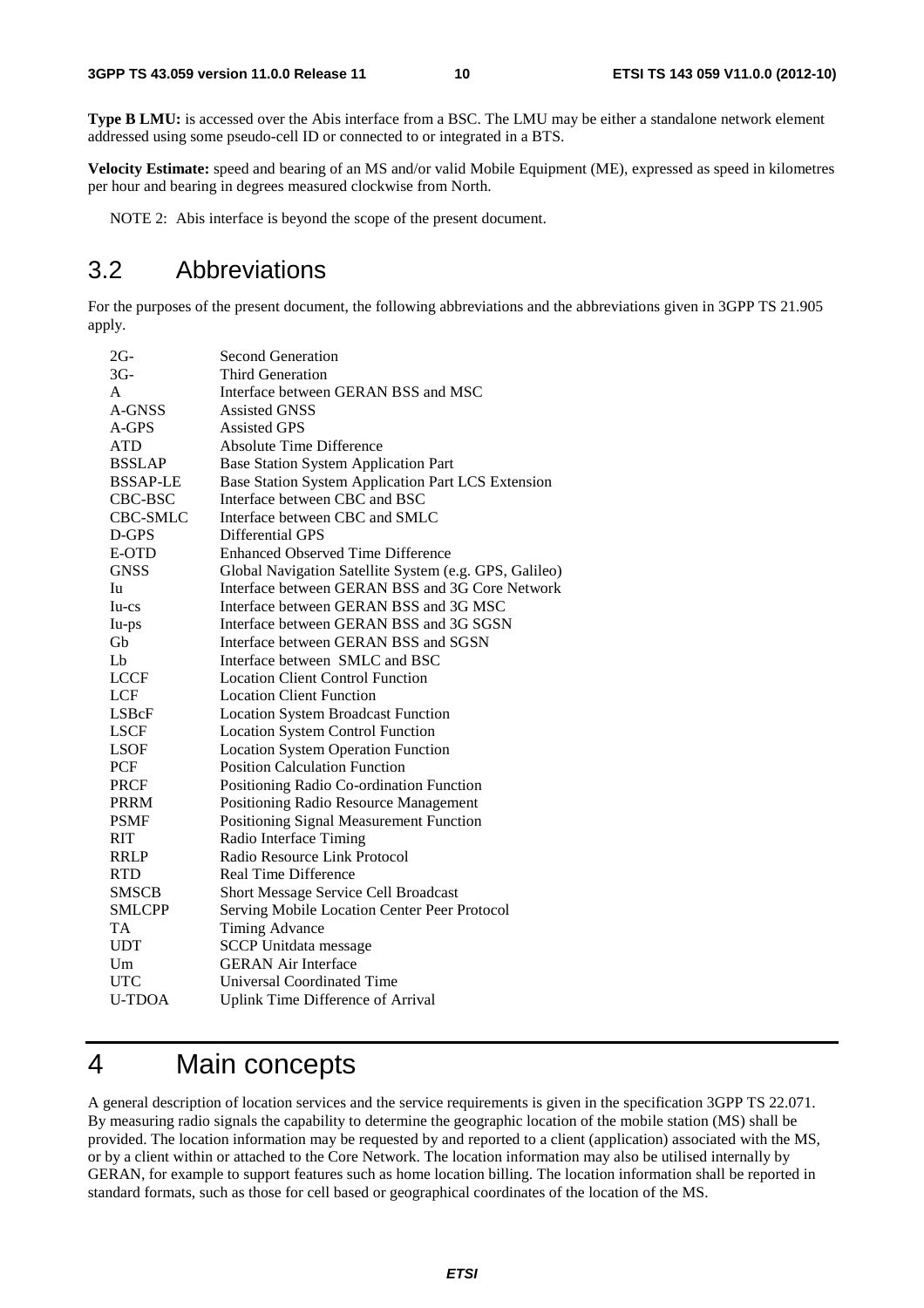**Type B LMU:** is accessed over the Abis interface from a BSC. The LMU may be either a standalone network element addressed using some pseudo-cell ID or connected to or integrated in a BTS.

**Velocity Estimate:** speed and bearing of an MS and/or valid Mobile Equipment (ME), expressed as speed in kilometres per hour and bearing in degrees measured clockwise from North.

NOTE 2: Abis interface is beyond the scope of the present document.

## 3.2 Abbreviations

For the purposes of the present document, the following abbreviations and the abbreviations given in 3GPP TS 21.905 apply.

| | |
|---|---|
| 2G- | Second Generation |
| 3G- | Third Generation |
| A | Interface between GERAN BSS and MSC |
| A-GNSS | Assisted GNSS |
| A-GPS | Assisted GPS |
| ATD | Absolute Time Difference |
| BSSLAP | Base Station System Application Part |
| BSSAP-LE | Base Station System Application Part LCS Extension |
| CBC-BSC | Interface between CBC and BSC |
| CBC-SMLC | Interface between CBC and SMLC |
| D-GPS | Differential GPS |
| E-OTD | Enhanced Observed Time Difference |
| GNSS | Global Navigation Satellite System (e.g. GPS, Galileo) |
| Iu | Interface between GERAN BSS and 3G Core Network |
| Iu-cs | Interface between GERAN BSS and 3G MSC |
| Iu-ps | Interface between GERAN BSS and 3G SGSN |
| Gb | Interface between GERAN BSS and SGSN |
| Lb | Interface between SMLC and BSC |
| LCCF | Location Client Control Function |
| LCF | Location Client Function |
| LSBcF | Location System Broadcast Function |
| LSCF | Location System Control Function |
| LSOF | Location System Operation Function |
| PCF | Position Calculation Function |
| PRCF | Positioning Radio Co-ordination Function |
| PRRM | Positioning Radio Resource Management |
| PSMF | Positioning Signal Measurement Function |
| RIT | Radio Interface Timing |
| RRLP | Radio Resource Link Protocol |
| RTD | Real Time Difference |
| SMSCB | Short Message Service Cell Broadcast |
| SMLCPP | Serving Mobile Location Center Peer Protocol |
| TA | Timing Advance |
| UDT | SCCP Unitdata message |
| Um | GERAN Air Interface |
| UTC | Universal Coordinated Time |
| U-TDOA | Uplink Time Difference of Arrival |

# 4 Main concepts

A general description of location services and the service requirements is given in the specification 3GPP TS 22.071. By measuring radio signals the capability to determine the geographic location of the mobile station (MS) shall be provided. The location information may be requested by and reported to a client (application) associated with the MS, or by a client within or attached to the Core Network. The location information may also be utilised internally by GERAN, for example to support features such as home location billing. The location information shall be reported in standard formats, such as those for cell based or geographical coordinates of the location of the MS.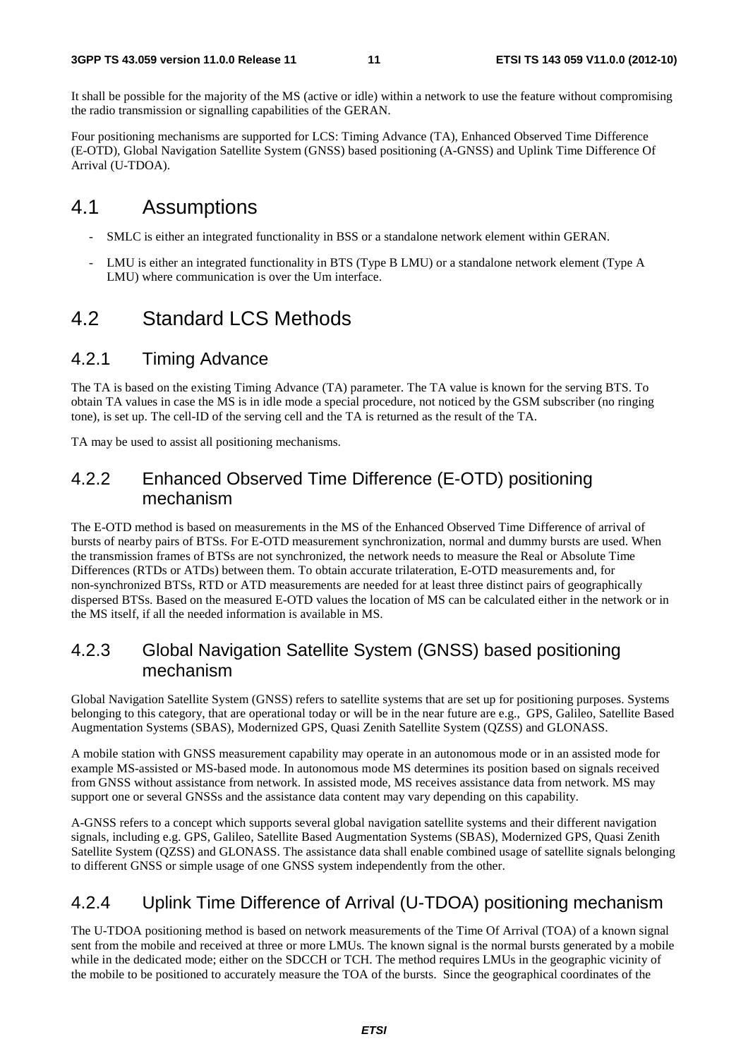It shall be possible for the majority of the MS (active or idle) within a network to use the feature without compromising the radio transmission or signalling capabilities of the GERAN.

Four positioning mechanisms are supported for LCS: Timing Advance (TA), Enhanced Observed Time Difference (E-OTD), Global Navigation Satellite System (GNSS) based positioning (A-GNSS) and Uplink Time Difference Of Arrival (U-TDOA).

## 4.1 Assumptions

- SMLC is either an integrated functionality in BSS or a standalone network element within GERAN.
- LMU is either an integrated functionality in BTS (Type B LMU) or a standalone network element (Type A LMU) where communication is over the Um interface.

## 4.2 Standard LCS Methods

### 4.2.1 Timing Advance

The TA is based on the existing Timing Advance (TA) parameter. The TA value is known for the serving BTS. To obtain TA values in case the MS is in idle mode a special procedure, not noticed by the GSM subscriber (no ringing tone), is set up. The cell-ID of the serving cell and the TA is returned as the result of the TA.

TA may be used to assist all positioning mechanisms.

### 4.2.2 Enhanced Observed Time Difference (E-OTD) positioning mechanism

The E-OTD method is based on measurements in the MS of the Enhanced Observed Time Difference of arrival of bursts of nearby pairs of BTSs. For E-OTD measurement synchronization, normal and dummy bursts are used. When the transmission frames of BTSs are not synchronized, the network needs to measure the Real or Absolute Time Differences (RTDs or ATDs) between them. To obtain accurate trilateration, E-OTD measurements and, for non-synchronized BTSs, RTD or ATD measurements are needed for at least three distinct pairs of geographically dispersed BTSs. Based on the measured E-OTD values the location of MS can be calculated either in the network or in the MS itself, if all the needed information is available in MS.

### 4.2.3 Global Navigation Satellite System (GNSS) based positioning mechanism

Global Navigation Satellite System (GNSS) refers to satellite systems that are set up for positioning purposes. Systems belonging to this category, that are operational today or will be in the near future are e.g., GPS, Galileo, Satellite Based Augmentation Systems (SBAS), Modernized GPS, Quasi Zenith Satellite System (QZSS) and GLONASS.

A mobile station with GNSS measurement capability may operate in an autonomous mode or in an assisted mode for example MS-assisted or MS-based mode. In autonomous mode MS determines its position based on signals received from GNSS without assistance from network. In assisted mode, MS receives assistance data from network. MS may support one or several GNSSs and the assistance data content may vary depending on this capability.

A-GNSS refers to a concept which supports several global navigation satellite systems and their different navigation signals, including e.g. GPS, Galileo, Satellite Based Augmentation Systems (SBAS), Modernized GPS, Quasi Zenith Satellite System (QZSS) and GLONASS. The assistance data shall enable combined usage of satellite signals belonging to different GNSS or simple usage of one GNSS system independently from the other.

### 4.2.4 Uplink Time Difference of Arrival (U-TDOA) positioning mechanism

The U-TDOA positioning method is based on network measurements of the Time Of Arrival (TOA) of a known signal sent from the mobile and received at three or more LMUs. The known signal is the normal bursts generated by a mobile while in the dedicated mode; either on the SDCCH or TCH. The method requires LMUs in the geographic vicinity of the mobile to be positioned to accurately measure the TOA of the bursts. Since the geographical coordinates of the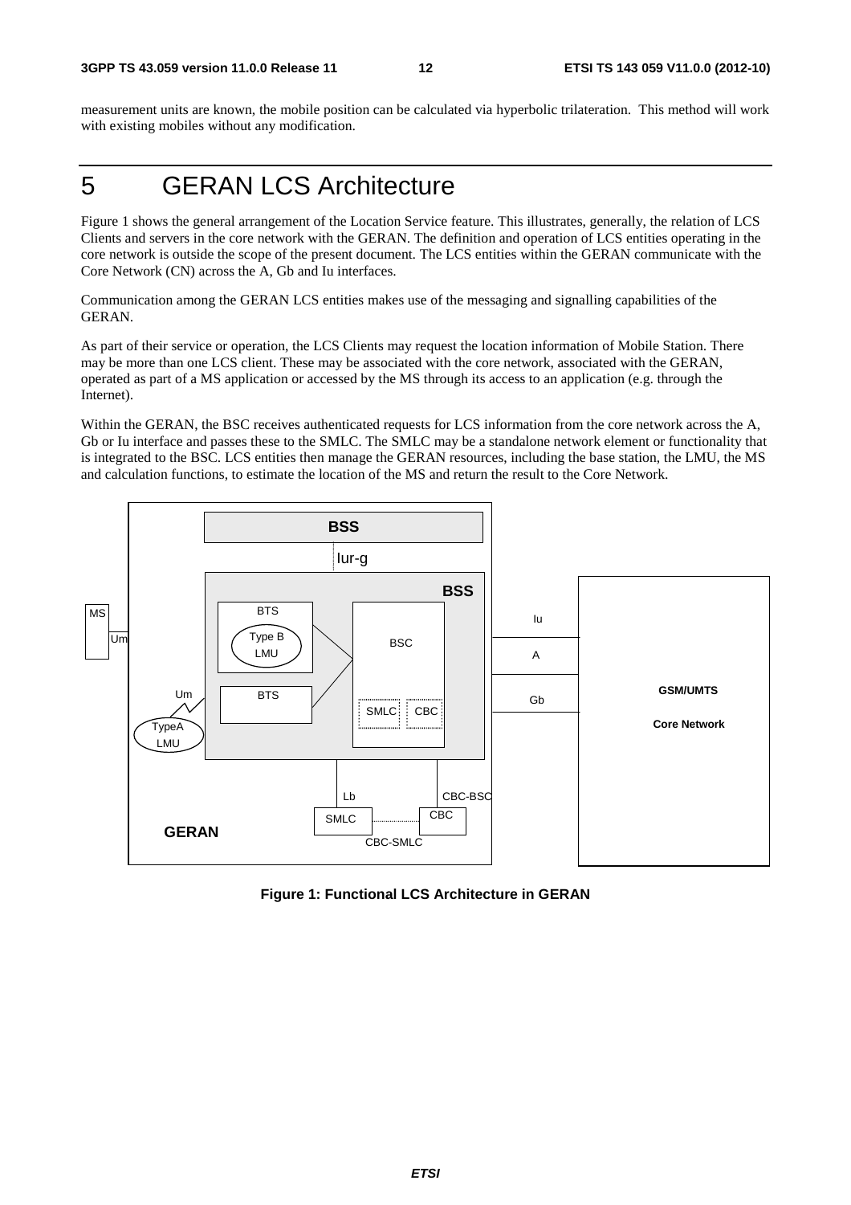measurement units are known, the mobile position can be calculated via hyperbolic trilateration. This method will work with existing mobiles without any modification.

# 5 GERAN LCS Architecture

Figure 1 shows the general arrangement of the Location Service feature. This illustrates, generally, the relation of LCS Clients and servers in the core network with the GERAN. The definition and operation of LCS entities operating in the core network is outside the scope of the present document. The LCS entities within the GERAN communicate with the Core Network (CN) across the A, Gb and Iu interfaces.

Communication among the GERAN LCS entities makes use of the messaging and signalling capabilities of the GERAN.

As part of their service or operation, the LCS Clients may request the location information of Mobile Station. There may be more than one LCS client. These may be associated with the core network, associated with the GERAN, operated as part of a MS application or accessed by the MS through its access to an application (e.g. through the Internet).

Within the GERAN, the BSC receives authenticated requests for LCS information from the core network across the A, Gb or Iu interface and passes these to the SMLC. The SMLC may be a standalone network element or functionality that is integrated to the BSC. LCS entities then manage the GERAN resources, including the base station, the LMU, the MS and calculation functions, to estimate the location of the MS and return the result to the Core Network.

**Figure 1: Functional LCS Architecture in GERAN**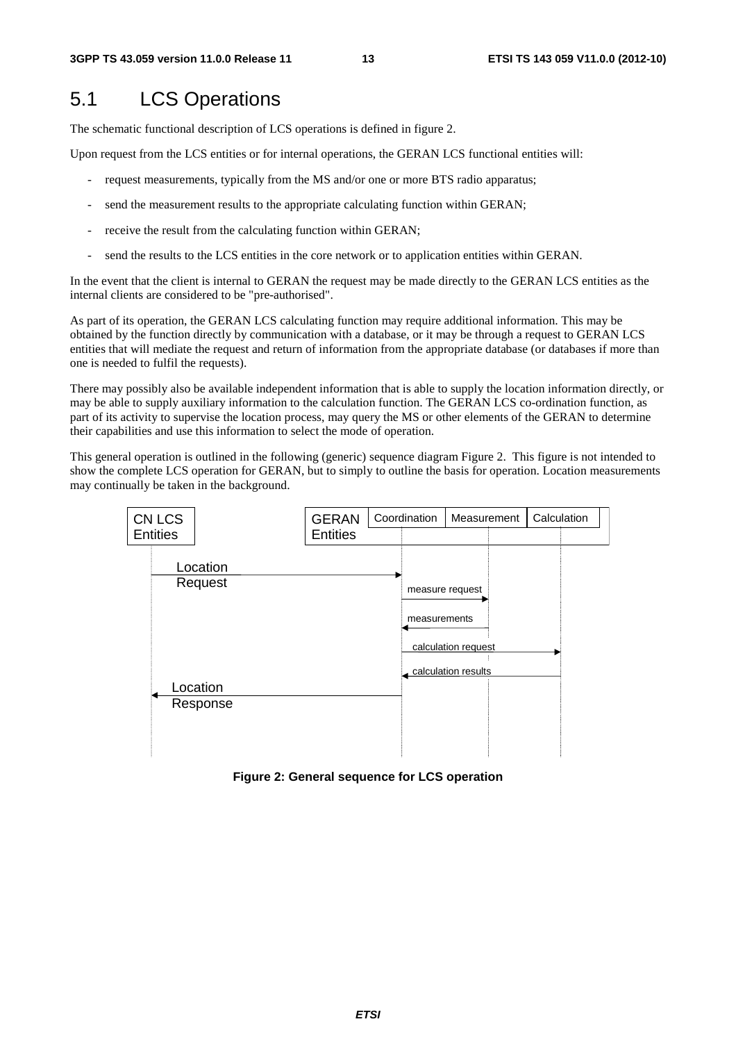# 5.1 LCS Operations

The schematic functional description of LCS operations is defined in figure 2.

Upon request from the LCS entities or for internal operations, the GERAN LCS functional entities will:

- request measurements, typically from the MS and/or one or more BTS radio apparatus;
- send the measurement results to the appropriate calculating function within GERAN;
- receive the result from the calculating function within GERAN;
- send the results to the LCS entities in the core network or to application entities within GERAN.

In the event that the client is internal to GERAN the request may be made directly to the GERAN LCS entities as the internal clients are considered to be "pre-authorised".

As part of its operation, the GERAN LCS calculating function may require additional information. This may be obtained by the function directly by communication with a database, or it may be through a request to GERAN LCS entities that will mediate the request and return of information from the appropriate database (or databases if more than one is needed to fulfil the requests).

There may possibly also be available independent information that is able to supply the location information directly, or may be able to supply auxiliary information to the calculation function. The GERAN LCS co-ordination function, as part of its activity to supervise the location process, may query the MS or other elements of the GERAN to determine their capabilities and use this information to select the mode of operation.

This general operation is outlined in the following (generic) sequence diagram Figure 2. This figure is not intended to show the complete LCS operation for GERAN, but to simply to outline the basis for operation. Location measurements may continually be taken in the background.

CN LCS Entities | GERAN Entities: Coordination, Measurement, Calculation

- Location Request (CN LCS Entities → Coordination)
- measure request (Coordination → Measurement)
- measurements (Measurement → Coordination)
- calculation request (Coordination → Calculation)
- calculation results (Calculation → Coordination)
- Location Response (Coordination → CN LCS Entities)

**Figure 2: General sequence for LCS operation**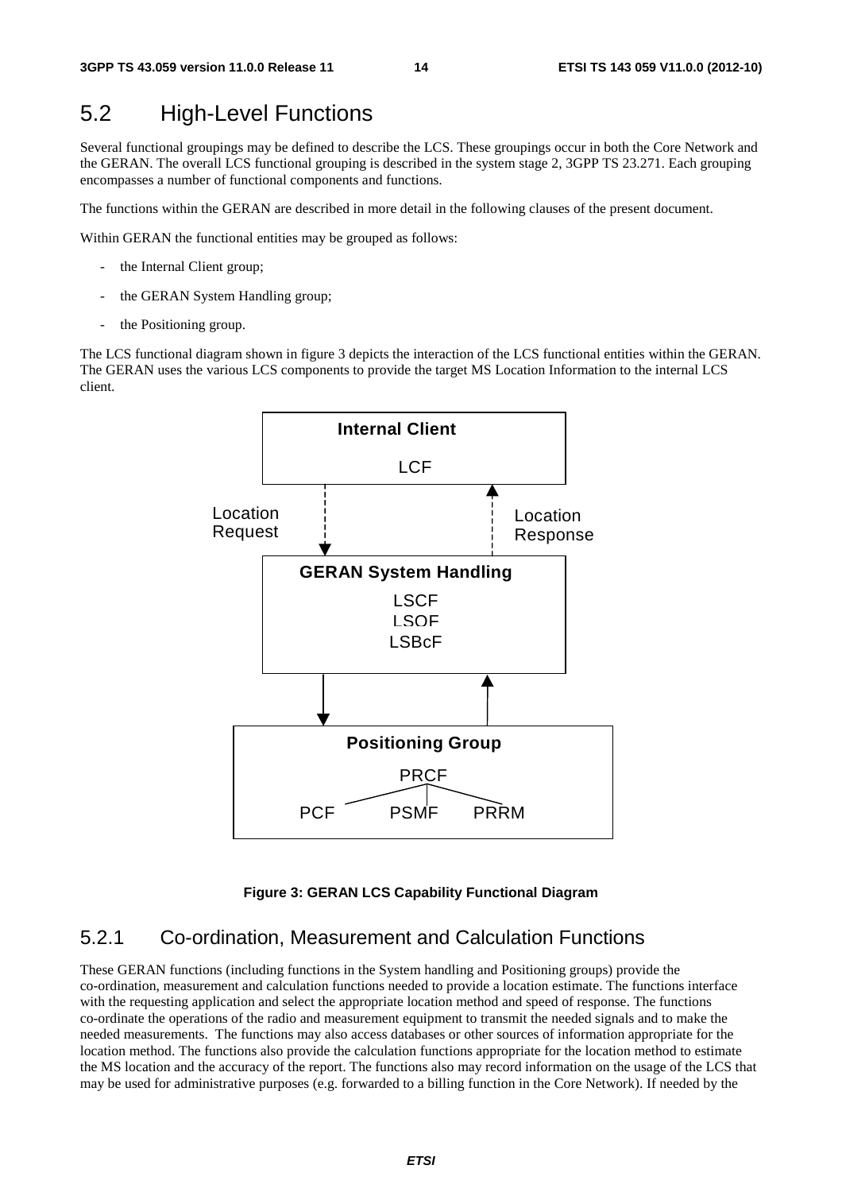## 5.2 High-Level Functions

Several functional groupings may be defined to describe the LCS. These groupings occur in both the Core Network and the GERAN. The overall LCS functional grouping is described in the system stage 2, 3GPP TS 23.271. Each grouping encompasses a number of functional components and functions.

The functions within the GERAN are described in more detail in the following clauses of the present document.

Within GERAN the functional entities may be grouped as follows:

- the Internal Client group;
- the GERAN System Handling group;
- the Positioning group.

The LCS functional diagram shown in figure 3 depicts the interaction of the LCS functional entities within the GERAN. The GERAN uses the various LCS components to provide the target MS Location Information to the internal LCS client.

Internal Client

LCF

Location Request

Location Response

GERAN System Handling

LSCF
LSOF
LSBcF

Positioning Group

PRCF

PCF PSMF PRRM

**Figure 3: GERAN LCS Capability Functional Diagram**

### 5.2.1 Co-ordination, Measurement and Calculation Functions

These GERAN functions (including functions in the System handling and Positioning groups) provide the co-ordination, measurement and calculation functions needed to provide a location estimate. The functions interface with the requesting application and select the appropriate location method and speed of response. The functions co-ordinate the operations of the radio and measurement equipment to transmit the needed signals and to make the needed measurements. The functions may also access databases or other sources of information appropriate for the location method. The functions also provide the calculation functions appropriate for the location method to estimate the MS location and the accuracy of the report. The functions also may record information on the usage of the LCS that may be used for administrative purposes (e.g. forwarded to a billing function in the Core Network). If needed by the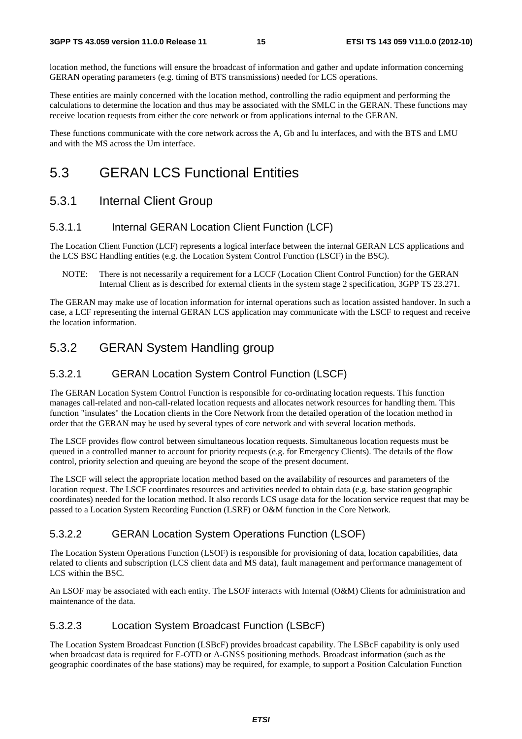location method, the functions will ensure the broadcast of information and gather and update information concerning GERAN operating parameters (e.g. timing of BTS transmissions) needed for LCS operations.

These entities are mainly concerned with the location method, controlling the radio equipment and performing the calculations to determine the location and thus may be associated with the SMLC in the GERAN. These functions may receive location requests from either the core network or from applications internal to the GERAN.

These functions communicate with the core network across the A, Gb and Iu interfaces, and with the BTS and LMU and with the MS across the Um interface.

# 5.3 GERAN LCS Functional Entities

## 5.3.1 Internal Client Group

### 5.3.1.1 Internal GERAN Location Client Function (LCF)

The Location Client Function (LCF) represents a logical interface between the internal GERAN LCS applications and the LCS BSC Handling entities (e.g. the Location System Control Function (LSCF) in the BSC).

NOTE: There is not necessarily a requirement for a LCCF (Location Client Control Function) for the GERAN Internal Client as is described for external clients in the system stage 2 specification, 3GPP TS 23.271.

The GERAN may make use of location information for internal operations such as location assisted handover. In such a case, a LCF representing the internal GERAN LCS application may communicate with the LSCF to request and receive the location information.

## 5.3.2 GERAN System Handling group

### 5.3.2.1 GERAN Location System Control Function (LSCF)

The GERAN Location System Control Function is responsible for co-ordinating location requests. This function manages call-related and non-call-related location requests and allocates network resources for handling them. This function "insulates" the Location clients in the Core Network from the detailed operation of the location method in order that the GERAN may be used by several types of core network and with several location methods.

The LSCF provides flow control between simultaneous location requests. Simultaneous location requests must be queued in a controlled manner to account for priority requests (e.g. for Emergency Clients). The details of the flow control, priority selection and queuing are beyond the scope of the present document.

The LSCF will select the appropriate location method based on the availability of resources and parameters of the location request. The LSCF coordinates resources and activities needed to obtain data (e.g. base station geographic coordinates) needed for the location method. It also records LCS usage data for the location service request that may be passed to a Location System Recording Function (LSRF) or O&M function in the Core Network.

### 5.3.2.2 GERAN Location System Operations Function (LSOF)

The Location System Operations Function (LSOF) is responsible for provisioning of data, location capabilities, data related to clients and subscription (LCS client data and MS data), fault management and performance management of LCS within the BSC.

An LSOF may be associated with each entity. The LSOF interacts with Internal (O&M) Clients for administration and maintenance of the data.

### 5.3.2.3 Location System Broadcast Function (LSBcF)

The Location System Broadcast Function (LSBcF) provides broadcast capability. The LSBcF capability is only used when broadcast data is required for E-OTD or A-GNSS positioning methods. Broadcast information (such as the geographic coordinates of the base stations) may be required, for example, to support a Position Calculation Function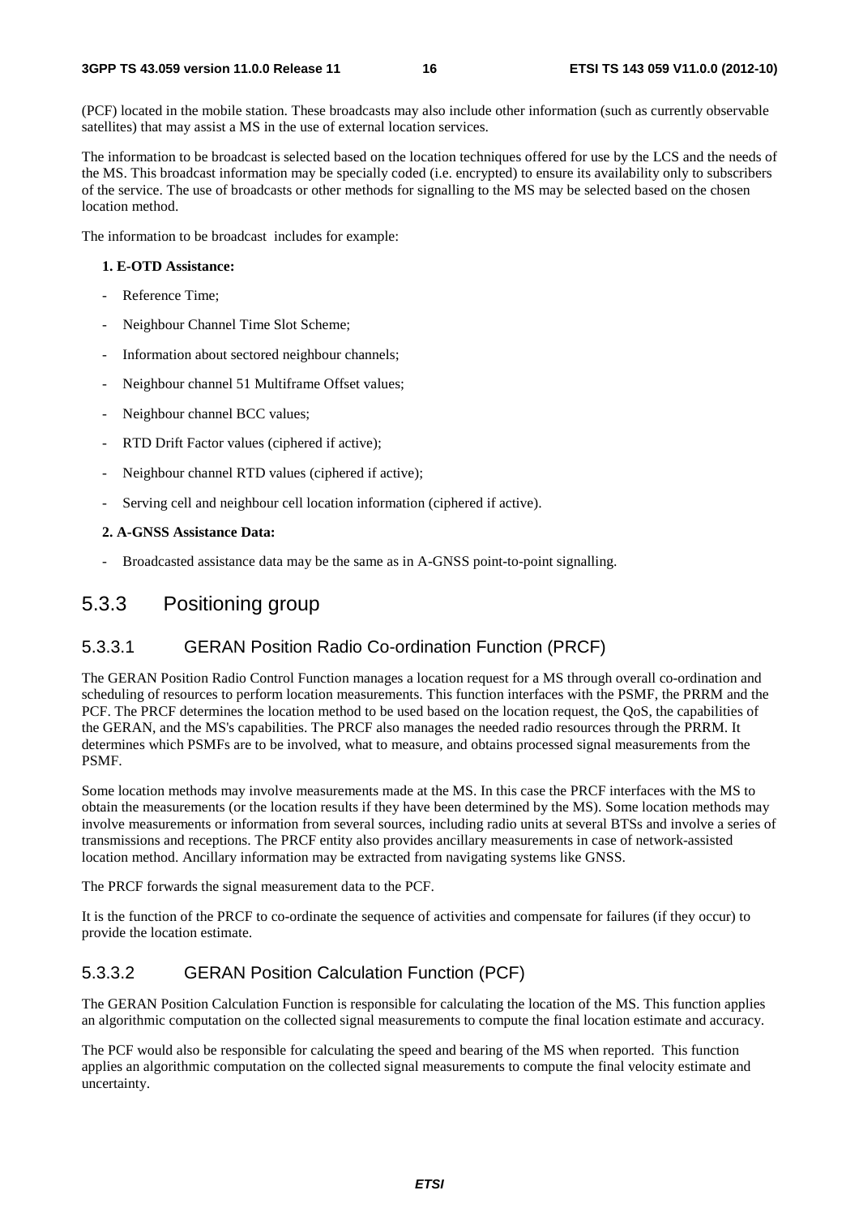(PCF) located in the mobile station. These broadcasts may also include other information (such as currently observable satellites) that may assist a MS in the use of external location services.

The information to be broadcast is selected based on the location techniques offered for use by the LCS and the needs of the MS. This broadcast information may be specially coded (i.e. encrypted) to ensure its availability only to subscribers of the service. The use of broadcasts or other methods for signalling to the MS may be selected based on the chosen location method.

The information to be broadcast includes for example:

**1. E-OTD Assistance:**

- Reference Time;
- Neighbour Channel Time Slot Scheme;
- Information about sectored neighbour channels;
- Neighbour channel 51 Multiframe Offset values;
- Neighbour channel BCC values;
- RTD Drift Factor values (ciphered if active);
- Neighbour channel RTD values (ciphered if active);
- Serving cell and neighbour cell location information (ciphered if active).

**2. A-GNSS Assistance Data:**

- Broadcasted assistance data may be the same as in A-GNSS point-to-point signalling.

## 5.3.3 Positioning group

### 5.3.3.1 GERAN Position Radio Co-ordination Function (PRCF)

The GERAN Position Radio Control Function manages a location request for a MS through overall co-ordination and scheduling of resources to perform location measurements. This function interfaces with the PSMF, the PRRM and the PCF. The PRCF determines the location method to be used based on the location request, the QoS, the capabilities of the GERAN, and the MS's capabilities. The PRCF also manages the needed radio resources through the PRRM. It determines which PSMFs are to be involved, what to measure, and obtains processed signal measurements from the PSMF.

Some location methods may involve measurements made at the MS. In this case the PRCF interfaces with the MS to obtain the measurements (or the location results if they have been determined by the MS). Some location methods may involve measurements or information from several sources, including radio units at several BTSs and involve a series of transmissions and receptions. The PRCF entity also provides ancillary measurements in case of network-assisted location method. Ancillary information may be extracted from navigating systems like GNSS.

The PRCF forwards the signal measurement data to the PCF.

It is the function of the PRCF to co-ordinate the sequence of activities and compensate for failures (if they occur) to provide the location estimate.

### 5.3.3.2 GERAN Position Calculation Function (PCF)

The GERAN Position Calculation Function is responsible for calculating the location of the MS. This function applies an algorithmic computation on the collected signal measurements to compute the final location estimate and accuracy.

The PCF would also be responsible for calculating the speed and bearing of the MS when reported. This function applies an algorithmic computation on the collected signal measurements to compute the final velocity estimate and uncertainty.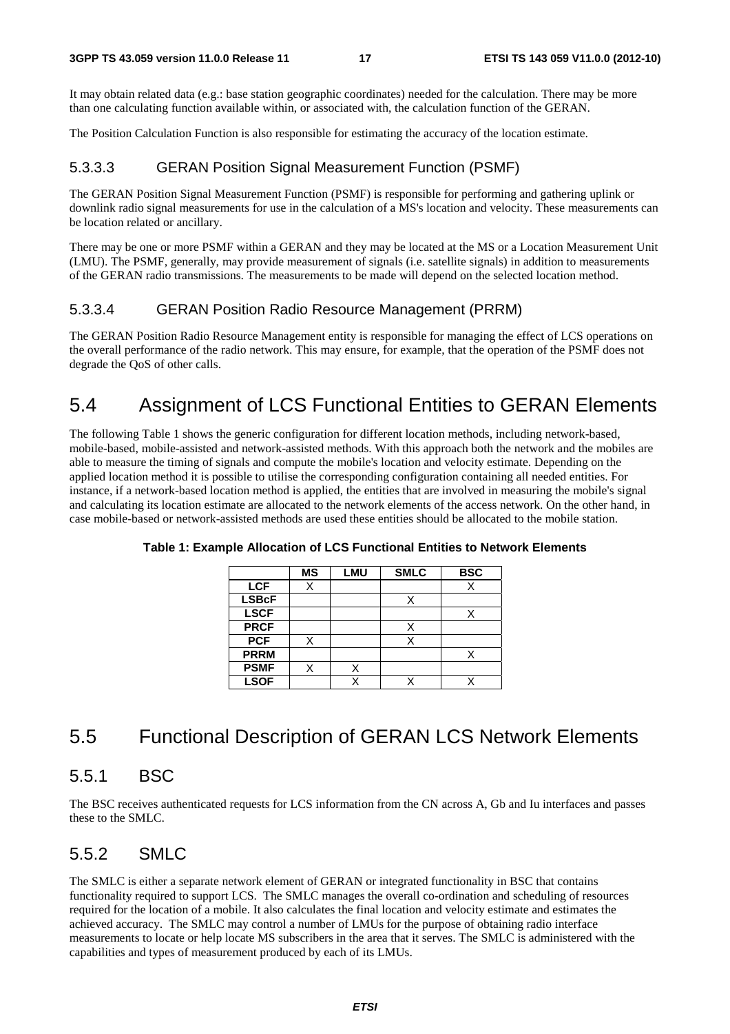It may obtain related data (e.g.: base station geographic coordinates) needed for the calculation. There may be more than one calculating function available within, or associated with, the calculation function of the GERAN.

The Position Calculation Function is also responsible for estimating the accuracy of the location estimate.

#### 5.3.3.3 GERAN Position Signal Measurement Function (PSMF)

The GERAN Position Signal Measurement Function (PSMF) is responsible for performing and gathering uplink or downlink radio signal measurements for use in the calculation of a MS's location and velocity. These measurements can be location related or ancillary.

There may be one or more PSMF within a GERAN and they may be located at the MS or a Location Measurement Unit (LMU). The PSMF, generally, may provide measurement of signals (i.e. satellite signals) in addition to measurements of the GERAN radio transmissions. The measurements to be made will depend on the selected location method.

#### 5.3.3.4 GERAN Position Radio Resource Management (PRRM)

The GERAN Position Radio Resource Management entity is responsible for managing the effect of LCS operations on the overall performance of the radio network. This may ensure, for example, that the operation of the PSMF does not degrade the QoS of other calls.

## 5.4 Assignment of LCS Functional Entities to GERAN Elements

The following Table 1 shows the generic configuration for different location methods, including network-based, mobile-based, mobile-assisted and network-assisted methods. With this approach both the network and the mobiles are able to measure the timing of signals and compute the mobile's location and velocity estimate. Depending on the applied location method it is possible to utilise the corresponding configuration containing all needed entities. For instance, if a network-based location method is applied, the entities that are involved in measuring the mobile's signal and calculating its location estimate are allocated to the network elements of the access network. On the other hand, in case mobile-based or network-assisted methods are used these entities should be allocated to the mobile station.

**Table 1: Example Allocation of LCS Functional Entities to Network Elements**

| | MS | LMU | SMLC | BSC |
|---|---|---|---|---|
| **LCF** | X | | | X |
| **LSBcF** | | | X | |
| **LSCF** | | | | X |
| **PRCF** | | | X | |
| **PCF** | X | | X | |
| **PRRM** | | | | X |
| **PSMF** | X | X | | |
| **LSOF** | | X | X | X |

## 5.5 Functional Description of GERAN LCS Network Elements

### 5.5.1 BSC

The BSC receives authenticated requests for LCS information from the CN across A, Gb and Iu interfaces and passes these to the SMLC.

### 5.5.2 SMLC

The SMLC is either a separate network element of GERAN or integrated functionality in BSC that contains functionality required to support LCS. The SMLC manages the overall co-ordination and scheduling of resources required for the location of a mobile. It also calculates the final location and velocity estimate and estimates the achieved accuracy. The SMLC may control a number of LMUs for the purpose of obtaining radio interface measurements to locate or help locate MS subscribers in the area that it serves. The SMLC is administered with the capabilities and types of measurement produced by each of its LMUs.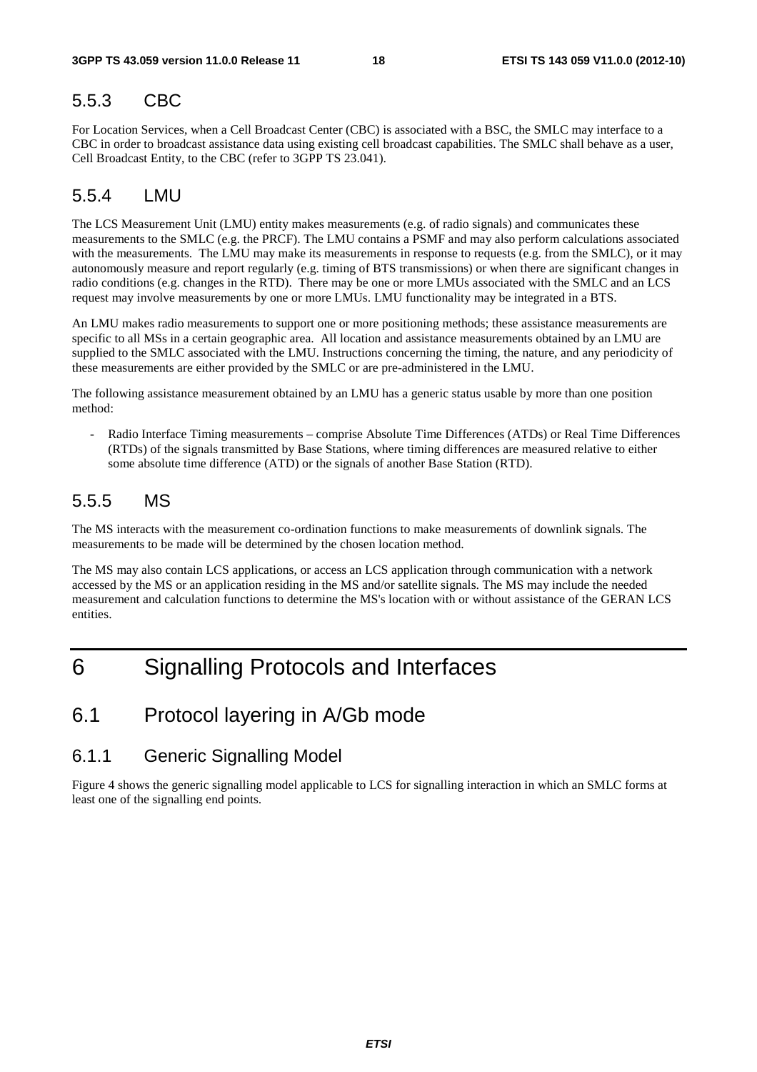### 5.5.3 CBC

For Location Services, when a Cell Broadcast Center (CBC) is associated with a BSC, the SMLC may interface to a CBC in order to broadcast assistance data using existing cell broadcast capabilities. The SMLC shall behave as a user, Cell Broadcast Entity, to the CBC (refer to 3GPP TS 23.041).

### 5.5.4 LMU

The LCS Measurement Unit (LMU) entity makes measurements (e.g. of radio signals) and communicates these measurements to the SMLC (e.g. the PRCF). The LMU contains a PSMF and may also perform calculations associated with the measurements. The LMU may make its measurements in response to requests (e.g. from the SMLC), or it may autonomously measure and report regularly (e.g. timing of BTS transmissions) or when there are significant changes in radio conditions (e.g. changes in the RTD). There may be one or more LMUs associated with the SMLC and an LCS request may involve measurements by one or more LMUs. LMU functionality may be integrated in a BTS.

An LMU makes radio measurements to support one or more positioning methods; these assistance measurements are specific to all MSs in a certain geographic area. All location and assistance measurements obtained by an LMU are supplied to the SMLC associated with the LMU. Instructions concerning the timing, the nature, and any periodicity of these measurements are either provided by the SMLC or are pre-administered in the LMU.

The following assistance measurement obtained by an LMU has a generic status usable by more than one position method:

- Radio Interface Timing measurements – comprise Absolute Time Differences (ATDs) or Real Time Differences (RTDs) of the signals transmitted by Base Stations, where timing differences are measured relative to either some absolute time difference (ATD) or the signals of another Base Station (RTD).

### 5.5.5 MS

The MS interacts with the measurement co-ordination functions to make measurements of downlink signals. The measurements to be made will be determined by the chosen location method.

The MS may also contain LCS applications, or access an LCS application through communication with a network accessed by the MS or an application residing in the MS and/or satellite signals. The MS may include the needed measurement and calculation functions to determine the MS's location with or without assistance of the GERAN LCS entities.

# 6 Signalling Protocols and Interfaces

## 6.1 Protocol layering in A/Gb mode

### 6.1.1 Generic Signalling Model

Figure 4 shows the generic signalling model applicable to LCS for signalling interaction in which an SMLC forms at least one of the signalling end points.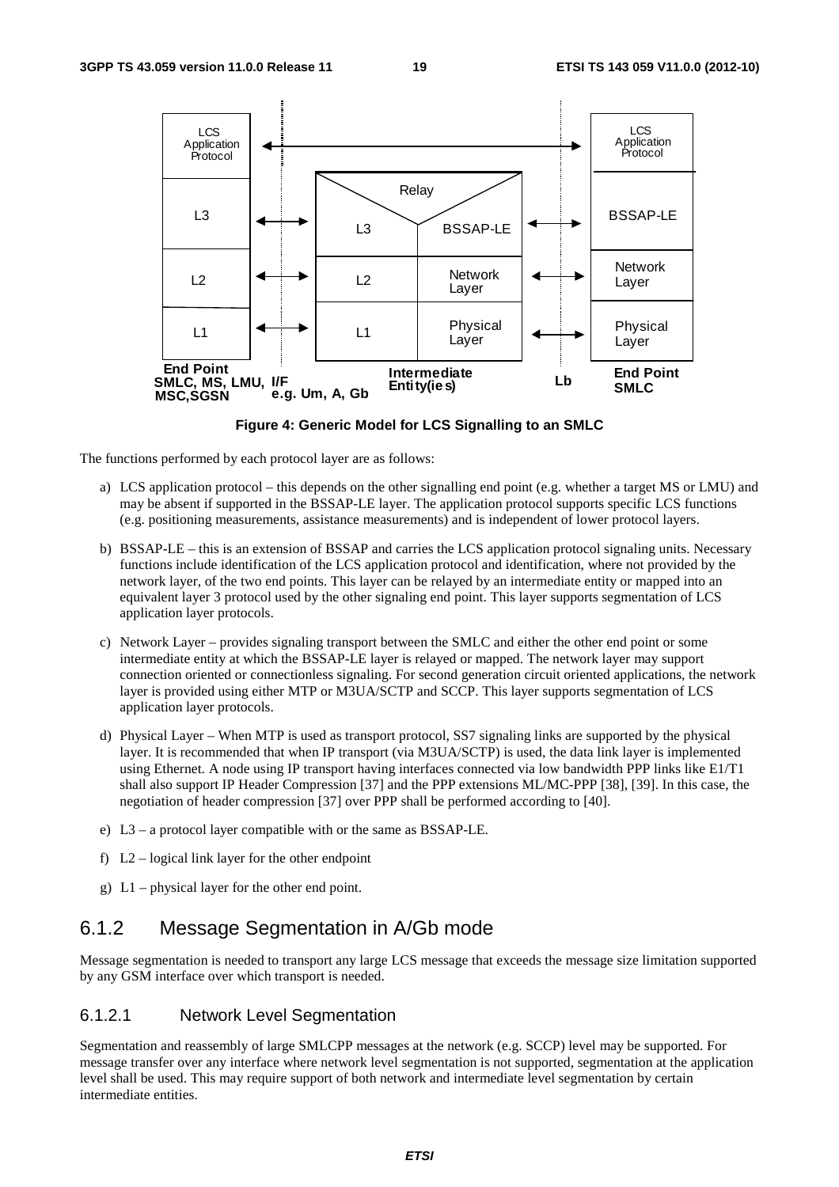Figure 4: Generic Model for LCS Signalling to an SMLC

The functions performed by each protocol layer are as follows:

a) LCS application protocol – this depends on the other signalling end point (e.g. whether a target MS or LMU) and may be absent if supported in the BSSAP-LE layer. The application protocol supports specific LCS functions (e.g. positioning measurements, assistance measurements) and is independent of lower protocol layers.

b) BSSAP-LE – this is an extension of BSSAP and carries the LCS application protocol signaling units. Necessary functions include identification of the LCS application protocol and identification, where not provided by the network layer, of the two end points. This layer can be relayed by an intermediate entity or mapped into an equivalent layer 3 protocol used by the other signaling end point. This layer supports segmentation of LCS application layer protocols.

c) Network Layer – provides signaling transport between the SMLC and either the other end point or some intermediate entity at which the BSSAP-LE layer is relayed or mapped. The network layer may support connection oriented or connectionless signaling. For second generation circuit oriented applications, the network layer is provided using either MTP or M3UA/SCTP and SCCP. This layer supports segmentation of LCS application layer protocols.

d) Physical Layer – When MTP is used as transport protocol, SS7 signaling links are supported by the physical layer. It is recommended that when IP transport (via M3UA/SCTP) is used, the data link layer is implemented using Ethernet. A node using IP transport having interfaces connected via low bandwidth PPP links like E1/T1 shall also support IP Header Compression [37] and the PPP extensions ML/MC-PPP [38], [39]. In this case, the negotiation of header compression [37] over PPP shall be performed according to [40].

e) L3 – a protocol layer compatible with or the same as BSSAP-LE.

f) L2 – logical link layer for the other endpoint

g) L1 – physical layer for the other end point.

### 6.1.2 Message Segmentation in A/Gb mode

Message segmentation is needed to transport any large LCS message that exceeds the message size limitation supported by any GSM interface over which transport is needed.

#### 6.1.2.1 Network Level Segmentation

Segmentation and reassembly of large SMLCPP messages at the network (e.g. SCCP) level may be supported. For message transfer over any interface where network level segmentation is not supported, segmentation at the application level shall be used. This may require support of both network and intermediate level segmentation by certain intermediate entities.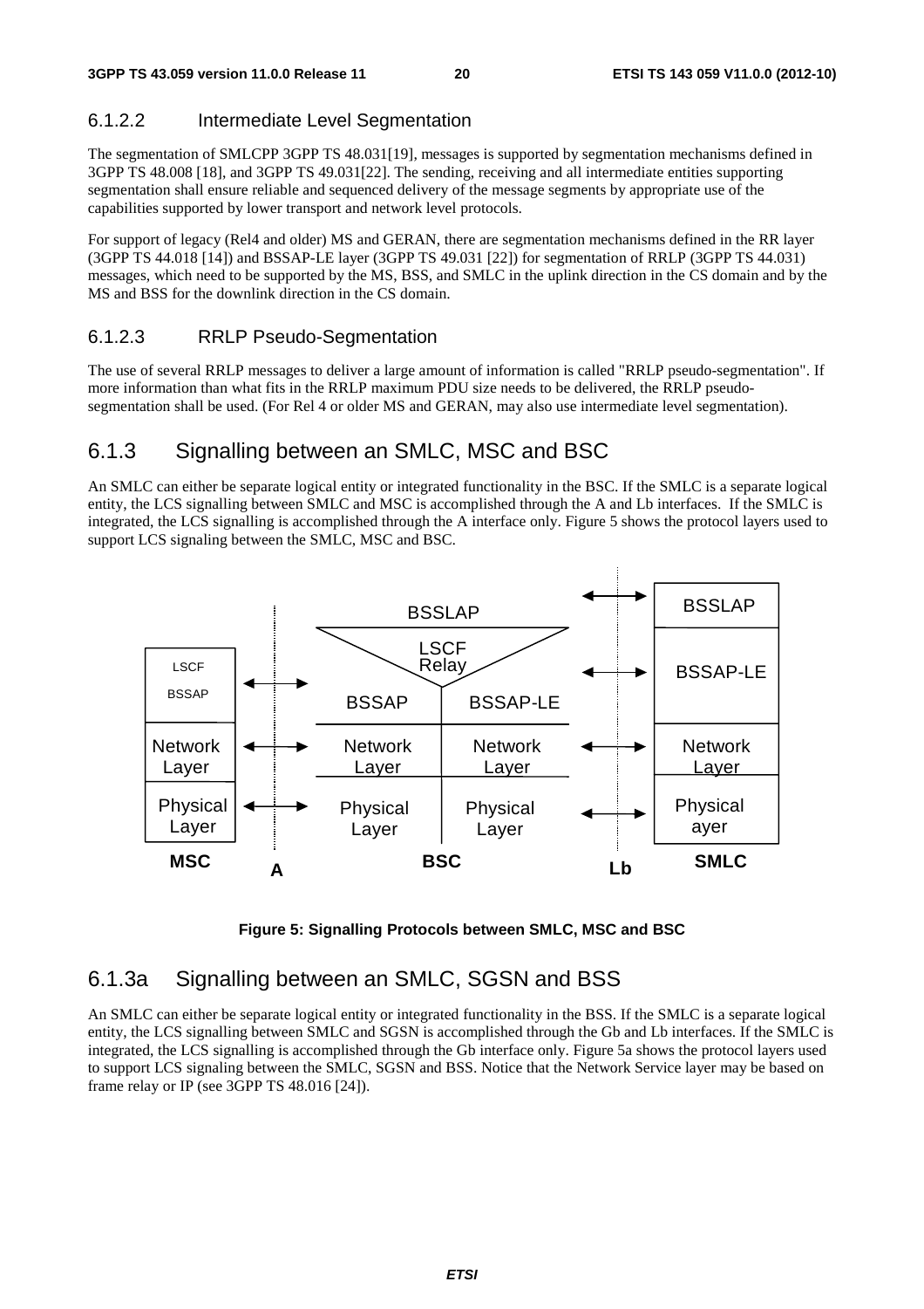#### 6.1.2.2 Intermediate Level Segmentation

The segmentation of SMLCPP 3GPP TS 48.031[19], messages is supported by segmentation mechanisms defined in 3GPP TS 48.008 [18], and 3GPP TS 49.031[22]. The sending, receiving and all intermediate entities supporting segmentation shall ensure reliable and sequenced delivery of the message segments by appropriate use of the capabilities supported by lower transport and network level protocols.

For support of legacy (Rel4 and older) MS and GERAN, there are segmentation mechanisms defined in the RR layer (3GPP TS 44.018 [14]) and BSSAP-LE layer (3GPP TS 49.031 [22]) for segmentation of RRLP (3GPP TS 44.031) messages, which need to be supported by the MS, BSS, and SMLC in the uplink direction in the CS domain and by the MS and BSS for the downlink direction in the CS domain.

#### 6.1.2.3 RRLP Pseudo-Segmentation

The use of several RRLP messages to deliver a large amount of information is called "RRLP pseudo-segmentation". If more information than what fits in the RRLP maximum PDU size needs to be delivered, the RRLP pseudo-segmentation shall be used. (For Rel 4 or older MS and GERAN, may also use intermediate level segmentation).

### 6.1.3 Signalling between an SMLC, MSC and BSC

An SMLC can either be separate logical entity or integrated functionality in the BSC. If the SMLC is a separate logical entity, the LCS signalling between SMLC and MSC is accomplished through the A and Lb interfaces. If the SMLC is integrated, the LCS signalling is accomplished through the A interface only. Figure 5 shows the protocol layers used to support LCS signaling between the SMLC, MSC and BSC.

**Figure 5: Signalling Protocols between SMLC, MSC and BSC**

### 6.1.3a Signalling between an SMLC, SGSN and BSS

An SMLC can either be separate logical entity or integrated functionality in the BSS. If the SMLC is a separate logical entity, the LCS signalling between SMLC and SGSN is accomplished through the Gb and Lb interfaces. If the SMLC is integrated, the LCS signalling is accomplished through the Gb interface only. Figure 5a shows the protocol layers used to support LCS signaling between the SMLC, SGSN and BSS. Notice that the Network Service layer may be based on frame relay or IP (see 3GPP TS 48.016 [24]).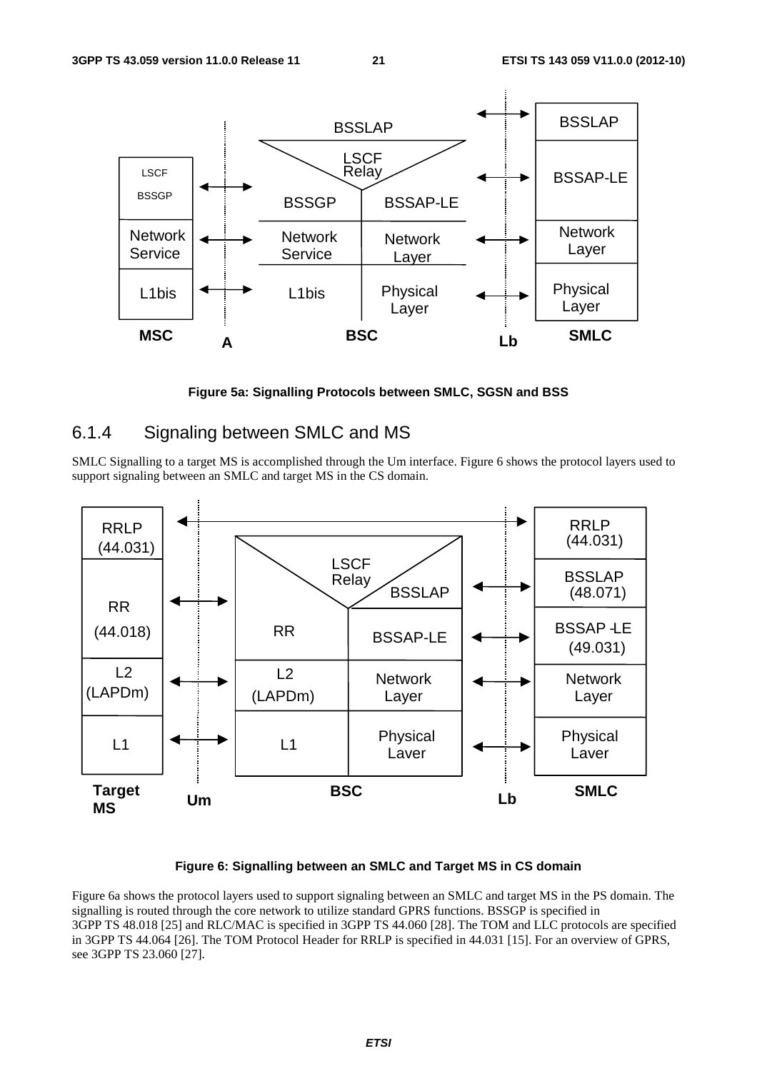Figure 5a: Signalling Protocols between SMLC, SGSN and BSS

### 6.1.4 Signaling between SMLC and MS

SMLC Signalling to a target MS is accomplished through the Um interface. Figure 6 shows the protocol layers used to support signaling between an SMLC and target MS in the CS domain.

Figure 6: Signalling between an SMLC and Target MS in CS domain

Figure 6a shows the protocol layers used to support signaling between an SMLC and target MS in the PS domain. The signalling is routed through the core network to utilize standard GPRS functions. BSSGP is specified in 3GPP TS 48.018 [25] and RLC/MAC is specified in 3GPP TS 44.060 [28]. The TOM and LLC protocols are specified in 3GPP TS 44.064 [26]. The TOM Protocol Header for RRLP is specified in 44.031 [15]. For an overview of GPRS, see 3GPP TS 23.060 [27].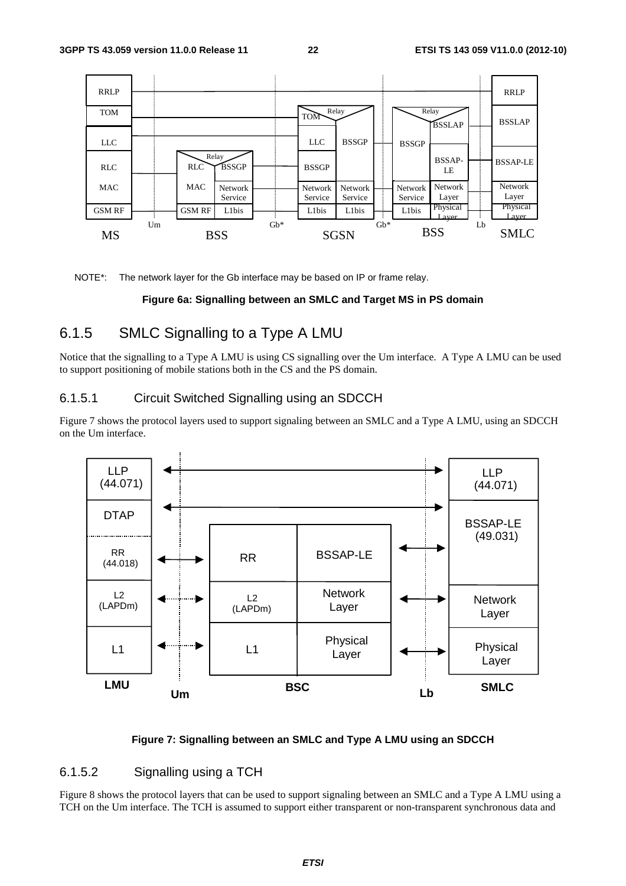NOTE*: The network layer for the Gb interface may be based on IP or frame relay.

**Figure 6a: Signalling between an SMLC and Target MS in PS domain**

## 6.1.5 SMLC Signalling to a Type A LMU

Notice that the signalling to a Type A LMU is using CS signalling over the Um interface. A Type A LMU can be used to support positioning of mobile stations both in the CS and the PS domain.

### 6.1.5.1 Circuit Switched Signalling using an SDCCH

Figure 7 shows the protocol layers used to support signaling between an SMLC and a Type A LMU, using an SDCCH on the Um interface.

**Figure 7: Signalling between an SMLC and Type A LMU using an SDCCH**

### 6.1.5.2 Signalling using a TCH

Figure 8 shows the protocol layers that can be used to support signaling between an SMLC and a Type A LMU using a TCH on the Um interface. The TCH is assumed to support either transparent or non-transparent synchronous data and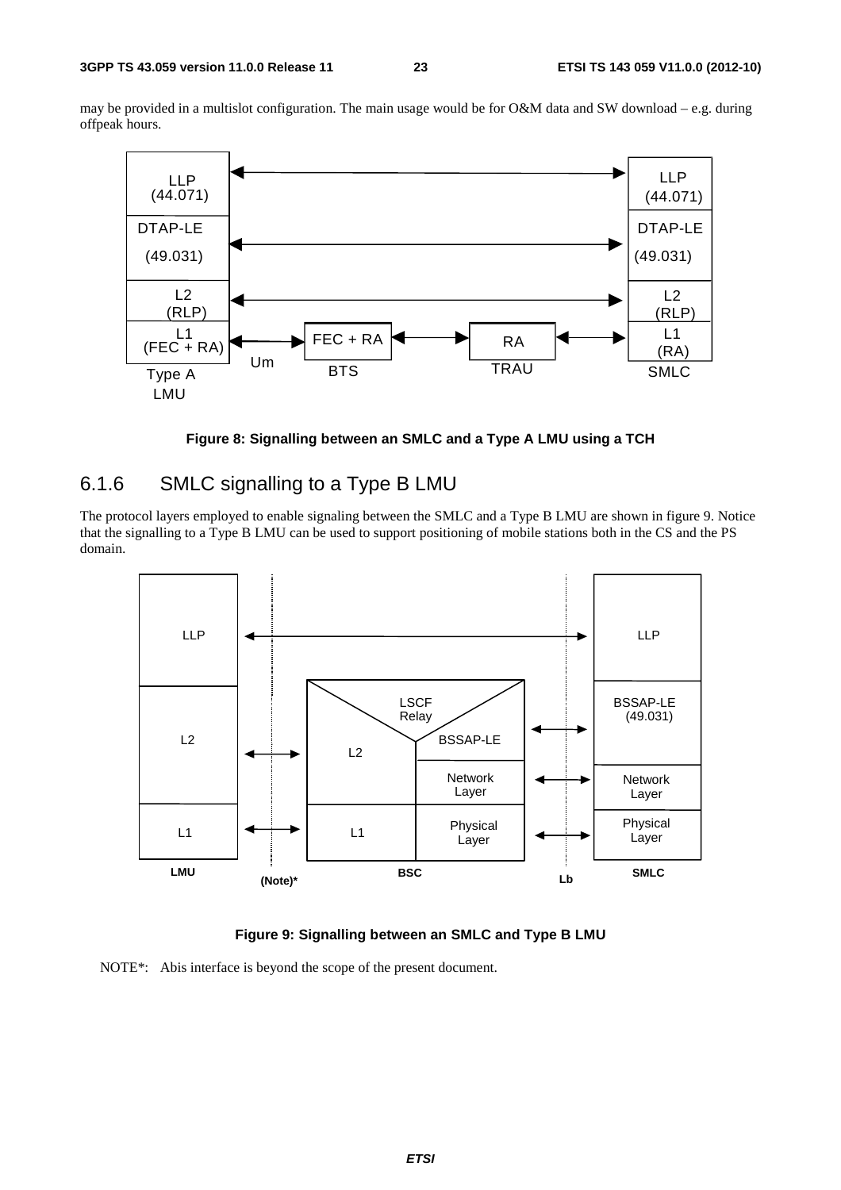may be provided in a multislot configuration. The main usage would be for O&M data and SW download – e.g. during offpeak hours.

**Figure 8: Signalling between an SMLC and a Type A LMU using a TCH**

### 6.1.6 SMLC signalling to a Type B LMU

The protocol layers employed to enable signaling between the SMLC and a Type B LMU are shown in figure 9. Notice that the signalling to a Type B LMU can be used to support positioning of mobile stations both in the CS and the PS domain.

**Figure 9: Signalling between an SMLC and Type B LMU**

NOTE*: Abis interface is beyond the scope of the present document.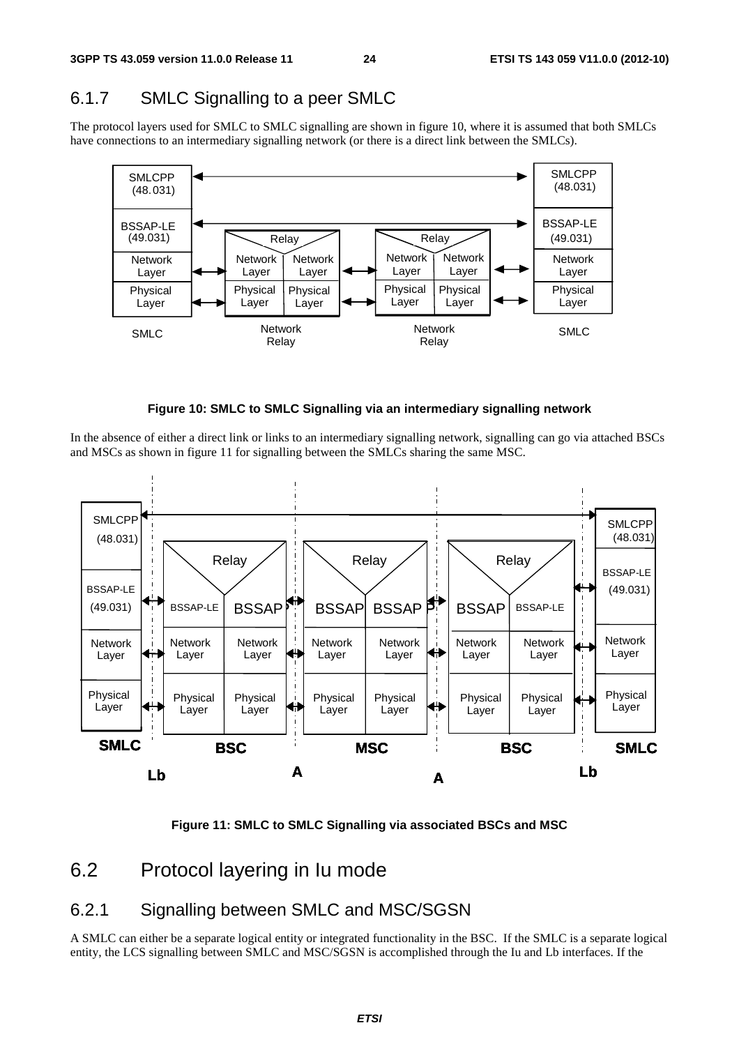## 6.1.7 SMLC Signalling to a peer SMLC

The protocol layers used for SMLC to SMLC signalling are shown in figure 10, where it is assumed that both SMLCs have connections to an intermediary signalling network (or there is a direct link between the SMLCs).

**Figure 10: SMLC to SMLC Signalling via an intermediary signalling network**

In the absence of either a direct link or links to an intermediary signalling network, signalling can go via attached BSCs and MSCs as shown in figure 11 for signalling between the SMLCs sharing the same MSC.

**Figure 11: SMLC to SMLC Signalling via associated BSCs and MSC**

# 6.2 Protocol layering in Iu mode

## 6.2.1 Signalling between SMLC and MSC/SGSN

A SMLC can either be a separate logical entity or integrated functionality in the BSC. If the SMLC is a separate logical entity, the LCS signalling between SMLC and MSC/SGSN is accomplished through the Iu and Lb interfaces. If the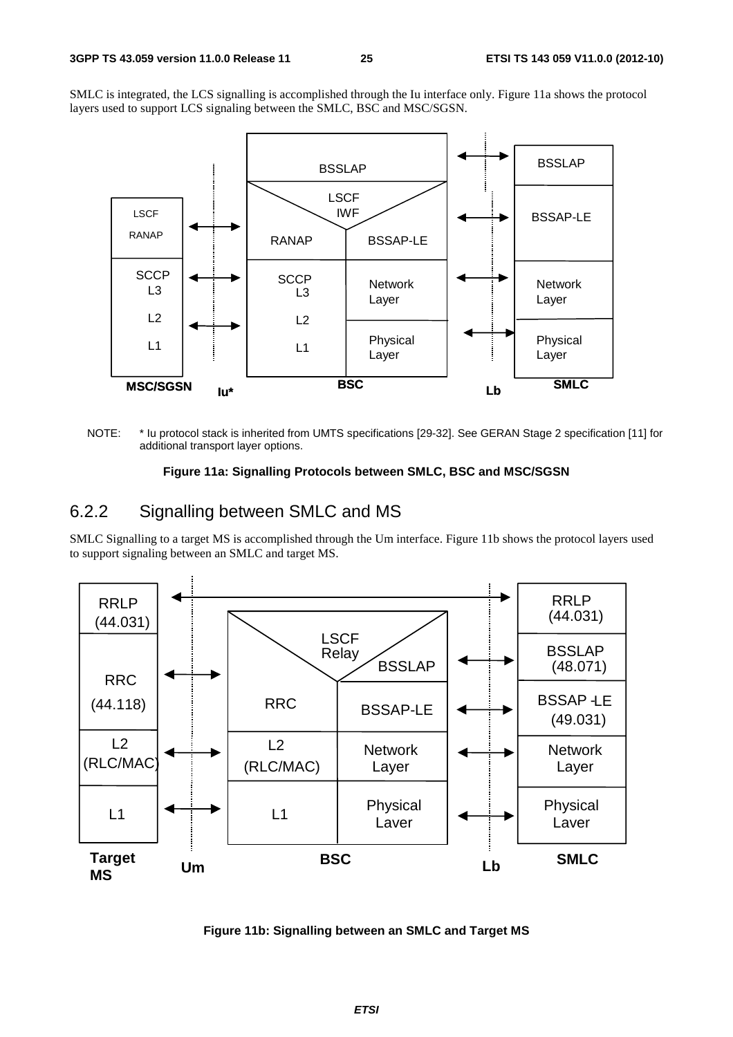SMLC is integrated, the LCS signalling is accomplished through the Iu interface only. Figure 11a shows the protocol layers used to support LCS signaling between the SMLC, BSC and MSC/SGSN.

NOTE: * Iu protocol stack is inherited from UMTS specifications [29-32]. See GERAN Stage 2 specification [11] for additional transport layer options.

**Figure 11a: Signalling Protocols between SMLC, BSC and MSC/SGSN**

## 6.2.2 Signalling between SMLC and MS

SMLC Signalling to a target MS is accomplished through the Um interface. Figure 11b shows the protocol layers used to support signaling between an SMLC and target MS.

**Figure 11b: Signalling between an SMLC and Target MS**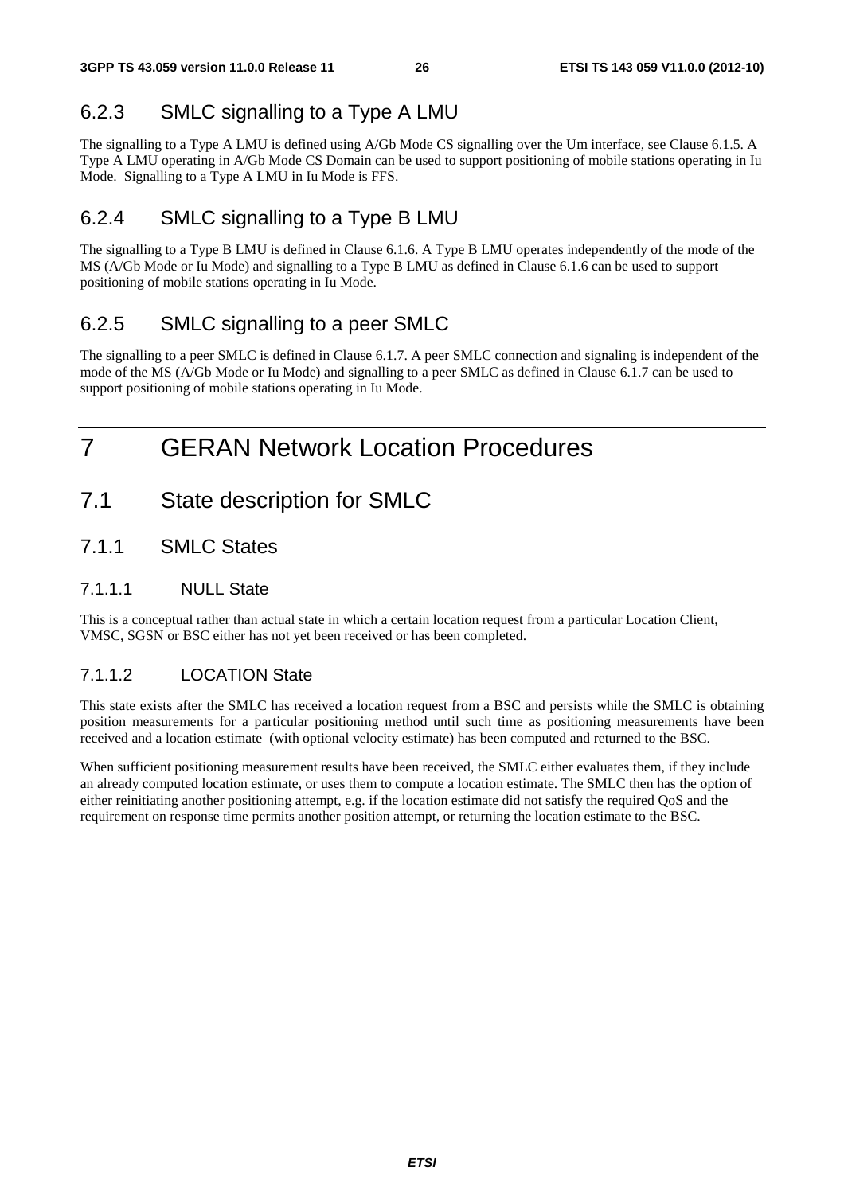### 6.2.3 SMLC signalling to a Type A LMU

The signalling to a Type A LMU is defined using A/Gb Mode CS signalling over the Um interface, see Clause 6.1.5. A Type A LMU operating in A/Gb Mode CS Domain can be used to support positioning of mobile stations operating in Iu Mode. Signalling to a Type A LMU in Iu Mode is FFS.

### 6.2.4 SMLC signalling to a Type B LMU

The signalling to a Type B LMU is defined in Clause 6.1.6. A Type B LMU operates independently of the mode of the MS (A/Gb Mode or Iu Mode) and signalling to a Type B LMU as defined in Clause 6.1.6 can be used to support positioning of mobile stations operating in Iu Mode.

### 6.2.5 SMLC signalling to a peer SMLC

The signalling to a peer SMLC is defined in Clause 6.1.7. A peer SMLC connection and signaling is independent of the mode of the MS (A/Gb Mode or Iu Mode) and signalling to a peer SMLC as defined in Clause 6.1.7 can be used to support positioning of mobile stations operating in Iu Mode.

# 7 GERAN Network Location Procedures

## 7.1 State description for SMLC

### 7.1.1 SMLC States

#### 7.1.1.1 NULL State

This is a conceptual rather than actual state in which a certain location request from a particular Location Client, VMSC, SGSN or BSC either has not yet been received or has been completed.

#### 7.1.1.2 LOCATION State

This state exists after the SMLC has received a location request from a BSC and persists while the SMLC is obtaining position measurements for a particular positioning method until such time as positioning measurements have been received and a location estimate (with optional velocity estimate) has been computed and returned to the BSC.

When sufficient positioning measurement results have been received, the SMLC either evaluates them, if they include an already computed location estimate, or uses them to compute a location estimate. The SMLC then has the option of either reinitiating another positioning attempt, e.g. if the location estimate did not satisfy the required QoS and the requirement on response time permits another position attempt, or returning the location estimate to the BSC.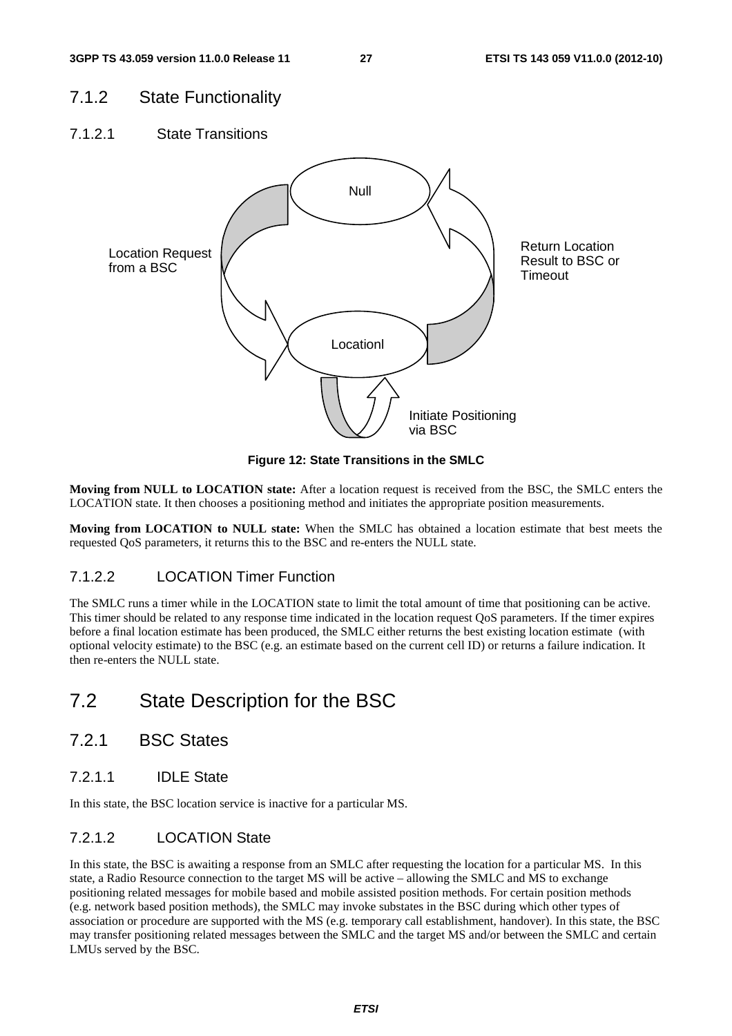## 7.1.2 State Functionality

### 7.1.2.1 State Transitions

Figure 12: State Transitions in the SMLC

**Moving from NULL to LOCATION state:** After a location request is received from the BSC, the SMLC enters the LOCATION state. It then chooses a positioning method and initiates the appropriate position measurements.

**Moving from LOCATION to NULL state:** When the SMLC has obtained a location estimate that best meets the requested QoS parameters, it returns this to the BSC and re-enters the NULL state.

### 7.1.2.2 LOCATION Timer Function

The SMLC runs a timer while in the LOCATION state to limit the total amount of time that positioning can be active. This timer should be related to any response time indicated in the location request QoS parameters. If the timer expires before a final location estimate has been produced, the SMLC either returns the best existing location estimate (with optional velocity estimate) to the BSC (e.g. an estimate based on the current cell ID) or returns a failure indication. It then re-enters the NULL state.

# 7.2 State Description for the BSC

## 7.2.1 BSC States

### 7.2.1.1 IDLE State

In this state, the BSC location service is inactive for a particular MS.

### 7.2.1.2 LOCATION State

In this state, the BSC is awaiting a response from an SMLC after requesting the location for a particular MS. In this state, a Radio Resource connection to the target MS will be active – allowing the SMLC and MS to exchange positioning related messages for mobile based and mobile assisted position methods. For certain position methods (e.g. network based position methods), the SMLC may invoke substates in the BSC during which other types of association or procedure are supported with the MS (e.g. temporary call establishment, handover). In this state, the BSC may transfer positioning related messages between the SMLC and the target MS and/or between the SMLC and certain LMUs served by the BSC.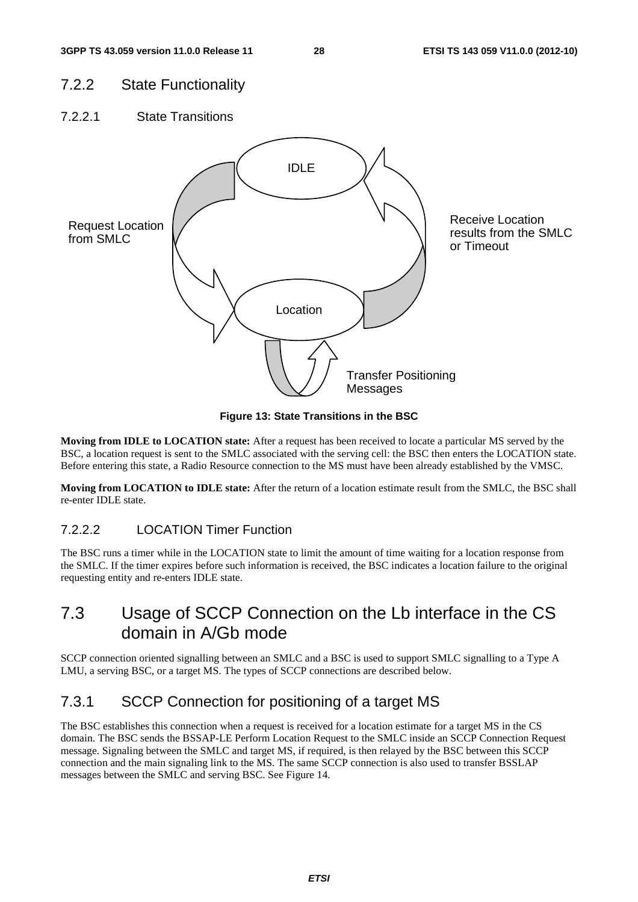### 7.2.2 State Functionality

#### 7.2.2.1 State Transitions

IDLE

Request Location from SMLC

Receive Location results from the SMLC or Timeout

Location

Transfer Positioning Messages

**Figure 13: State Transitions in the BSC**

**Moving from IDLE to LOCATION state:** After a request has been received to locate a particular MS served by the BSC, a location request is sent to the SMLC associated with the serving cell: the BSC then enters the LOCATION state. Before entering this state, a Radio Resource connection to the MS must have been already established by the VMSC.

**Moving from LOCATION to IDLE state:** After the return of a location estimate result from the SMLC, the BSC shall re-enter IDLE state.

#### 7.2.2.2 LOCATION Timer Function

The BSC runs a timer while in the LOCATION state to limit the amount of time waiting for a location response from the SMLC. If the timer expires before such information is received, the BSC indicates a location failure to the original requesting entity and re-enters IDLE state.

## 7.3 Usage of SCCP Connection on the Lb interface in the CS domain in A/Gb mode

SCCP connection oriented signalling between an SMLC and a BSC is used to support SMLC signalling to a Type A LMU, a serving BSC, or a target MS. The types of SCCP connections are described below.

### 7.3.1 SCCP Connection for positioning of a target MS

The BSC establishes this connection when a request is received for a location estimate for a target MS in the CS domain. The BSC sends the BSSAP-LE Perform Location Request to the SMLC inside an SCCP Connection Request message. Signaling between the SMLC and target MS, if required, is then relayed by the BSC between this SCCP connection and the main signaling link to the MS. The same SCCP connection is also used to transfer BSSLAP messages between the SMLC and serving BSC. See Figure 14.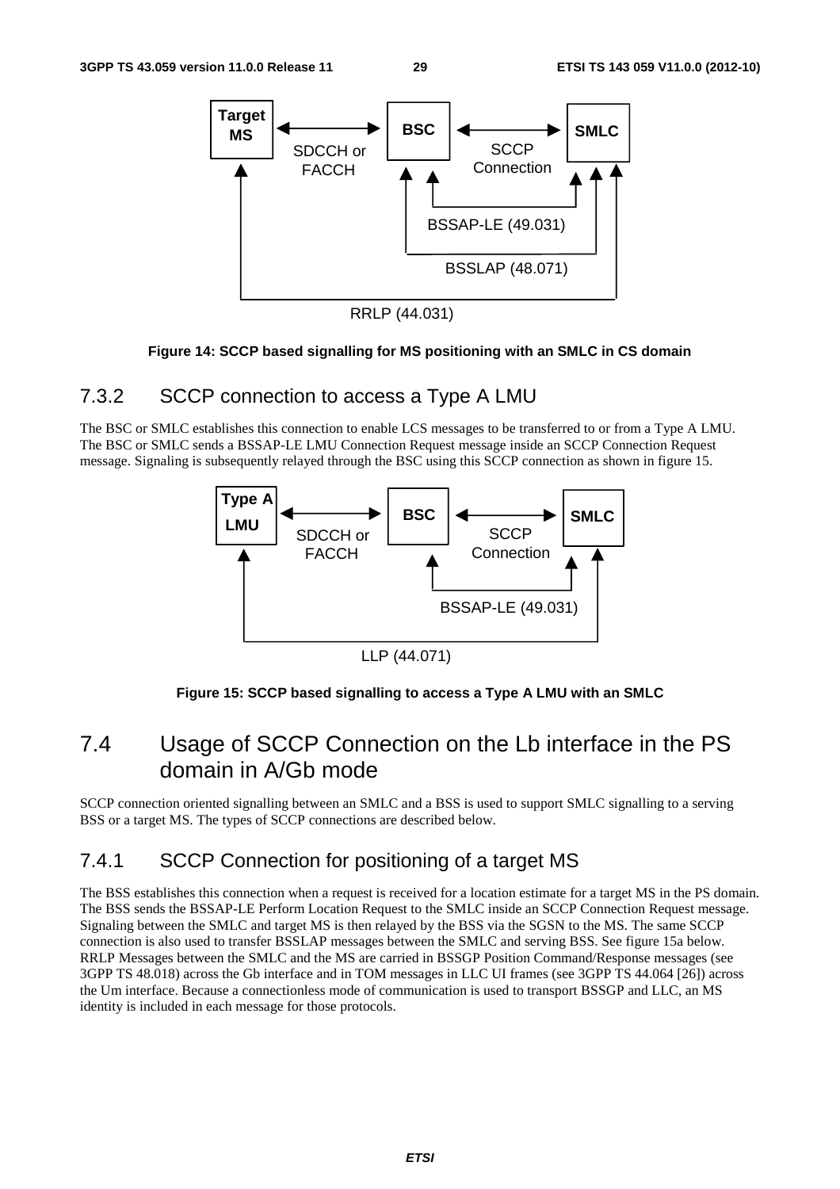Figure 14: SCCP based signalling for MS positioning with an SMLC in CS domain

### 7.3.2 SCCP connection to access a Type A LMU

The BSC or SMLC establishes this connection to enable LCS messages to be transferred to or from a Type A LMU. The BSC or SMLC sends a BSSAP-LE LMU Connection Request message inside an SCCP Connection Request message. Signaling is subsequently relayed through the BSC using this SCCP connection as shown in figure 15.

Figure 15: SCCP based signalling to access a Type A LMU with an SMLC

## 7.4 Usage of SCCP Connection on the Lb interface in the PS domain in A/Gb mode

SCCP connection oriented signalling between an SMLC and a BSS is used to support SMLC signalling to a serving BSS or a target MS. The types of SCCP connections are described below.

### 7.4.1 SCCP Connection for positioning of a target MS

The BSS establishes this connection when a request is received for a location estimate for a target MS in the PS domain. The BSS sends the BSSAP-LE Perform Location Request to the SMLC inside an SCCP Connection Request message. Signaling between the SMLC and target MS is then relayed by the BSS via the SGSN to the MS. The same SCCP connection is also used to transfer BSSLAP messages between the SMLC and serving BSS. See figure 15a below. RRLP Messages between the SMLC and the MS are carried in BSSGP Position Command/Response messages (see 3GPP TS 48.018) across the Gb interface and in TOM messages in LLC UI frames (see 3GPP TS 44.064 [26]) across the Um interface. Because a connectionless mode of communication is used to transport BSSGP and LLC, an MS identity is included in each message for those protocols.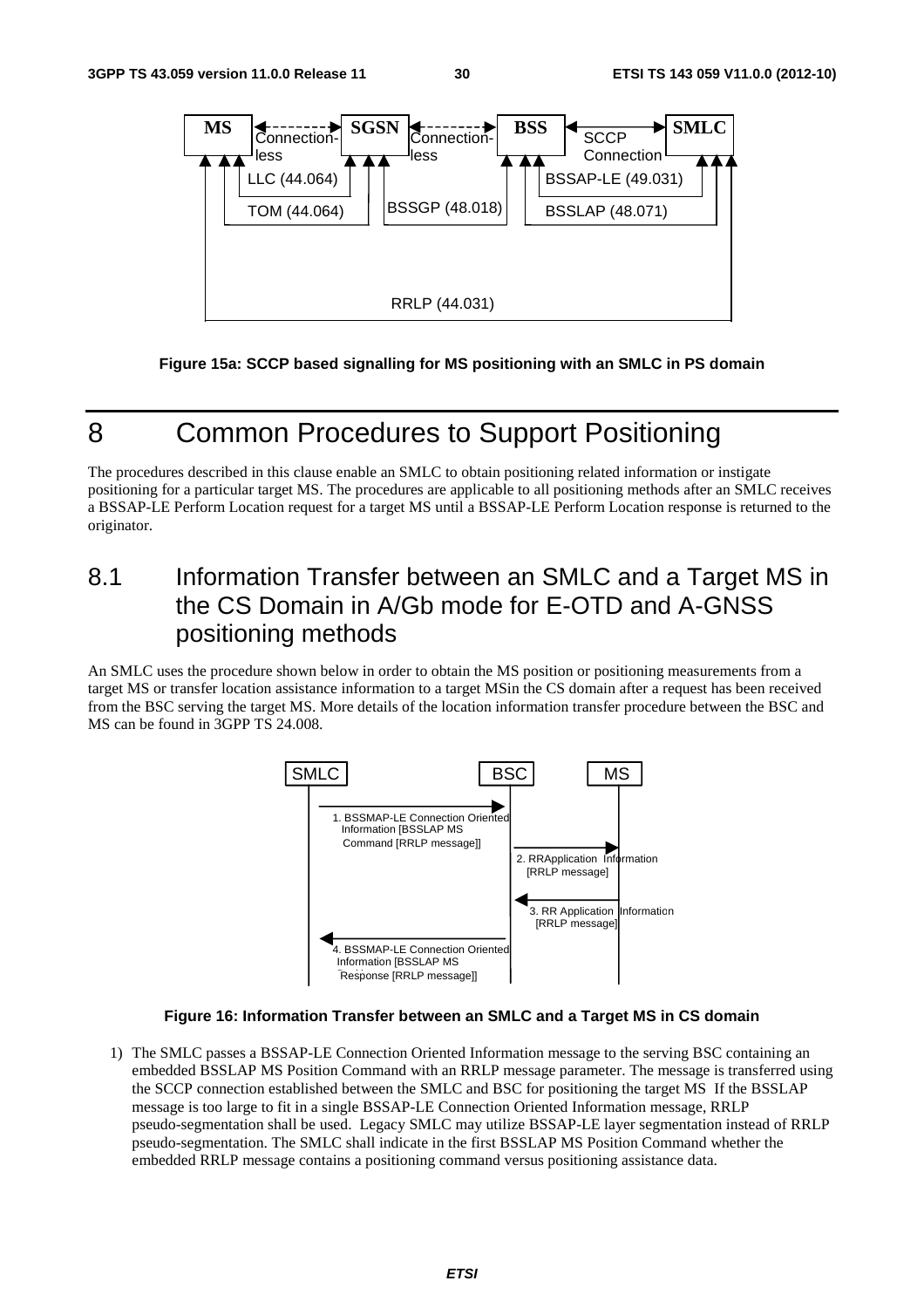Figure 15a: SCCP based signalling for MS positioning with an SMLC in PS domain

# 8 Common Procedures to Support Positioning

The procedures described in this clause enable an SMLC to obtain positioning related information or instigate positioning for a particular target MS. The procedures are applicable to all positioning methods after an SMLC receives a BSSAP-LE Perform Location request for a target MS until a BSSAP-LE Perform Location response is returned to the originator.

## 8.1 Information Transfer between an SMLC and a Target MS in the CS Domain in A/Gb mode for E-OTD and A-GNSS positioning methods

An SMLC uses the procedure shown below in order to obtain the MS position or positioning measurements from a target MS or transfer location assistance information to a target MSin the CS domain after a request has been received from the BSC serving the target MS. More details of the location information transfer procedure between the BSC and MS can be found in 3GPP TS 24.008.

Figure 16: Information Transfer between an SMLC and a Target MS in CS domain

1) The SMLC passes a BSSAP-LE Connection Oriented Information message to the serving BSC containing an embedded BSSLAP MS Position Command with an RRLP message parameter. The message is transferred using the SCCP connection established between the SMLC and BSC for positioning the target MS If the BSSLAP message is too large to fit in a single BSSAP-LE Connection Oriented Information message, RRLP pseudo-segmentation shall be used. Legacy SMLC may utilize BSSAP-LE layer segmentation instead of RRLP pseudo-segmentation. The SMLC shall indicate in the first BSSLAP MS Position Command whether the embedded RRLP message contains a positioning command versus positioning assistance data.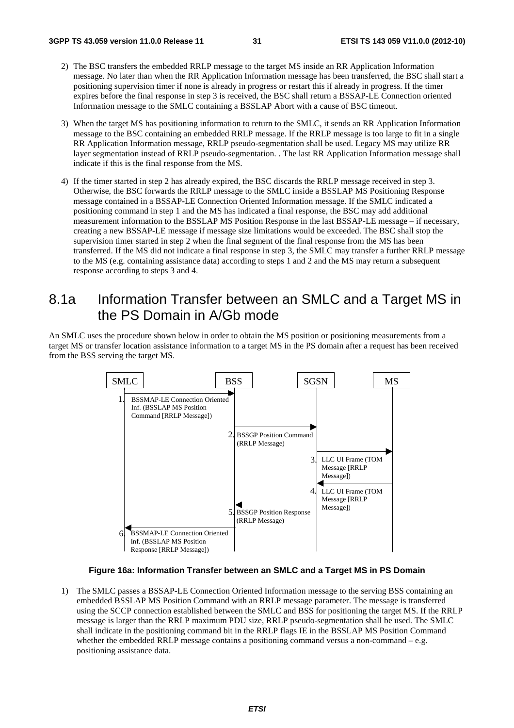2) The BSC transfers the embedded RRLP message to the target MS inside an RR Application Information message. No later than when the RR Application Information message has been transferred, the BSC shall start a positioning supervision timer if none is already in progress or restart this if already in progress. If the timer expires before the final response in step 3 is received, the BSC shall return a BSSAP-LE Connection oriented Information message to the SMLC containing a BSSLAP Abort with a cause of BSC timeout.

3) When the target MS has positioning information to return to the SMLC, it sends an RR Application Information message to the BSC containing an embedded RRLP message. If the RRLP message is too large to fit in a single RR Application Information message, RRLP pseudo-segmentation shall be used. Legacy MS may utilize RR layer segmentation instead of RRLP pseudo-segmentation. . The last RR Application Information message shall indicate if this is the final response from the MS.

4) If the timer started in step 2 has already expired, the BSC discards the RRLP message received in step 3. Otherwise, the BSC forwards the RRLP message to the SMLC inside a BSSLAP MS Positioning Response message contained in a BSSAP-LE Connection Oriented Information message. If the SMLC indicated a positioning command in step 1 and the MS has indicated a final response, the BSC may add additional measurement information to the BSSLAP MS Position Response in the last BSSAP-LE message – if necessary, creating a new BSSAP-LE message if message size limitations would be exceeded. The BSC shall stop the supervision timer started in step 2 when the final segment of the final response from the MS has been transferred. If the MS did not indicate a final response in step 3, the SMLC may transfer a further RRLP message to the MS (e.g. containing assistance data) according to steps 1 and 2 and the MS may return a subsequent response according to steps 3 and 4.

## 8.1a Information Transfer between an SMLC and a Target MS in the PS Domain in A/Gb mode

An SMLC uses the procedure shown below in order to obtain the MS position or positioning measurements from a target MS or transfer location assistance information to a target MS in the PS domain after a request has been received from the BSS serving the target MS.

SMLC | BSS | SGSN | MS

1. BSSMAP-LE Connection Oriented Inf. (BSSLAP MS Position Command [RRLP Message])
2. BSSGP Position Command (RRLP Message)
3. LLC UI Frame (TOM Message [RRLP Message])
4. LLC UI Frame (TOM Message [RRLP Message])
5. BSSGP Position Response (RRLP Message)
6. BSSMAP-LE Connection Oriented Inf. (BSSLAP MS Position Response [RRLP Message])

**Figure 16a: Information Transfer between an SMLC and a Target MS in PS Domain**

1) The SMLC passes a BSSAP-LE Connection Oriented Information message to the serving BSS containing an embedded BSSLAP MS Position Command with an RRLP message parameter. The message is transferred using the SCCP connection established between the SMLC and BSS for positioning the target MS. If the RRLP message is larger than the RRLP maximum PDU size, RRLP pseudo-segmentation shall be used. The SMLC shall indicate in the positioning command bit in the RRLP flags IE in the BSSLAP MS Position Command whether the embedded RRLP message contains a positioning command versus a non-command – e.g. positioning assistance data.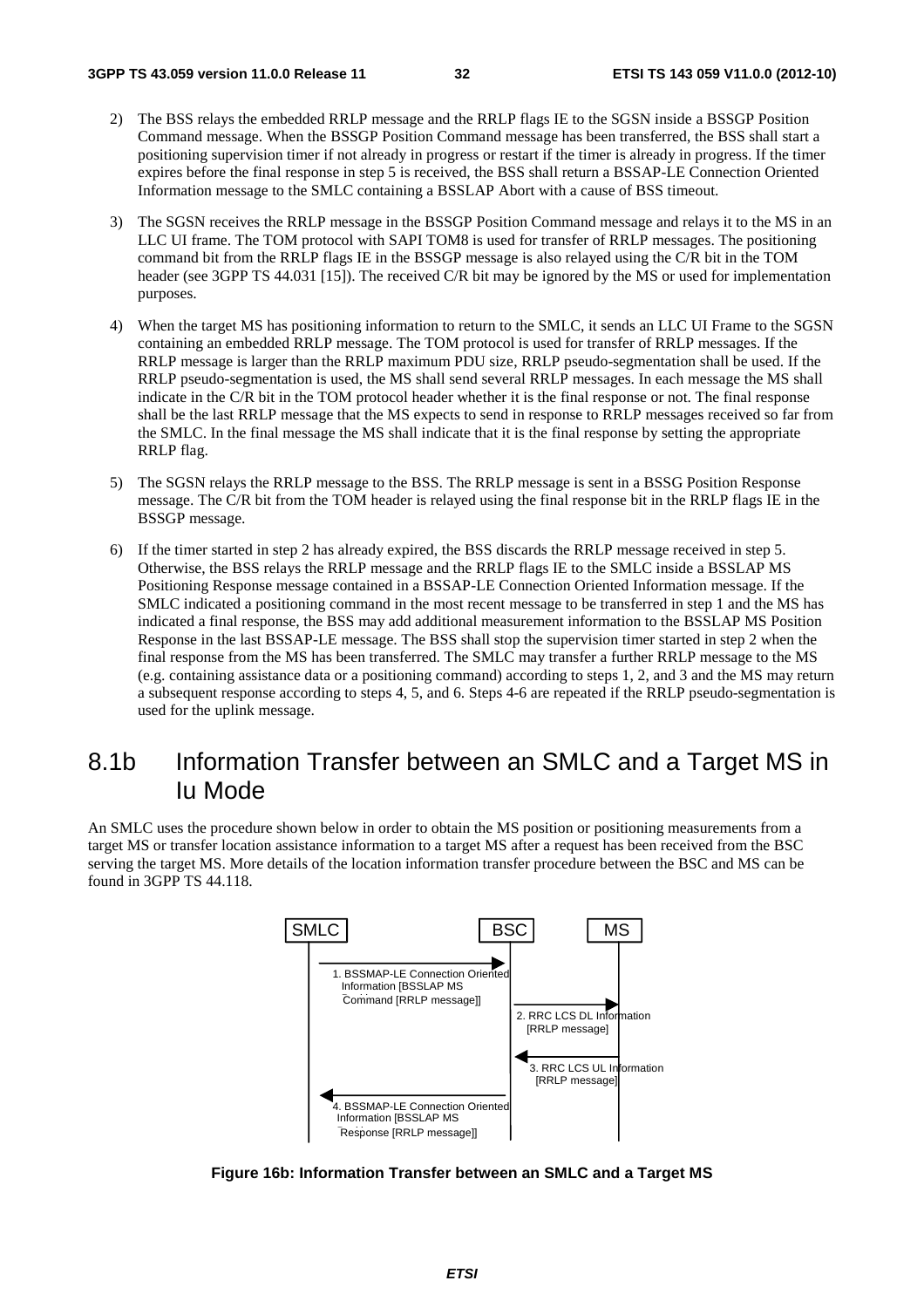2) The BSS relays the embedded RRLP message and the RRLP flags IE to the SGSN inside a BSSGP Position Command message. When the BSSGP Position Command message has been transferred, the BSS shall start a positioning supervision timer if not already in progress or restart if the timer is already in progress. If the timer expires before the final response in step 5 is received, the BSS shall return a BSSAP-LE Connection Oriented Information message to the SMLC containing a BSSLAP Abort with a cause of BSS timeout.

3) The SGSN receives the RRLP message in the BSSGP Position Command message and relays it to the MS in an LLC UI frame. The TOM protocol with SAPI TOM8 is used for transfer of RRLP messages. The positioning command bit from the RRLP flags IE in the BSSGP message is also relayed using the C/R bit in the TOM header (see 3GPP TS 44.031 [15]). The received C/R bit may be ignored by the MS or used for implementation purposes.

4) When the target MS has positioning information to return to the SMLC, it sends an LLC UI Frame to the SGSN containing an embedded RRLP message. The TOM protocol is used for transfer of RRLP messages. If the RRLP message is larger than the RRLP maximum PDU size, RRLP pseudo-segmentation shall be used. If the RRLP pseudo-segmentation is used, the MS shall send several RRLP messages. In each message the MS shall indicate in the C/R bit in the TOM protocol header whether it is the final response or not. The final response shall be the last RRLP message that the MS expects to send in response to RRLP messages received so far from the SMLC. In the final message the MS shall indicate that it is the final response by setting the appropriate RRLP flag.

5) The SGSN relays the RRLP message to the BSS. The RRLP message is sent in a BSSG Position Response message. The C/R bit from the TOM header is relayed using the final response bit in the RRLP flags IE in the BSSGP message.

6) If the timer started in step 2 has already expired, the BSS discards the RRLP message received in step 5. Otherwise, the BSS relays the RRLP message and the RRLP flags IE to the SMLC inside a BSSLAP MS Positioning Response message contained in a BSSAP-LE Connection Oriented Information message. If the SMLC indicated a positioning command in the most recent message to be transferred in step 1 and the MS has indicated a final response, the BSS may add additional measurement information to the BSSLAP MS Position Response in the last BSSAP-LE message. The BSS shall stop the supervision timer started in step 2 when the final response from the MS has been transferred. The SMLC may transfer a further RRLP message to the MS (e.g. containing assistance data or a positioning command) according to steps 1, 2, and 3 and the MS may return a subsequent response according to steps 4, 5, and 6. Steps 4-6 are repeated if the RRLP pseudo-segmentation is used for the uplink message.

## 8.1b Information Transfer between an SMLC and a Target MS in Iu Mode

An SMLC uses the procedure shown below in order to obtain the MS position or positioning measurements from a target MS or transfer location assistance information to a target MS after a request has been received from the BSC serving the target MS. More details of the location information transfer procedure between the BSC and MS can be found in 3GPP TS 44.118.

SMLC | BSC | MS

1. BSSMAP-LE Connection Oriented Information [BSSLAP MS Command [RRLP message]]
2. RRC LCS DL Information [RRLP message]
3. RRC LCS UL Information [RRLP message]
4. BSSMAP-LE Connection Oriented Information [BSSLAP MS Response [RRLP message]]

**Figure 16b: Information Transfer between an SMLC and a Target MS**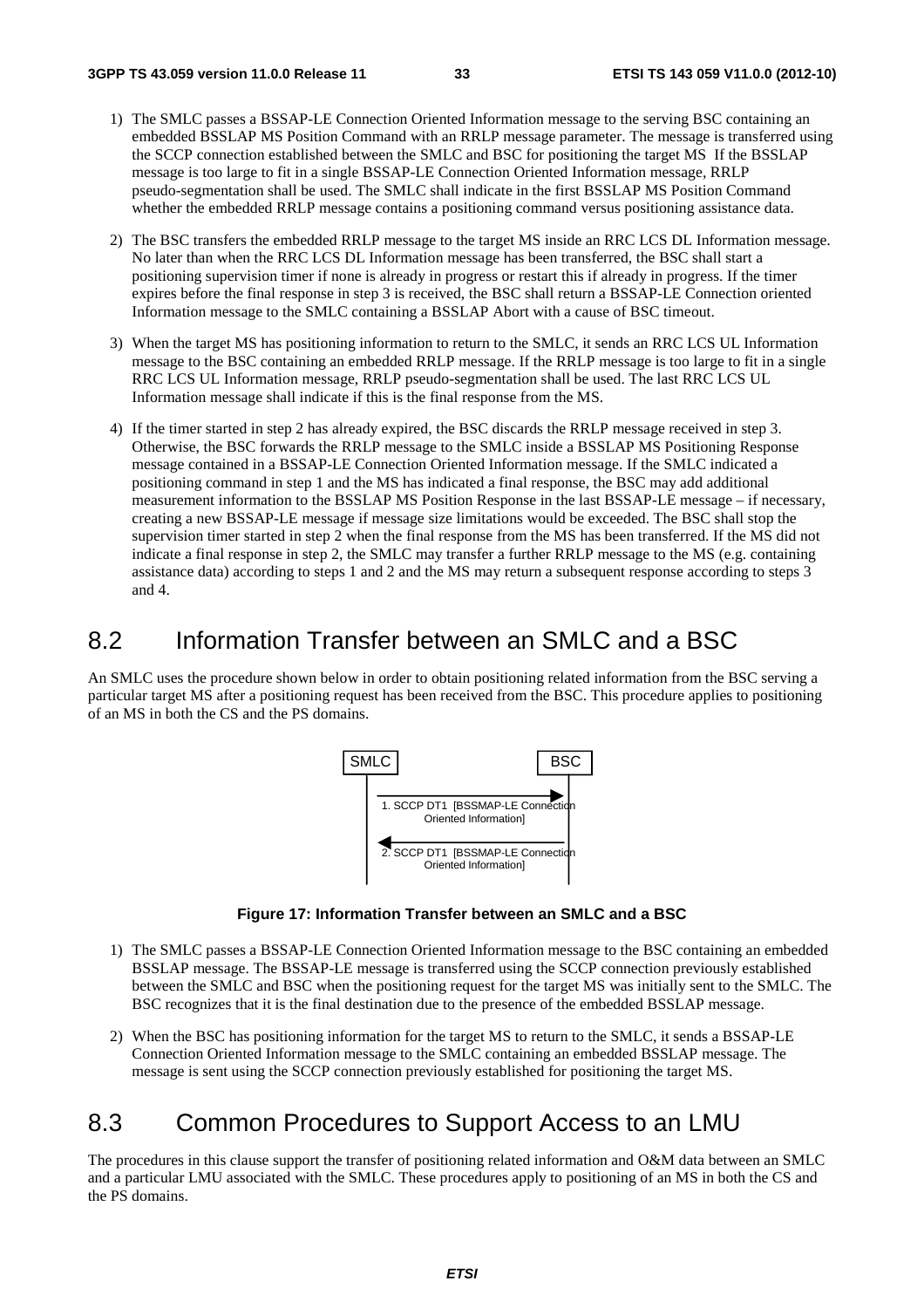1) The SMLC passes a BSSAP-LE Connection Oriented Information message to the serving BSC containing an embedded BSSLAP MS Position Command with an RRLP message parameter. The message is transferred using the SCCP connection established between the SMLC and BSC for positioning the target MS If the BSSLAP message is too large to fit in a single BSSAP-LE Connection Oriented Information message, RRLP pseudo-segmentation shall be used. The SMLC shall indicate in the first BSSLAP MS Position Command whether the embedded RRLP message contains a positioning command versus positioning assistance data.

2) The BSC transfers the embedded RRLP message to the target MS inside an RRC LCS DL Information message. No later than when the RRC LCS DL Information message has been transferred, the BSC shall start a positioning supervision timer if none is already in progress or restart this if already in progress. If the timer expires before the final response in step 3 is received, the BSC shall return a BSSAP-LE Connection oriented Information message to the SMLC containing a BSSLAP Abort with a cause of BSC timeout.

3) When the target MS has positioning information to return to the SMLC, it sends an RRC LCS UL Information message to the BSC containing an embedded RRLP message. If the RRLP message is too large to fit in a single RRC LCS UL Information message, RRLP pseudo-segmentation shall be used. The last RRC LCS UL Information message shall indicate if this is the final response from the MS.

4) If the timer started in step 2 has already expired, the BSC discards the RRLP message received in step 3. Otherwise, the BSC forwards the RRLP message to the SMLC inside a BSSLAP MS Positioning Response message contained in a BSSAP-LE Connection Oriented Information message. If the SMLC indicated a positioning command in step 1 and the MS has indicated a final response, the BSC may add additional measurement information to the BSSLAP MS Position Response in the last BSSAP-LE message – if necessary, creating a new BSSAP-LE message if message size limitations would be exceeded. The BSC shall stop the supervision timer started in step 2 when the final response from the MS has been transferred. If the MS did not indicate a final response in step 2, the SMLC may transfer a further RRLP message to the MS (e.g. containing assistance data) according to steps 1 and 2 and the MS may return a subsequent response according to steps 3 and 4.

# 8.2 Information Transfer between an SMLC and a BSC

An SMLC uses the procedure shown below in order to obtain positioning related information from the BSC serving a particular target MS after a positioning request has been received from the BSC. This procedure applies to positioning of an MS in both the CS and the PS domains.

SMLC | BSC

1. SCCP DT1 [BSSMAP-LE Connection Oriented Information] (SMLC → BSC)

2. SCCP DT1 [BSSMAP-LE Connection Oriented Information] (BSC → SMLC)

**Figure 17: Information Transfer between an SMLC and a BSC**

1) The SMLC passes a BSSAP-LE Connection Oriented Information message to the BSC containing an embedded BSSLAP message. The BSSAP-LE message is transferred using the SCCP connection previously established between the SMLC and BSC when the positioning request for the target MS was initially sent to the SMLC. The BSC recognizes that it is the final destination due to the presence of the embedded BSSLAP message.

2) When the BSC has positioning information for the target MS to return to the SMLC, it sends a BSSAP-LE Connection Oriented Information message to the SMLC containing an embedded BSSLAP message. The message is sent using the SCCP connection previously established for positioning the target MS.

# 8.3 Common Procedures to Support Access to an LMU

The procedures in this clause support the transfer of positioning related information and O&M data between an SMLC and a particular LMU associated with the SMLC. These procedures apply to positioning of an MS in both the CS and the PS domains.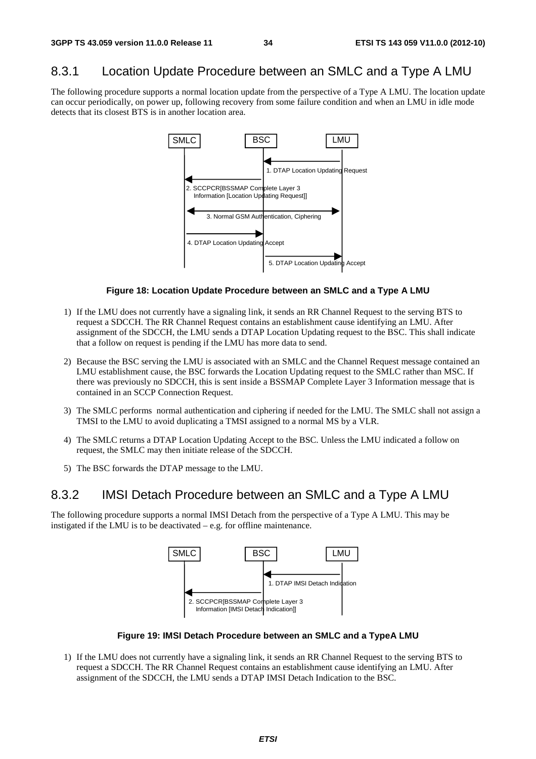## 8.3.1 Location Update Procedure between an SMLC and a Type A LMU

The following procedure supports a normal location update from the perspective of a Type A LMU. The location update can occur periodically, on power up, following recovery from some failure condition and when an LMU in idle mode detects that its closest BTS is in another location area.

**Figure 18: Location Update Procedure between an SMLC and a Type A LMU**

1) If the LMU does not currently have a signaling link, it sends an RR Channel Request to the serving BTS to request a SDCCH. The RR Channel Request contains an establishment cause identifying an LMU. After assignment of the SDCCH, the LMU sends a DTAP Location Updating request to the BSC. This shall indicate that a follow on request is pending if the LMU has more data to send.

2) Because the BSC serving the LMU is associated with an SMLC and the Channel Request message contained an LMU establishment cause, the BSC forwards the Location Updating request to the SMLC rather than MSC. If there was previously no SDCCH, this is sent inside a BSSMAP Complete Layer 3 Information message that is contained in an SCCP Connection Request.

3) The SMLC performs normal authentication and ciphering if needed for the LMU. The SMLC shall not assign a TMSI to the LMU to avoid duplicating a TMSI assigned to a normal MS by a VLR.

4) The SMLC returns a DTAP Location Updating Accept to the BSC. Unless the LMU indicated a follow on request, the SMLC may then initiate release of the SDCCH.

5) The BSC forwards the DTAP message to the LMU.

## 8.3.2 IMSI Detach Procedure between an SMLC and a Type A LMU

The following procedure supports a normal IMSI Detach from the perspective of a Type A LMU. This may be instigated if the LMU is to be deactivated – e.g. for offline maintenance.

**Figure 19: IMSI Detach Procedure between an SMLC and a TypeA LMU**

1) If the LMU does not currently have a signaling link, it sends an RR Channel Request to the serving BTS to request a SDCCH. The RR Channel Request contains an establishment cause identifying an LMU. After assignment of the SDCCH, the LMU sends a DTAP IMSI Detach Indication to the BSC.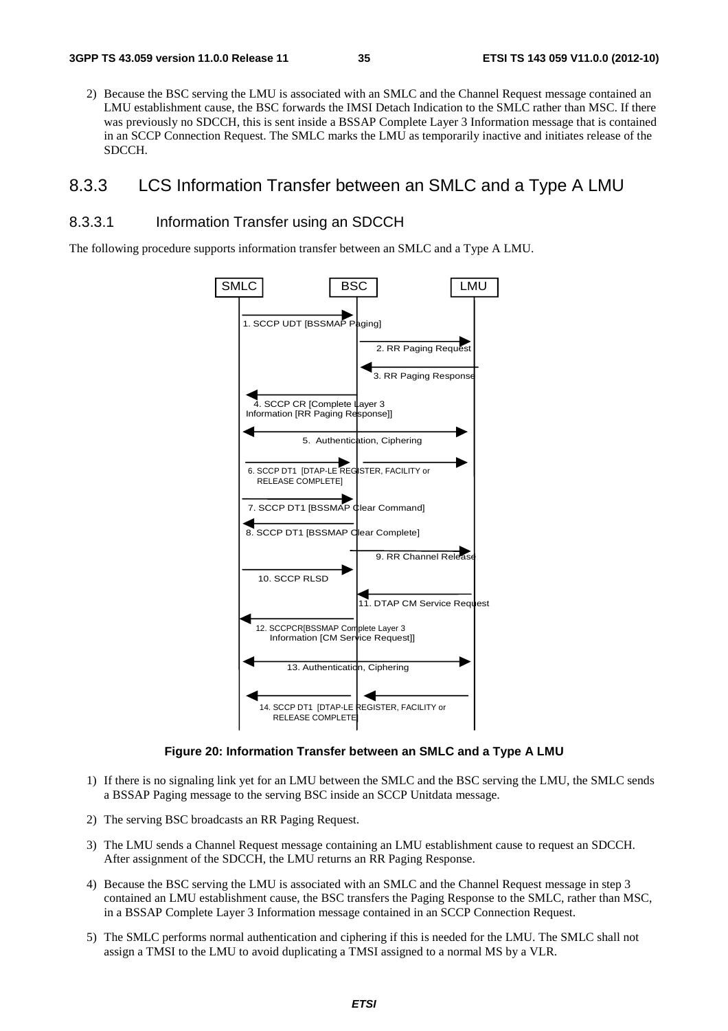2) Because the BSC serving the LMU is associated with an SMLC and the Channel Request message contained an LMU establishment cause, the BSC forwards the IMSI Detach Indication to the SMLC rather than MSC. If there was previously no SDCCH, this is sent inside a BSSAP Complete Layer 3 Information message that is contained in an SCCP Connection Request. The SMLC marks the LMU as temporarily inactive and initiates release of the SDCCH.

## 8.3.3 LCS Information Transfer between an SMLC and a Type A LMU

### 8.3.3.1 Information Transfer using an SDCCH

The following procedure supports information transfer between an SMLC and a Type A LMU.

SMLC | BSC | LMU

1. SCCP UDT [BSSMAP Paging]
2. RR Paging Request
3. RR Paging Response
4. SCCP CR [Complete Layer 3 Information [RR Paging Response]]
5. Authentication, Ciphering
6. SCCP DT1 [DTAP-LE REGISTER, FACILITY or RELEASE COMPLETE]
7. SCCP DT1 [BSSMAP Clear Command]
8. SCCP DT1 [BSSMAP Clear Complete]
9. RR Channel Release
10. SCCP RLSD
11. DTAP CM Service Request
12. SCCPCR[BSSMAP Complete Layer 3 Information [CM Service Request]]
13. Authentication, Ciphering
14. SCCP DT1 [DTAP-LE REGISTER, FACILITY or RELEASE COMPLETE]

**Figure 20: Information Transfer between an SMLC and a Type A LMU**

1) If there is no signaling link yet for an LMU between the SMLC and the BSC serving the LMU, the SMLC sends a BSSAP Paging message to the serving BSC inside an SCCP Unitdata message.

2) The serving BSC broadcasts an RR Paging Request.

3) The LMU sends a Channel Request message containing an LMU establishment cause to request an SDCCH. After assignment of the SDCCH, the LMU returns an RR Paging Response.

4) Because the BSC serving the LMU is associated with an SMLC and the Channel Request message in step 3 contained an LMU establishment cause, the BSC transfers the Paging Response to the SMLC, rather than MSC, in a BSSAP Complete Layer 3 Information message contained in an SCCP Connection Request.

5) The SMLC performs normal authentication and ciphering if this is needed for the LMU. The SMLC shall not assign a TMSI to the LMU to avoid duplicating a TMSI assigned to a normal MS by a VLR.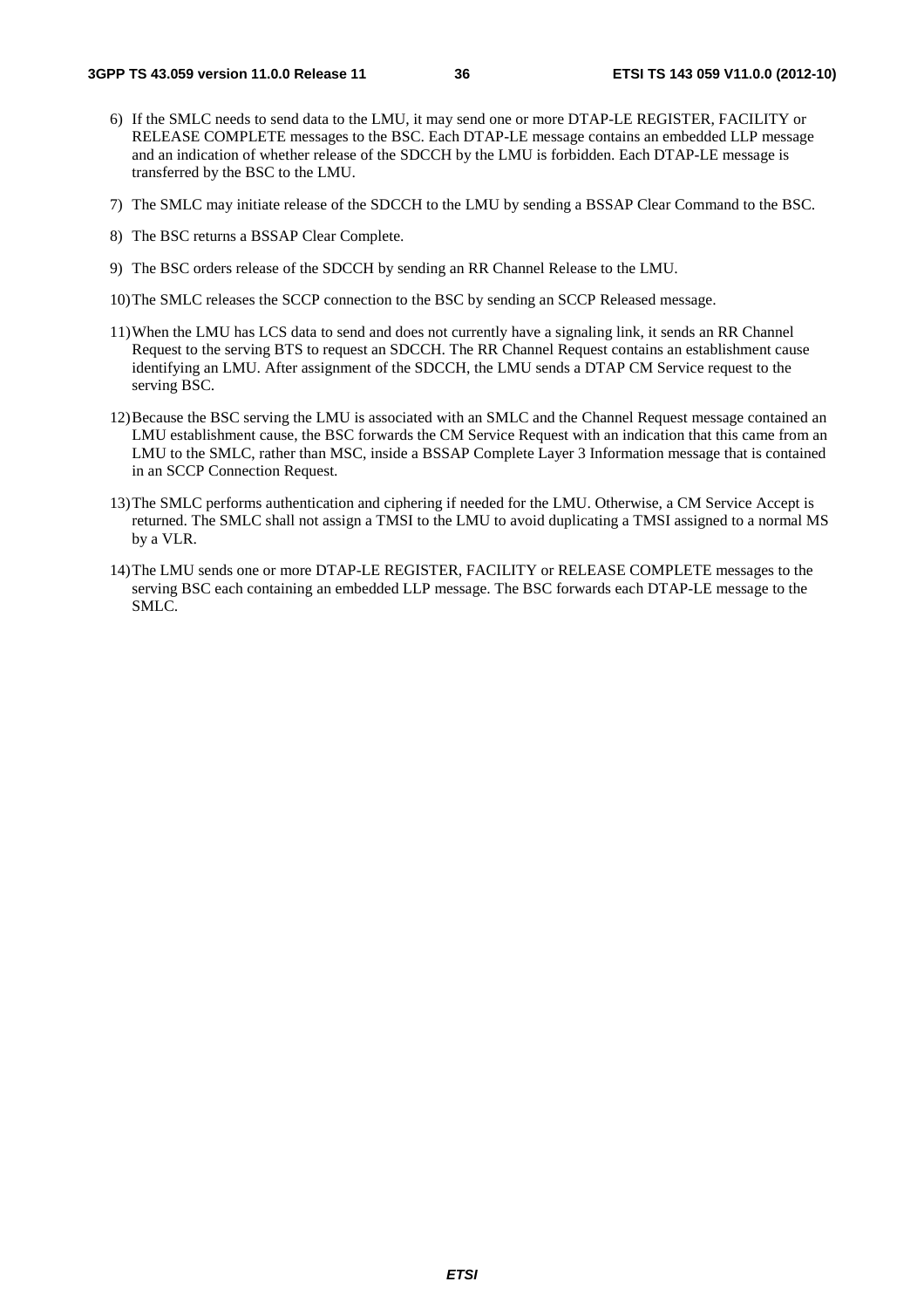6) If the SMLC needs to send data to the LMU, it may send one or more DTAP-LE REGISTER, FACILITY or RELEASE COMPLETE messages to the BSC. Each DTAP-LE message contains an embedded LLP message and an indication of whether release of the SDCCH by the LMU is forbidden. Each DTAP-LE message is transferred by the BSC to the LMU.

7) The SMLC may initiate release of the SDCCH to the LMU by sending a BSSAP Clear Command to the BSC.

8) The BSC returns a BSSAP Clear Complete.

9) The BSC orders release of the SDCCH by sending an RR Channel Release to the LMU.

10) The SMLC releases the SCCP connection to the BSC by sending an SCCP Released message.

11) When the LMU has LCS data to send and does not currently have a signaling link, it sends an RR Channel Request to the serving BTS to request an SDCCH. The RR Channel Request contains an establishment cause identifying an LMU. After assignment of the SDCCH, the LMU sends a DTAP CM Service request to the serving BSC.

12) Because the BSC serving the LMU is associated with an SMLC and the Channel Request message contained an LMU establishment cause, the BSC forwards the CM Service Request with an indication that this came from an LMU to the SMLC, rather than MSC, inside a BSSAP Complete Layer 3 Information message that is contained in an SCCP Connection Request.

13) The SMLC performs authentication and ciphering if needed for the LMU. Otherwise, a CM Service Accept is returned. The SMLC shall not assign a TMSI to the LMU to avoid duplicating a TMSI assigned to a normal MS by a VLR.

14) The LMU sends one or more DTAP-LE REGISTER, FACILITY or RELEASE COMPLETE messages to the serving BSC each containing an embedded LLP message. The BSC forwards each DTAP-LE message to the SMLC.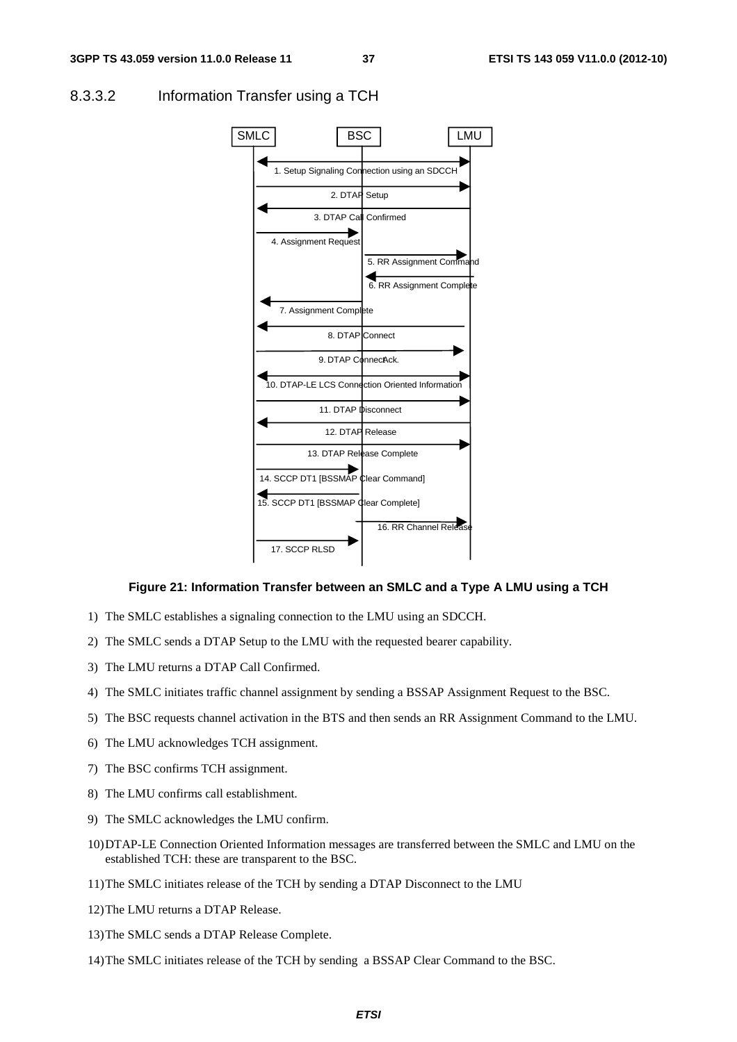### 8.3.3.2 Information Transfer using a TCH

**Figure 21: Information Transfer between an SMLC and a Type A LMU using a TCH**

1) The SMLC establishes a signaling connection to the LMU using an SDCCH.
2) The SMLC sends a DTAP Setup to the LMU with the requested bearer capability.
3) The LMU returns a DTAP Call Confirmed.
4) The SMLC initiates traffic channel assignment by sending a BSSAP Assignment Request to the BSC.
5) The BSC requests channel activation in the BTS and then sends an RR Assignment Command to the LMU.
6) The LMU acknowledges TCH assignment.
7) The BSC confirms TCH assignment.
8) The LMU confirms call establishment.
9) The SMLC acknowledges the LMU confirm.
10) DTAP-LE Connection Oriented Information messages are transferred between the SMLC and LMU on the established TCH: these are transparent to the BSC.
11) The SMLC initiates release of the TCH by sending a DTAP Disconnect to the LMU
12) The LMU returns a DTAP Release.
13) The SMLC sends a DTAP Release Complete.
14) The SMLC initiates release of the TCH by sending a BSSAP Clear Command to the BSC.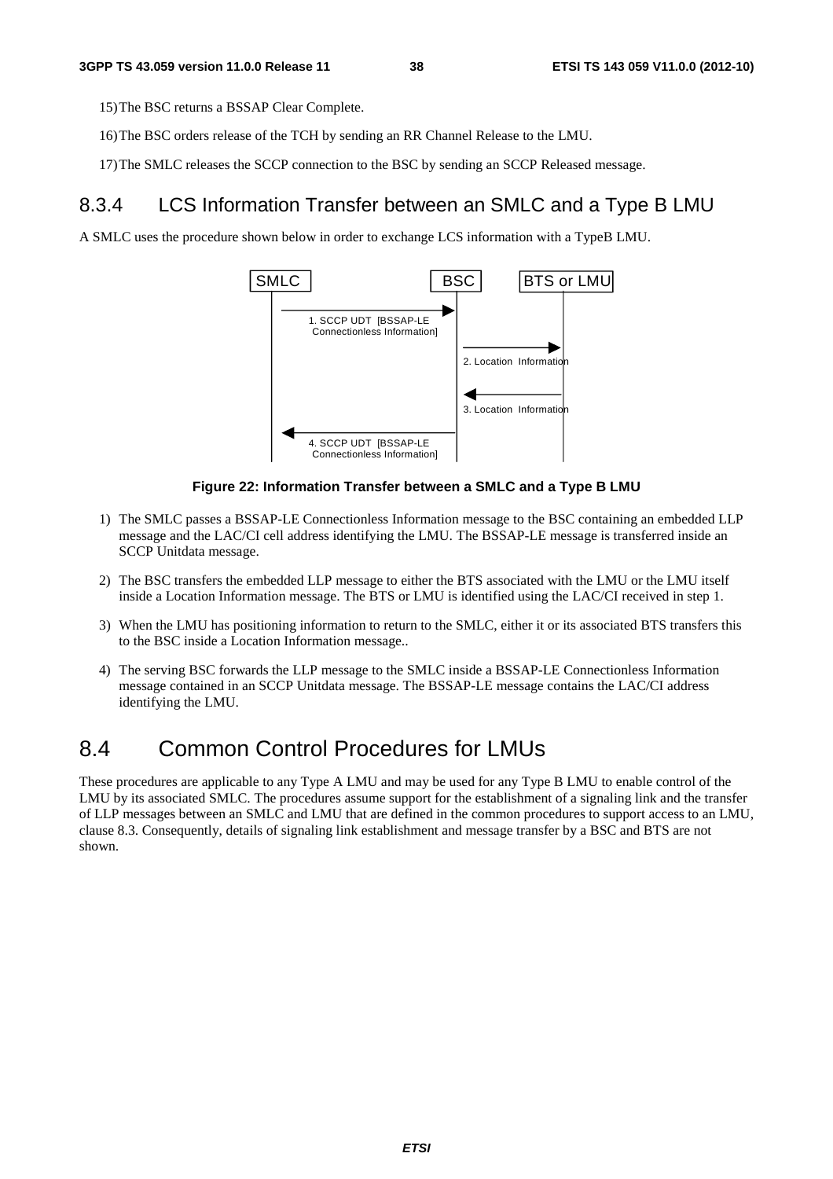15) The BSC returns a BSSAP Clear Complete.

16) The BSC orders release of the TCH by sending an RR Channel Release to the LMU.

17) The SMLC releases the SCCP connection to the BSC by sending an SCCP Released message.

## 8.3.4 LCS Information Transfer between an SMLC and a Type B LMU

A SMLC uses the procedure shown below in order to exchange LCS information with a TypeB LMU.

**Figure 22: Information Transfer between a SMLC and a Type B LMU**

1) The SMLC passes a BSSAP-LE Connectionless Information message to the BSC containing an embedded LLP message and the LAC/CI cell address identifying the LMU. The BSSAP-LE message is transferred inside an SCCP Unitdata message.

2) The BSC transfers the embedded LLP message to either the BTS associated with the LMU or the LMU itself inside a Location Information message. The BTS or LMU is identified using the LAC/CI received in step 1.

3) When the LMU has positioning information to return to the SMLC, either it or its associated BTS transfers this to the BSC inside a Location Information message..

4) The serving BSC forwards the LLP message to the SMLC inside a BSSAP-LE Connectionless Information message contained in an SCCP Unitdata message. The BSSAP-LE message contains the LAC/CI address identifying the LMU.

# 8.4 Common Control Procedures for LMUs

These procedures are applicable to any Type A LMU and may be used for any Type B LMU to enable control of the LMU by its associated SMLC. The procedures assume support for the establishment of a signaling link and the transfer of LLP messages between an SMLC and LMU that are defined in the common procedures to support access to an LMU, clause 8.3. Consequently, details of signaling link establishment and message transfer by a BSC and BTS are not shown.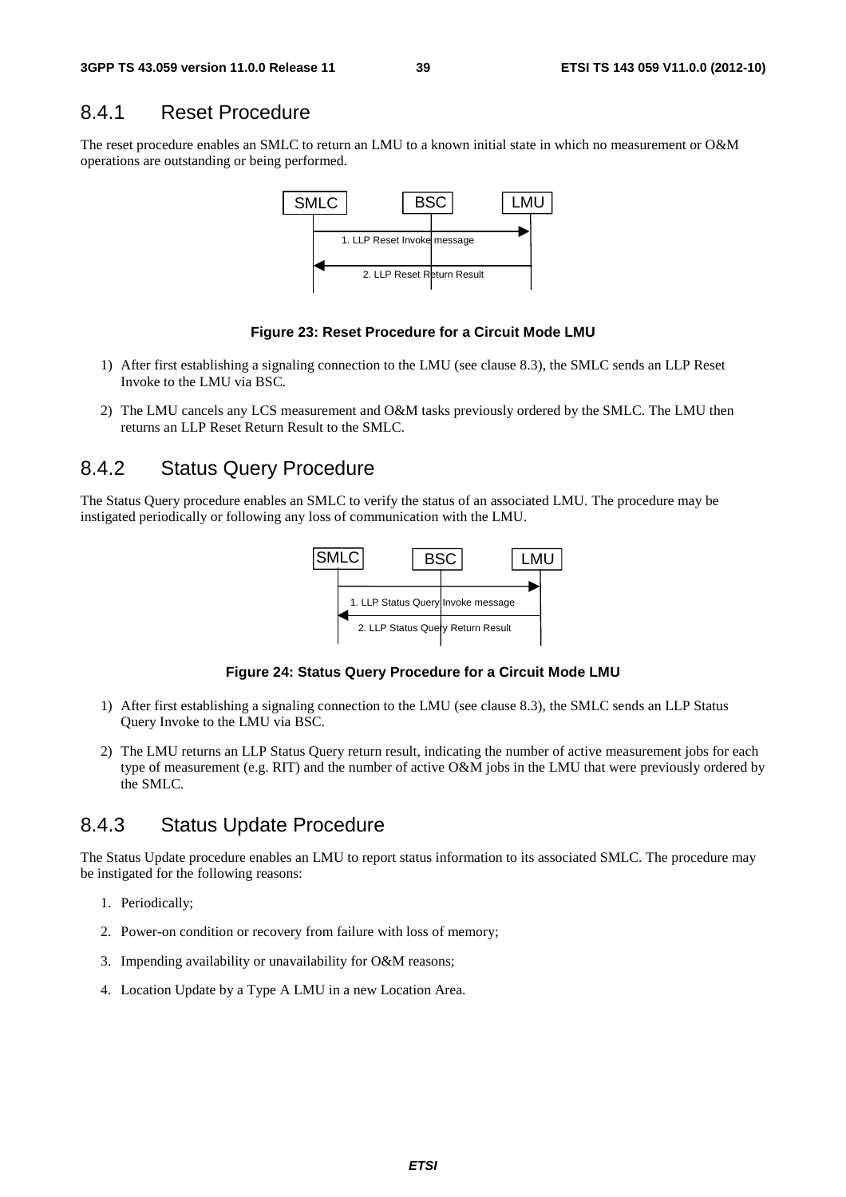### 8.4.1 Reset Procedure

The reset procedure enables an SMLC to return an LMU to a known initial state in which no measurement or O&M operations are outstanding or being performed.

**Figure 23: Reset Procedure for a Circuit Mode LMU**

1) After first establishing a signaling connection to the LMU (see clause 8.3), the SMLC sends an LLP Reset Invoke to the LMU via BSC.

2) The LMU cancels any LCS measurement and O&M tasks previously ordered by the SMLC. The LMU then returns an LLP Reset Return Result to the SMLC.

### 8.4.2 Status Query Procedure

The Status Query procedure enables an SMLC to verify the status of an associated LMU. The procedure may be instigated periodically or following any loss of communication with the LMU.

**Figure 24: Status Query Procedure for a Circuit Mode LMU**

1) After first establishing a signaling connection to the LMU (see clause 8.3), the SMLC sends an LLP Status Query Invoke to the LMU via BSC.

2) The LMU returns an LLP Status Query return result, indicating the number of active measurement jobs for each type of measurement (e.g. RIT) and the number of active O&M jobs in the LMU that were previously ordered by the SMLC.

### 8.4.3 Status Update Procedure

The Status Update procedure enables an LMU to report status information to its associated SMLC. The procedure may be instigated for the following reasons:

1. Periodically;

2. Power-on condition or recovery from failure with loss of memory;

3. Impending availability or unavailability for O&M reasons;

4. Location Update by a Type A LMU in a new Location Area.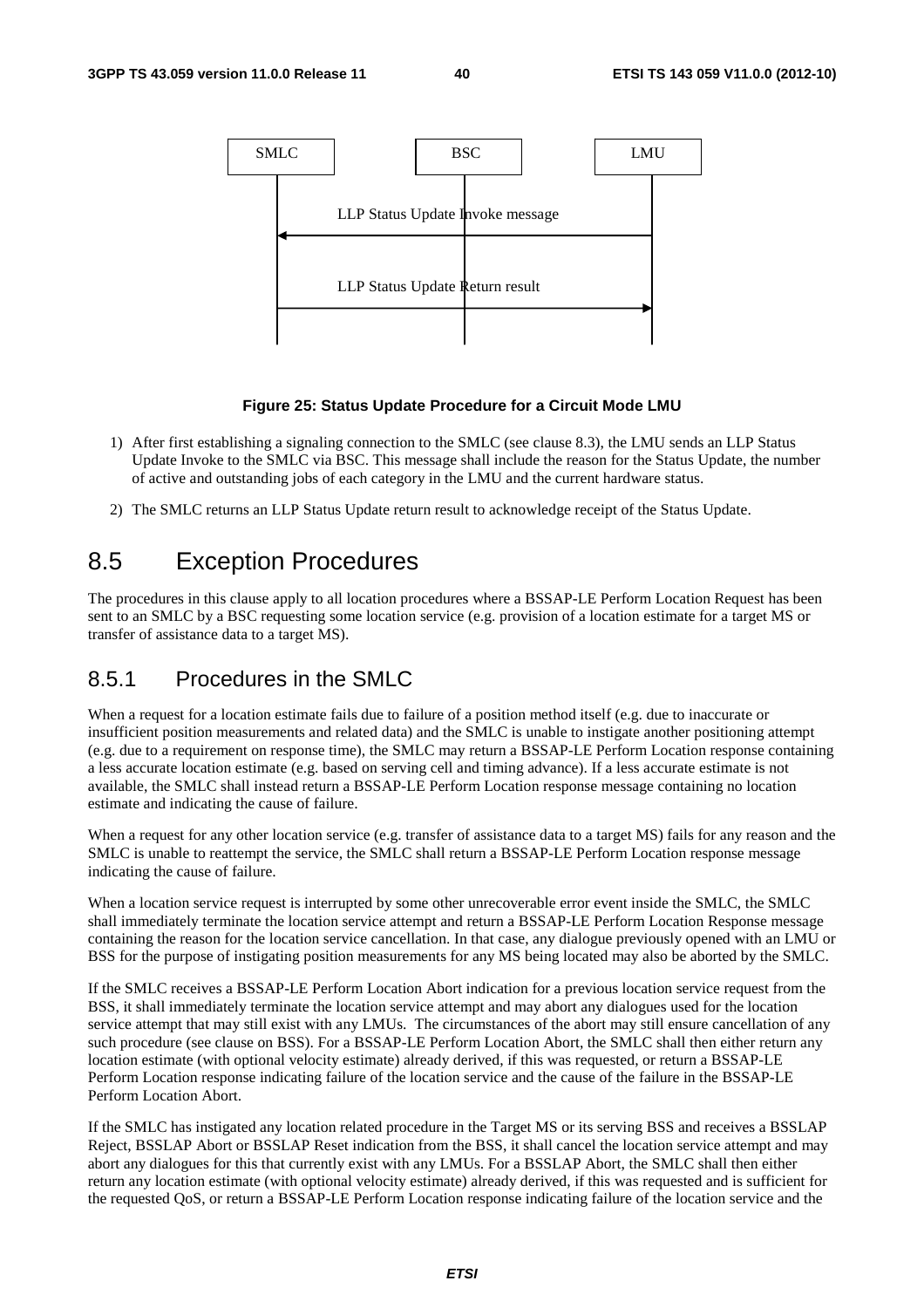SMLC BSC LMU

LLP Status Update Invoke message

LLP Status Update Return result

**Figure 25: Status Update Procedure for a Circuit Mode LMU**

1) After first establishing a signaling connection to the SMLC (see clause 8.3), the LMU sends an LLP Status Update Invoke to the SMLC via BSC. This message shall include the reason for the Status Update, the number of active and outstanding jobs of each category in the LMU and the current hardware status.

2) The SMLC returns an LLP Status Update return result to acknowledge receipt of the Status Update.

# 8.5 Exception Procedures

The procedures in this clause apply to all location procedures where a BSSAP-LE Perform Location Request has been sent to an SMLC by a BSC requesting some location service (e.g. provision of a location estimate for a target MS or transfer of assistance data to a target MS).

## 8.5.1 Procedures in the SMLC

When a request for a location estimate fails due to failure of a position method itself (e.g. due to inaccurate or insufficient position measurements and related data) and the SMLC is unable to instigate another positioning attempt (e.g. due to a requirement on response time), the SMLC may return a BSSAP-LE Perform Location response containing a less accurate location estimate (e.g. based on serving cell and timing advance). If a less accurate estimate is not available, the SMLC shall instead return a BSSAP-LE Perform Location response message containing no location estimate and indicating the cause of failure.

When a request for any other location service (e.g. transfer of assistance data to a target MS) fails for any reason and the SMLC is unable to reattempt the service, the SMLC shall return a BSSAP-LE Perform Location response message indicating the cause of failure.

When a location service request is interrupted by some other unrecoverable error event inside the SMLC, the SMLC shall immediately terminate the location service attempt and return a BSSAP-LE Perform Location Response message containing the reason for the location service cancellation. In that case, any dialogue previously opened with an LMU or BSS for the purpose of instigating position measurements for any MS being located may also be aborted by the SMLC.

If the SMLC receives a BSSAP-LE Perform Location Abort indication for a previous location service request from the BSS, it shall immediately terminate the location service attempt and may abort any dialogues used for the location service attempt that may still exist with any LMUs. The circumstances of the abort may still ensure cancellation of any such procedure (see clause on BSS). For a BSSAP-LE Perform Location Abort, the SMLC shall then either return any location estimate (with optional velocity estimate) already derived, if this was requested, or return a BSSAP-LE Perform Location response indicating failure of the location service and the cause of the failure in the BSSAP-LE Perform Location Abort.

If the SMLC has instigated any location related procedure in the Target MS or its serving BSS and receives a BSSLAP Reject, BSSLAP Abort or BSSLAP Reset indication from the BSS, it shall cancel the location service attempt and may abort any dialogues for this that currently exist with any LMUs. For a BSSLAP Abort, the SMLC shall then either return any location estimate (with optional velocity estimate) already derived, if this was requested and is sufficient for the requested QoS, or return a BSSAP-LE Perform Location response indicating failure of the location service and the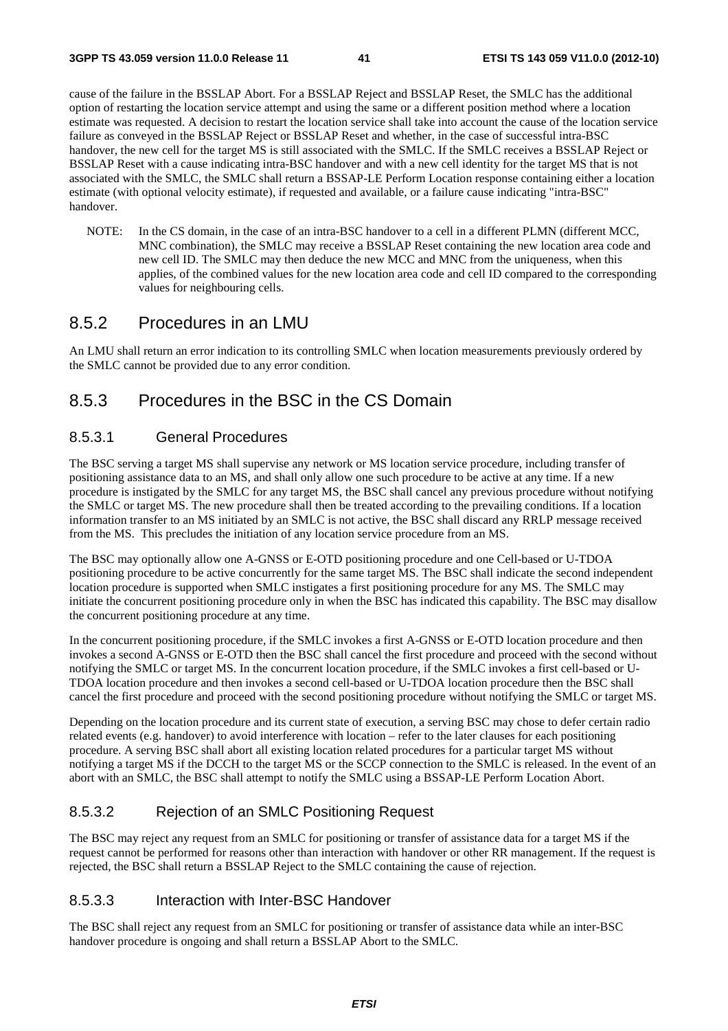cause of the failure in the BSSLAP Abort. For a BSSLAP Reject and BSSLAP Reset, the SMLC has the additional option of restarting the location service attempt and using the same or a different position method where a location estimate was requested. A decision to restart the location service shall take into account the cause of the location service failure as conveyed in the BSSLAP Reject or BSSLAP Reset and whether, in the case of successful intra-BSC handover, the new cell for the target MS is still associated with the SMLC. If the SMLC receives a BSSLAP Reject or BSSLAP Reset with a cause indicating intra-BSC handover and with a new cell identity for the target MS that is not associated with the SMLC, the SMLC shall return a BSSAP-LE Perform Location response containing either a location estimate (with optional velocity estimate), if requested and available, or a failure cause indicating "intra-BSC" handover.

NOTE: In the CS domain, in the case of an intra-BSC handover to a cell in a different PLMN (different MCC, MNC combination), the SMLC may receive a BSSLAP Reset containing the new location area code and new cell ID. The SMLC may then deduce the new MCC and MNC from the uniqueness, when this applies, of the combined values for the new location area code and cell ID compared to the corresponding values for neighbouring cells.

## 8.5.2 Procedures in an LMU

An LMU shall return an error indication to its controlling SMLC when location measurements previously ordered by the SMLC cannot be provided due to any error condition.

## 8.5.3 Procedures in the BSC in the CS Domain

### 8.5.3.1 General Procedures

The BSC serving a target MS shall supervise any network or MS location service procedure, including transfer of positioning assistance data to an MS, and shall only allow one such procedure to be active at any time. If a new procedure is instigated by the SMLC for any target MS, the BSC shall cancel any previous procedure without notifying the SMLC or target MS. The new procedure shall then be treated according to the prevailing conditions. If a location information transfer to an MS initiated by an SMLC is not active, the BSC shall discard any RRLP message received from the MS. This precludes the initiation of any location service procedure from an MS.

The BSC may optionally allow one A-GNSS or E-OTD positioning procedure and one Cell-based or U-TDOA positioning procedure to be active concurrently for the same target MS. The BSC shall indicate the second independent location procedure is supported when SMLC instigates a first positioning procedure for any MS. The SMLC may initiate the concurrent positioning procedure only in when the BSC has indicated this capability. The BSC may disallow the concurrent positioning procedure at any time.

In the concurrent positioning procedure, if the SMLC invokes a first A-GNSS or E-OTD location procedure and then invokes a second A-GNSS or E-OTD then the BSC shall cancel the first procedure and proceed with the second without notifying the SMLC or target MS. In the concurrent location procedure, if the SMLC invokes a first cell-based or U-TDOA location procedure and then invokes a second cell-based or U-TDOA location procedure then the BSC shall cancel the first procedure and proceed with the second positioning procedure without notifying the SMLC or target MS.

Depending on the location procedure and its current state of execution, a serving BSC may chose to defer certain radio related events (e.g. handover) to avoid interference with location – refer to the later clauses for each positioning procedure. A serving BSC shall abort all existing location related procedures for a particular target MS without notifying a target MS if the DCCH to the target MS or the SCCP connection to the SMLC is released. In the event of an abort with an SMLC, the BSC shall attempt to notify the SMLC using a BSSAP-LE Perform Location Abort.

### 8.5.3.2 Rejection of an SMLC Positioning Request

The BSC may reject any request from an SMLC for positioning or transfer of assistance data for a target MS if the request cannot be performed for reasons other than interaction with handover or other RR management. If the request is rejected, the BSC shall return a BSSLAP Reject to the SMLC containing the cause of rejection.

### 8.5.3.3 Interaction with Inter-BSC Handover

The BSC shall reject any request from an SMLC for positioning or transfer of assistance data while an inter-BSC handover procedure is ongoing and shall return a BSSLAP Abort to the SMLC.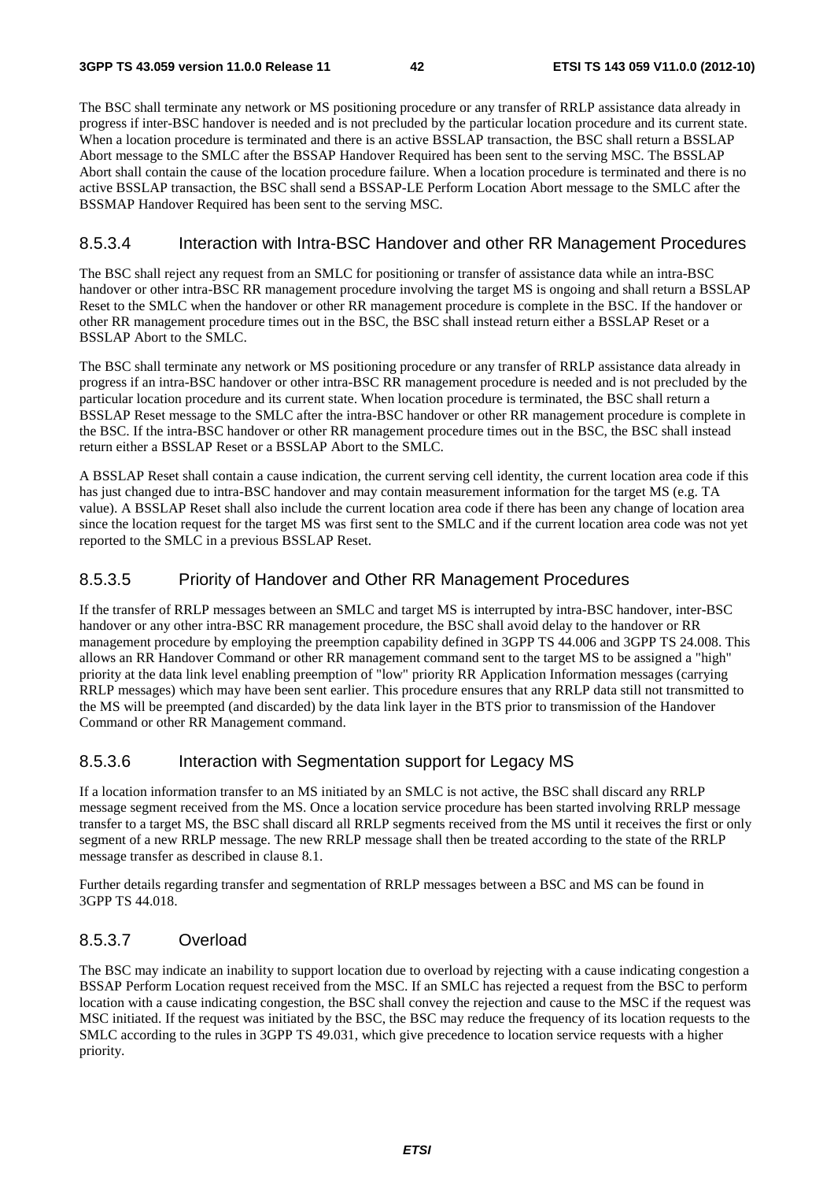The BSC shall terminate any network or MS positioning procedure or any transfer of RRLP assistance data already in progress if inter-BSC handover is needed and is not precluded by the particular location procedure and its current state. When a location procedure is terminated and there is an active BSSLAP transaction, the BSC shall return a BSSLAP Abort message to the SMLC after the BSSAP Handover Required has been sent to the serving MSC. The BSSLAP Abort shall contain the cause of the location procedure failure. When a location procedure is terminated and there is no active BSSLAP transaction, the BSC shall send a BSSAP-LE Perform Location Abort message to the SMLC after the BSSMAP Handover Required has been sent to the serving MSC.

#### 8.5.3.4 Interaction with Intra-BSC Handover and other RR Management Procedures

The BSC shall reject any request from an SMLC for positioning or transfer of assistance data while an intra-BSC handover or other intra-BSC RR management procedure involving the target MS is ongoing and shall return a BSSLAP Reset to the SMLC when the handover or other RR management procedure is complete in the BSC. If the handover or other RR management procedure times out in the BSC, the BSC shall instead return either a BSSLAP Reset or a BSSLAP Abort to the SMLC.

The BSC shall terminate any network or MS positioning procedure or any transfer of RRLP assistance data already in progress if an intra-BSC handover or other intra-BSC RR management procedure is needed and is not precluded by the particular location procedure and its current state. When location procedure is terminated, the BSC shall return a BSSLAP Reset message to the SMLC after the intra-BSC handover or other RR management procedure is complete in the BSC. If the intra-BSC handover or other RR management procedure times out in the BSC, the BSC shall instead return either a BSSLAP Reset or a BSSLAP Abort to the SMLC.

A BSSLAP Reset shall contain a cause indication, the current serving cell identity, the current location area code if this has just changed due to intra-BSC handover and may contain measurement information for the target MS (e.g. TA value). A BSSLAP Reset shall also include the current location area code if there has been any change of location area since the location request for the target MS was first sent to the SMLC and if the current location area code was not yet reported to the SMLC in a previous BSSLAP Reset.

#### 8.5.3.5 Priority of Handover and Other RR Management Procedures

If the transfer of RRLP messages between an SMLC and target MS is interrupted by intra-BSC handover, inter-BSC handover or any other intra-BSC RR management procedure, the BSC shall avoid delay to the handover or RR management procedure by employing the preemption capability defined in 3GPP TS 44.006 and 3GPP TS 24.008. This allows an RR Handover Command or other RR management command sent to the target MS to be assigned a "high" priority at the data link level enabling preemption of "low" priority RR Application Information messages (carrying RRLP messages) which may have been sent earlier. This procedure ensures that any RRLP data still not transmitted to the MS will be preempted (and discarded) by the data link layer in the BTS prior to transmission of the Handover Command or other RR Management command.

#### 8.5.3.6 Interaction with Segmentation support for Legacy MS

If a location information transfer to an MS initiated by an SMLC is not active, the BSC shall discard any RRLP message segment received from the MS. Once a location service procedure has been started involving RRLP message transfer to a target MS, the BSC shall discard all RRLP segments received from the MS until it receives the first or only segment of a new RRLP message. The new RRLP message shall then be treated according to the state of the RRLP message transfer as described in clause 8.1.

Further details regarding transfer and segmentation of RRLP messages between a BSC and MS can be found in 3GPP TS 44.018.

#### 8.5.3.7 Overload

The BSC may indicate an inability to support location due to overload by rejecting with a cause indicating congestion a BSSAP Perform Location request received from the MSC. If an SMLC has rejected a request from the BSC to perform location with a cause indicating congestion, the BSC shall convey the rejection and cause to the MSC if the request was MSC initiated. If the request was initiated by the BSC, the BSC may reduce the frequency of its location requests to the SMLC according to the rules in 3GPP TS 49.031, which give precedence to location service requests with a higher priority.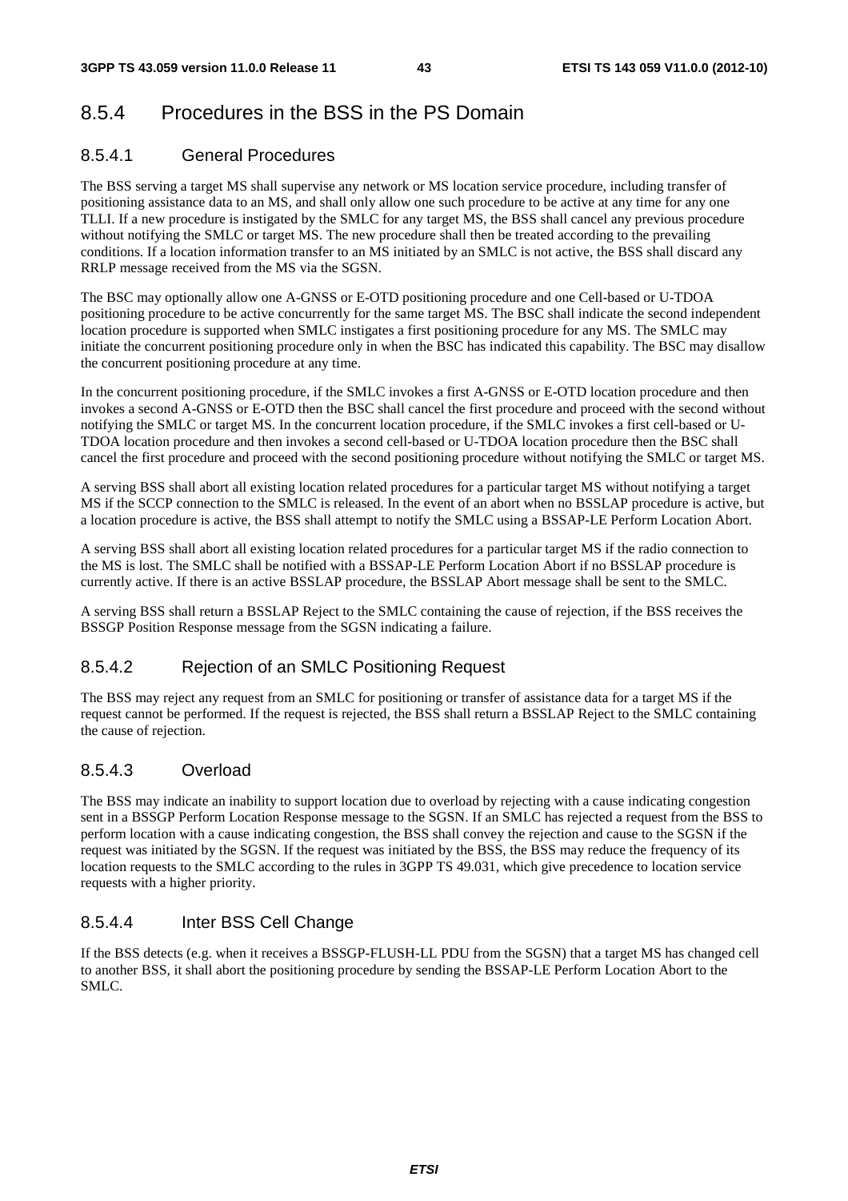### 8.5.4 Procedures in the BSS in the PS Domain

#### 8.5.4.1 General Procedures

The BSS serving a target MS shall supervise any network or MS location service procedure, including transfer of positioning assistance data to an MS, and shall only allow one such procedure to be active at any time for any one TLLI. If a new procedure is instigated by the SMLC for any target MS, the BSS shall cancel any previous procedure without notifying the SMLC or target MS. The new procedure shall then be treated according to the prevailing conditions. If a location information transfer to an MS initiated by an SMLC is not active, the BSS shall discard any RRLP message received from the MS via the SGSN.

The BSC may optionally allow one A-GNSS or E-OTD positioning procedure and one Cell-based or U-TDOA positioning procedure to be active concurrently for the same target MS. The BSC shall indicate the second independent location procedure is supported when SMLC instigates a first positioning procedure for any MS. The SMLC may initiate the concurrent positioning procedure only in when the BSC has indicated this capability. The BSC may disallow the concurrent positioning procedure at any time.

In the concurrent positioning procedure, if the SMLC invokes a first A-GNSS or E-OTD location procedure and then invokes a second A-GNSS or E-OTD then the BSC shall cancel the first procedure and proceed with the second without notifying the SMLC or target MS. In the concurrent location procedure, if the SMLC invokes a first cell-based or U-TDOA location procedure and then invokes a second cell-based or U-TDOA location procedure then the BSC shall cancel the first procedure and proceed with the second positioning procedure without notifying the SMLC or target MS.

A serving BSS shall abort all existing location related procedures for a particular target MS without notifying a target MS if the SCCP connection to the SMLC is released. In the event of an abort when no BSSLAP procedure is active, but a location procedure is active, the BSS shall attempt to notify the SMLC using a BSSAP-LE Perform Location Abort.

A serving BSS shall abort all existing location related procedures for a particular target MS if the radio connection to the MS is lost. The SMLC shall be notified with a BSSAP-LE Perform Location Abort if no BSSLAP procedure is currently active. If there is an active BSSLAP procedure, the BSSLAP Abort message shall be sent to the SMLC.

A serving BSS shall return a BSSLAP Reject to the SMLC containing the cause of rejection, if the BSS receives the BSSGP Position Response message from the SGSN indicating a failure.

#### 8.5.4.2 Rejection of an SMLC Positioning Request

The BSS may reject any request from an SMLC for positioning or transfer of assistance data for a target MS if the request cannot be performed. If the request is rejected, the BSS shall return a BSSLAP Reject to the SMLC containing the cause of rejection.

#### 8.5.4.3 Overload

The BSS may indicate an inability to support location due to overload by rejecting with a cause indicating congestion sent in a BSSGP Perform Location Response message to the SGSN. If an SMLC has rejected a request from the BSS to perform location with a cause indicating congestion, the BSS shall convey the rejection and cause to the SGSN if the request was initiated by the SGSN. If the request was initiated by the BSS, the BSS may reduce the frequency of its location requests to the SMLC according to the rules in 3GPP TS 49.031, which give precedence to location service requests with a higher priority.

#### 8.5.4.4 Inter BSS Cell Change

If the BSS detects (e.g. when it receives a BSSGP-FLUSH-LL PDU from the SGSN) that a target MS has changed cell to another BSS, it shall abort the positioning procedure by sending the BSSAP-LE Perform Location Abort to the SMLC.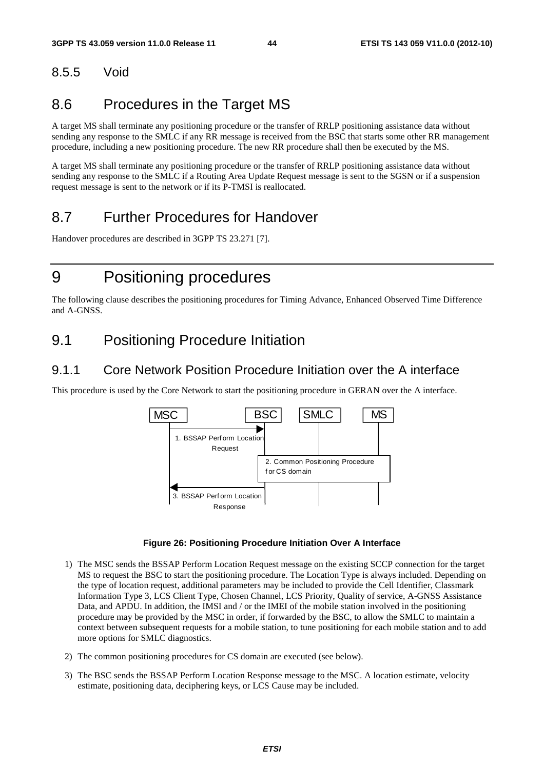### 8.5.5 Void

## 8.6 Procedures in the Target MS

A target MS shall terminate any positioning procedure or the transfer of RRLP positioning assistance data without sending any response to the SMLC if any RR message is received from the BSC that starts some other RR management procedure, including a new positioning procedure. The new RR procedure shall then be executed by the MS.

A target MS shall terminate any positioning procedure or the transfer of RRLP positioning assistance data without sending any response to the SMLC if a Routing Area Update Request message is sent to the SGSN or if a suspension request message is sent to the network or if its P-TMSI is reallocated.

## 8.7 Further Procedures for Handover

Handover procedures are described in 3GPP TS 23.271 [7].

# 9 Positioning procedures

The following clause describes the positioning procedures for Timing Advance, Enhanced Observed Time Difference and A-GNSS.

## 9.1 Positioning Procedure Initiation

### 9.1.1 Core Network Position Procedure Initiation over the A interface

This procedure is used by the Core Network to start the positioning procedure in GERAN over the A interface.

MSC | BSC | SMLC | MS

1. BSSAP Perform Location Request

2. Common Positioning Procedure for CS domain

3. BSSAP Perform Location Response

**Figure 26: Positioning Procedure Initiation Over A Interface**

1) The MSC sends the BSSAP Perform Location Request message on the existing SCCP connection for the target MS to request the BSC to start the positioning procedure. The Location Type is always included. Depending on the type of location request, additional parameters may be included to provide the Cell Identifier, Classmark Information Type 3, LCS Client Type, Chosen Channel, LCS Priority, Quality of service, A-GNSS Assistance Data, and APDU. In addition, the IMSI and / or the IMEI of the mobile station involved in the positioning procedure may be provided by the MSC in order, if forwarded by the BSC, to allow the SMLC to maintain a context between subsequent requests for a mobile station, to tune positioning for each mobile station and to add more options for SMLC diagnostics.

2) The common positioning procedures for CS domain are executed (see below).

3) The BSC sends the BSSAP Perform Location Response message to the MSC. A location estimate, velocity estimate, positioning data, deciphering keys, or LCS Cause may be included.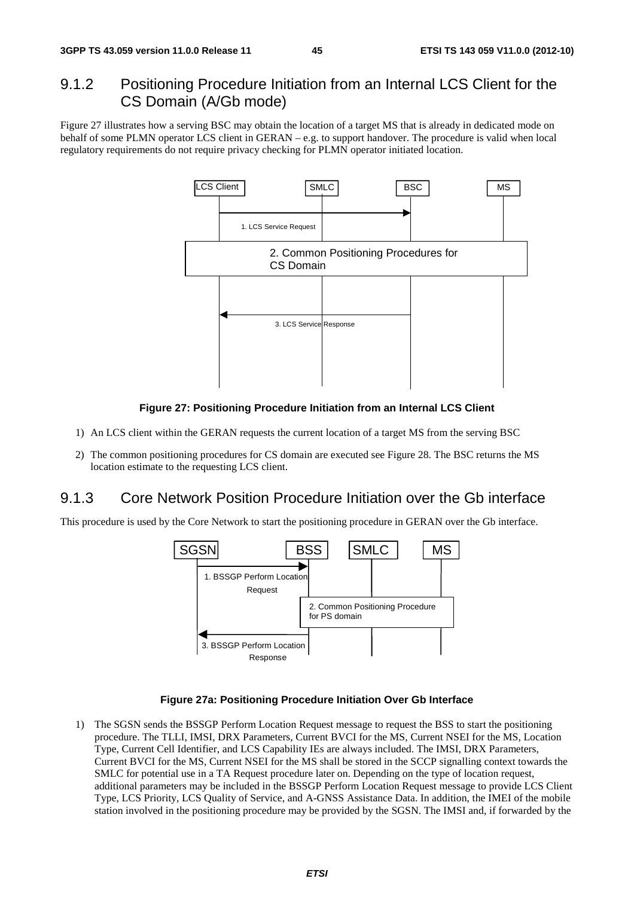## 9.1.2 Positioning Procedure Initiation from an Internal LCS Client for the CS Domain (A/Gb mode)

Figure 27 illustrates how a serving BSC may obtain the location of a target MS that is already in dedicated mode on behalf of some PLMN operator LCS client in GERAN – e.g. to support handover. The procedure is valid when local regulatory requirements do not require privacy checking for PLMN operator initiated location.

**Figure 27: Positioning Procedure Initiation from an Internal LCS Client**

1) An LCS client within the GERAN requests the current location of a target MS from the serving BSC

2) The common positioning procedures for CS domain are executed see Figure 28. The BSC returns the MS location estimate to the requesting LCS client.

## 9.1.3 Core Network Position Procedure Initiation over the Gb interface

This procedure is used by the Core Network to start the positioning procedure in GERAN over the Gb interface.

**Figure 27a: Positioning Procedure Initiation Over Gb Interface**

1) The SGSN sends the BSSGP Perform Location Request message to request the BSS to start the positioning procedure. The TLLI, IMSI, DRX Parameters, Current BVCI for the MS, Current NSEI for the MS, Location Type, Current Cell Identifier, and LCS Capability IEs are always included. The IMSI, DRX Parameters, Current BVCI for the MS, Current NSEI for the MS shall be stored in the SCCP signalling context towards the SMLC for potential use in a TA Request procedure later on. Depending on the type of location request, additional parameters may be included in the BSSGP Perform Location Request message to provide LCS Client Type, LCS Priority, LCS Quality of Service, and A-GNSS Assistance Data. In addition, the IMEI of the mobile station involved in the positioning procedure may be provided by the SGSN. The IMSI and, if forwarded by the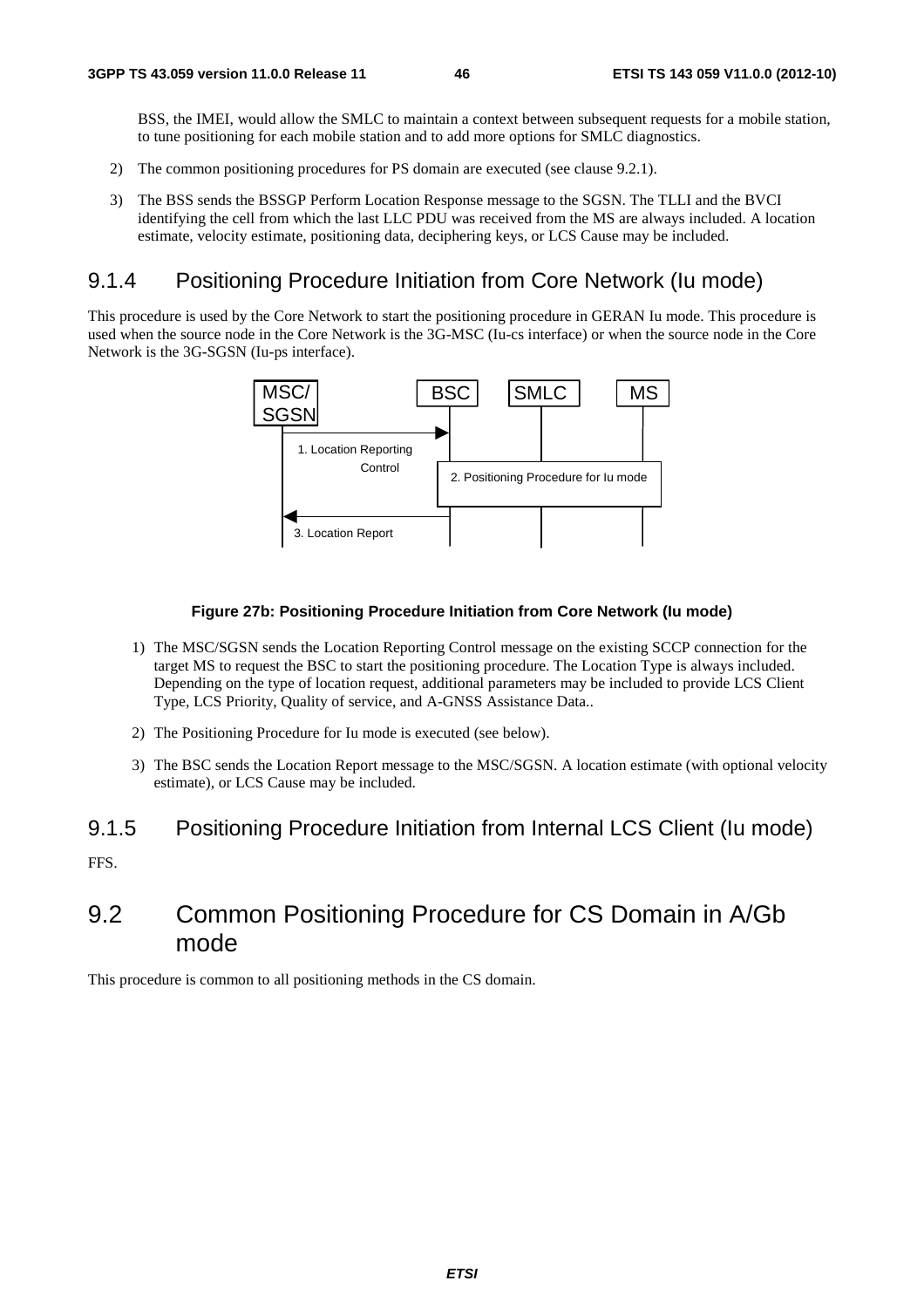BSS, the IMEI, would allow the SMLC to maintain a context between subsequent requests for a mobile station, to tune positioning for each mobile station and to add more options for SMLC diagnostics.

2) The common positioning procedures for PS domain are executed (see clause 9.2.1).

3) The BSS sends the BSSGP Perform Location Response message to the SGSN. The TLLI and the BVCI identifying the cell from which the last LLC PDU was received from the MS are always included. A location estimate, velocity estimate, positioning data, deciphering keys, or LCS Cause may be included.

### 9.1.4 Positioning Procedure Initiation from Core Network (Iu mode)

This procedure is used by the Core Network to start the positioning procedure in GERAN Iu mode. This procedure is used when the source node in the Core Network is the 3G-MSC (Iu-cs interface) or when the source node in the Core Network is the 3G-SGSN (Iu-ps interface).

MSC/SGSN | BSC | SMLC | MS

1. Location Reporting Control

2. Positioning Procedure for Iu mode

3. Location Report

**Figure 27b: Positioning Procedure Initiation from Core Network (Iu mode)**

1) The MSC/SGSN sends the Location Reporting Control message on the existing SCCP connection for the target MS to request the BSC to start the positioning procedure. The Location Type is always included. Depending on the type of location request, additional parameters may be included to provide LCS Client Type, LCS Priority, Quality of service, and A-GNSS Assistance Data..

2) The Positioning Procedure for Iu mode is executed (see below).

3) The BSC sends the Location Report message to the MSC/SGSN. A location estimate (with optional velocity estimate), or LCS Cause may be included.

### 9.1.5 Positioning Procedure Initiation from Internal LCS Client (Iu mode)

FFS.

## 9.2 Common Positioning Procedure for CS Domain in A/Gb mode

This procedure is common to all positioning methods in the CS domain.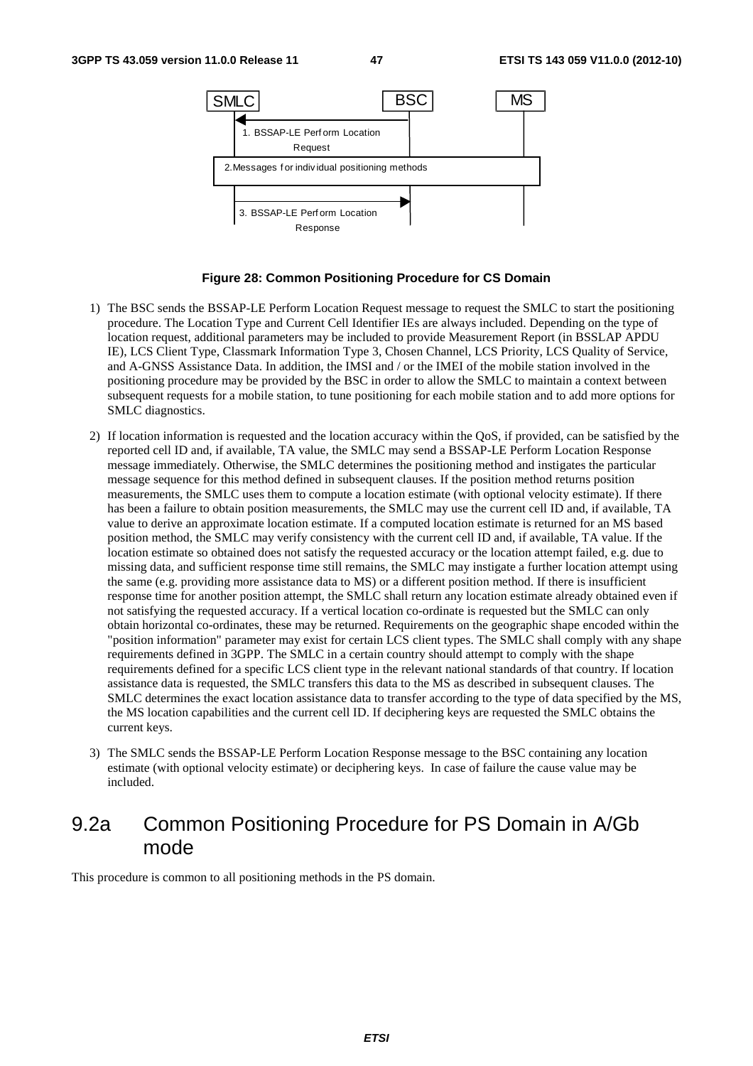**Figure 28: Common Positioning Procedure for CS Domain**

1) The BSC sends the BSSAP-LE Perform Location Request message to request the SMLC to start the positioning procedure. The Location Type and Current Cell Identifier IEs are always included. Depending on the type of location request, additional parameters may be included to provide Measurement Report (in BSSLAP APDU IE), LCS Client Type, Classmark Information Type 3, Chosen Channel, LCS Priority, LCS Quality of Service, and A-GNSS Assistance Data. In addition, the IMSI and / or the IMEI of the mobile station involved in the positioning procedure may be provided by the BSC in order to allow the SMLC to maintain a context between subsequent requests for a mobile station, to tune positioning for each mobile station and to add more options for SMLC diagnostics.

2) If location information is requested and the location accuracy within the QoS, if provided, can be satisfied by the reported cell ID and, if available, TA value, the SMLC may send a BSSAP-LE Perform Location Response message immediately. Otherwise, the SMLC determines the positioning method and instigates the particular message sequence for this method defined in subsequent clauses. If the position method returns position measurements, the SMLC uses them to compute a location estimate (with optional velocity estimate). If there has been a failure to obtain position measurements, the SMLC may use the current cell ID and, if available, TA value to derive an approximate location estimate. If a computed location estimate is returned for an MS based position method, the SMLC may verify consistency with the current cell ID and, if available, TA value. If the location estimate so obtained does not satisfy the requested accuracy or the location attempt failed, e.g. due to missing data, and sufficient response time still remains, the SMLC may instigate a further location attempt using the same (e.g. providing more assistance data to MS) or a different position method. If there is insufficient response time for another position attempt, the SMLC shall return any location estimate already obtained even if not satisfying the requested accuracy. If a vertical location co-ordinate is requested but the SMLC can only obtain horizontal co-ordinates, these may be returned. Requirements on the geographic shape encoded within the "position information" parameter may exist for certain LCS client types. The SMLC shall comply with any shape requirements defined in 3GPP. The SMLC in a certain country should attempt to comply with the shape requirements defined for a specific LCS client type in the relevant national standards of that country. If location assistance data is requested, the SMLC transfers this data to the MS as described in subsequent clauses. The SMLC determines the exact location assistance data to transfer according to the type of data specified by the MS, the MS location capabilities and the current cell ID. If deciphering keys are requested the SMLC obtains the current keys.

3) The SMLC sends the BSSAP-LE Perform Location Response message to the BSC containing any location estimate (with optional velocity estimate) or deciphering keys. In case of failure the cause value may be included.

## 9.2a Common Positioning Procedure for PS Domain in A/Gb mode

This procedure is common to all positioning methods in the PS domain.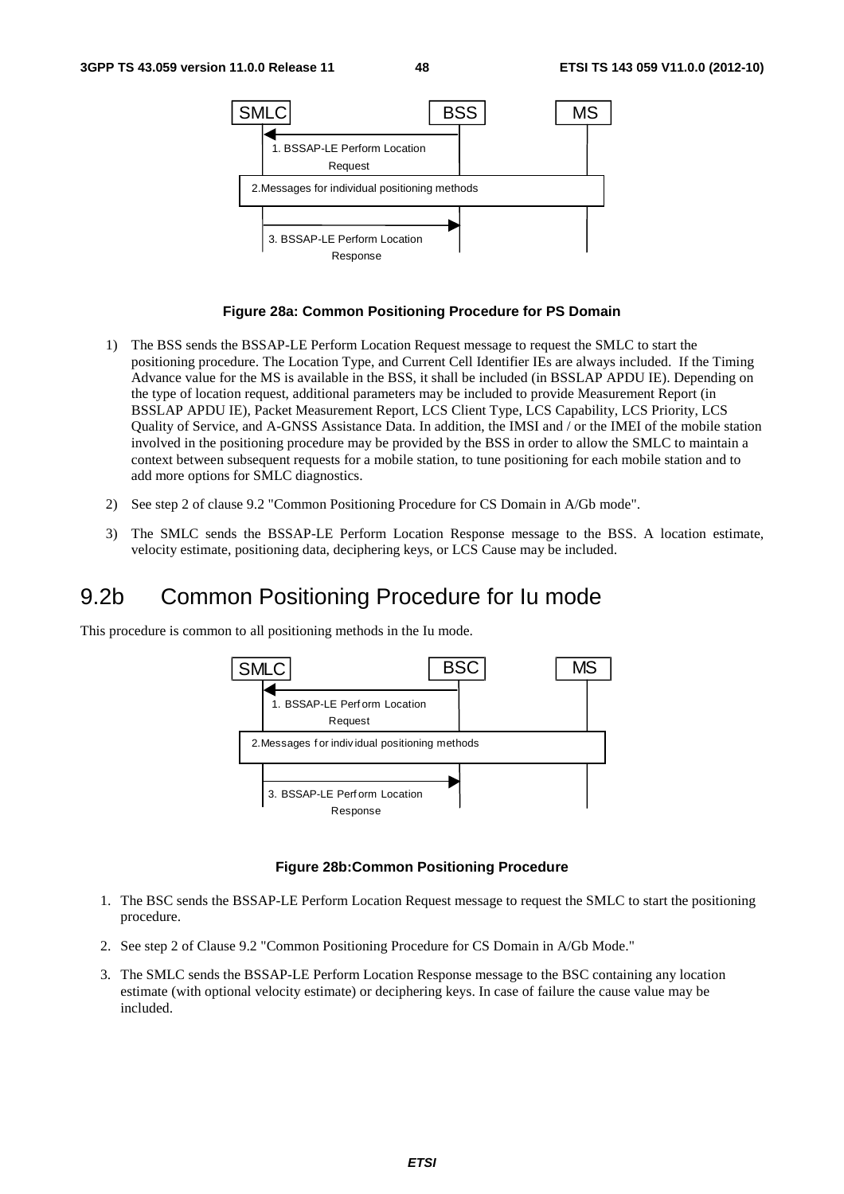**Figure 28a: Common Positioning Procedure for PS Domain**

1) The BSS sends the BSSAP-LE Perform Location Request message to request the SMLC to start the positioning procedure. The Location Type, and Current Cell Identifier IEs are always included. If the Timing Advance value for the MS is available in the BSS, it shall be included (in BSSLAP APDU IE). Depending on the type of location request, additional parameters may be included to provide Measurement Report (in BSSLAP APDU IE), Packet Measurement Report, LCS Client Type, LCS Capability, LCS Priority, LCS Quality of Service, and A-GNSS Assistance Data. In addition, the IMSI and / or the IMEI of the mobile station involved in the positioning procedure may be provided by the BSS in order to allow the SMLC to maintain a context between subsequent requests for a mobile station, to tune positioning for each mobile station and to add more options for SMLC diagnostics.

2) See step 2 of clause 9.2 "Common Positioning Procedure for CS Domain in A/Gb mode".

3) The SMLC sends the BSSAP-LE Perform Location Response message to the BSS. A location estimate, velocity estimate, positioning data, deciphering keys, or LCS Cause may be included.

# 9.2b Common Positioning Procedure for Iu mode

This procedure is common to all positioning methods in the Iu mode.

**Figure 28b:Common Positioning Procedure**

1. The BSC sends the BSSAP-LE Perform Location Request message to request the SMLC to start the positioning procedure.

2. See step 2 of Clause 9.2 "Common Positioning Procedure for CS Domain in A/Gb Mode."

3. The SMLC sends the BSSAP-LE Perform Location Response message to the BSC containing any location estimate (with optional velocity estimate) or deciphering keys. In case of failure the cause value may be included.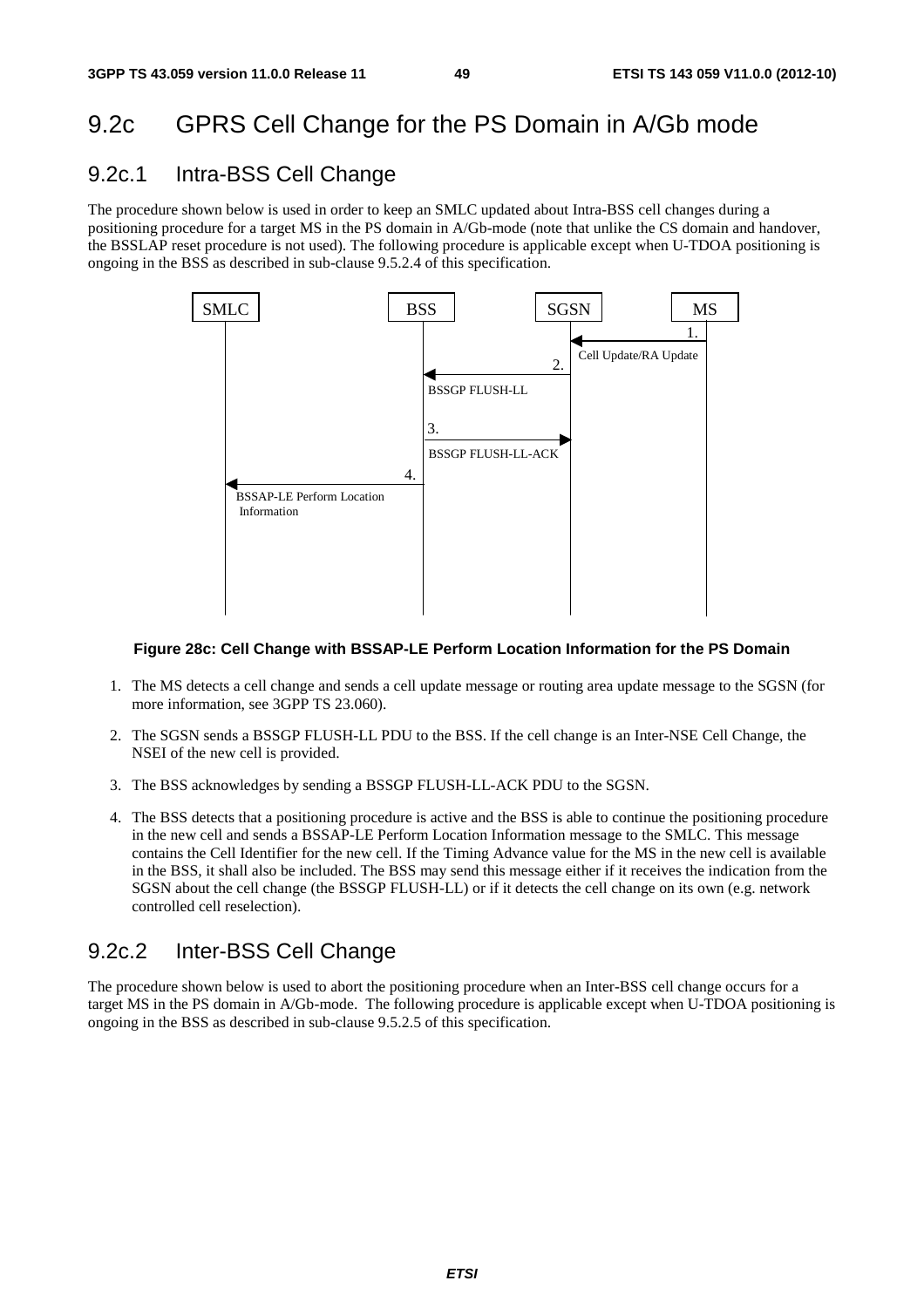## 9.2c GPRS Cell Change for the PS Domain in A/Gb mode

### 9.2c.1 Intra-BSS Cell Change

The procedure shown below is used in order to keep an SMLC updated about Intra-BSS cell changes during a positioning procedure for a target MS in the PS domain in A/Gb-mode (note that unlike the CS domain and handover, the BSSLAP reset procedure is not used). The following procedure is applicable except when U-TDOA positioning is ongoing in the BSS as described in sub-clause 9.5.2.4 of this specification.

SMLC BSS SGSN MS

1. Cell Update/RA Update
2. BSSGP FLUSH-LL
3. BSSGP FLUSH-LL-ACK
4. BSSAP-LE Perform Location Information

**Figure 28c: Cell Change with BSSAP-LE Perform Location Information for the PS Domain**

1. The MS detects a cell change and sends a cell update message or routing area update message to the SGSN (for more information, see 3GPP TS 23.060).
2. The SGSN sends a BSSGP FLUSH-LL PDU to the BSS. If the cell change is an Inter-NSE Cell Change, the NSEI of the new cell is provided.
3. The BSS acknowledges by sending a BSSGP FLUSH-LL-ACK PDU to the SGSN.
4. The BSS detects that a positioning procedure is active and the BSS is able to continue the positioning procedure in the new cell and sends a BSSAP-LE Perform Location Information message to the SMLC. This message contains the Cell Identifier for the new cell. If the Timing Advance value for the MS in the new cell is available in the BSS, it shall also be included. The BSS may send this message either if it receives the indication from the SGSN about the cell change (the BSSGP FLUSH-LL) or if it detects the cell change on its own (e.g. network controlled cell reselection).

### 9.2c.2 Inter-BSS Cell Change

The procedure shown below is used to abort the positioning procedure when an Inter-BSS cell change occurs for a target MS in the PS domain in A/Gb-mode. The following procedure is applicable except when U-TDOA positioning is ongoing in the BSS as described in sub-clause 9.5.2.5 of this specification.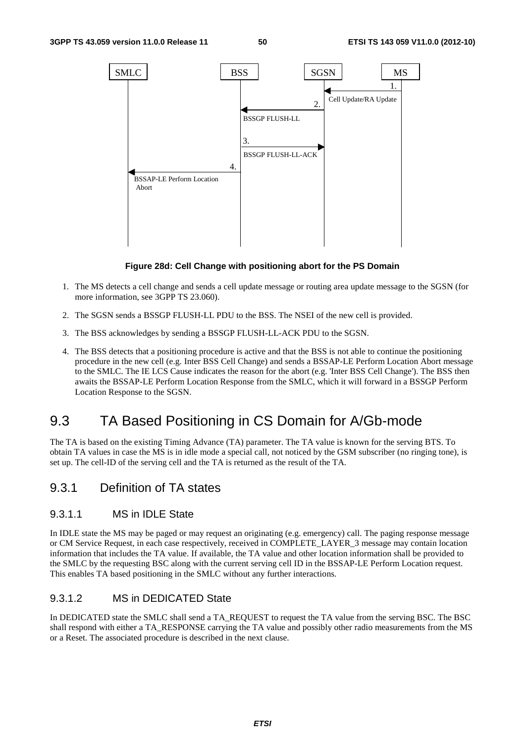Figure 28d: Cell Change with positioning abort for the PS Domain

1. The MS detects a cell change and sends a cell update message or routing area update message to the SGSN (for more information, see 3GPP TS 23.060).
2. The SGSN sends a BSSGP FLUSH-LL PDU to the BSS. The NSEI of the new cell is provided.
3. The BSS acknowledges by sending a BSSGP FLUSH-LL-ACK PDU to the SGSN.
4. The BSS detects that a positioning procedure is active and that the BSS is not able to continue the positioning procedure in the new cell (e.g. Inter BSS Cell Change) and sends a BSSAP-LE Perform Location Abort message to the SMLC. The IE LCS Cause indicates the reason for the abort (e.g. 'Inter BSS Cell Change'). The BSS then awaits the BSSAP-LE Perform Location Response from the SMLC, which it will forward in a BSSGP Perform Location Response to the SGSN.

# 9.3 TA Based Positioning in CS Domain for A/Gb-mode

The TA is based on the existing Timing Advance (TA) parameter. The TA value is known for the serving BTS. To obtain TA values in case the MS is in idle mode a special call, not noticed by the GSM subscriber (no ringing tone), is set up. The cell-ID of the serving cell and the TA is returned as the result of the TA.

## 9.3.1 Definition of TA states

### 9.3.1.1 MS in IDLE State

In IDLE state the MS may be paged or may request an originating (e.g. emergency) call. The paging response message or CM Service Request, in each case respectively, received in COMPLETE_LAYER_3 message may contain location information that includes the TA value. If available, the TA value and other location information shall be provided to the SMLC by the requesting BSC along with the current serving cell ID in the BSSAP-LE Perform Location request. This enables TA based positioning in the SMLC without any further interactions.

### 9.3.1.2 MS in DEDICATED State

In DEDICATED state the SMLC shall send a TA_REQUEST to request the TA value from the serving BSC. The BSC shall respond with either a TA_RESPONSE carrying the TA value and possibly other radio measurements from the MS or a Reset. The associated procedure is described in the next clause.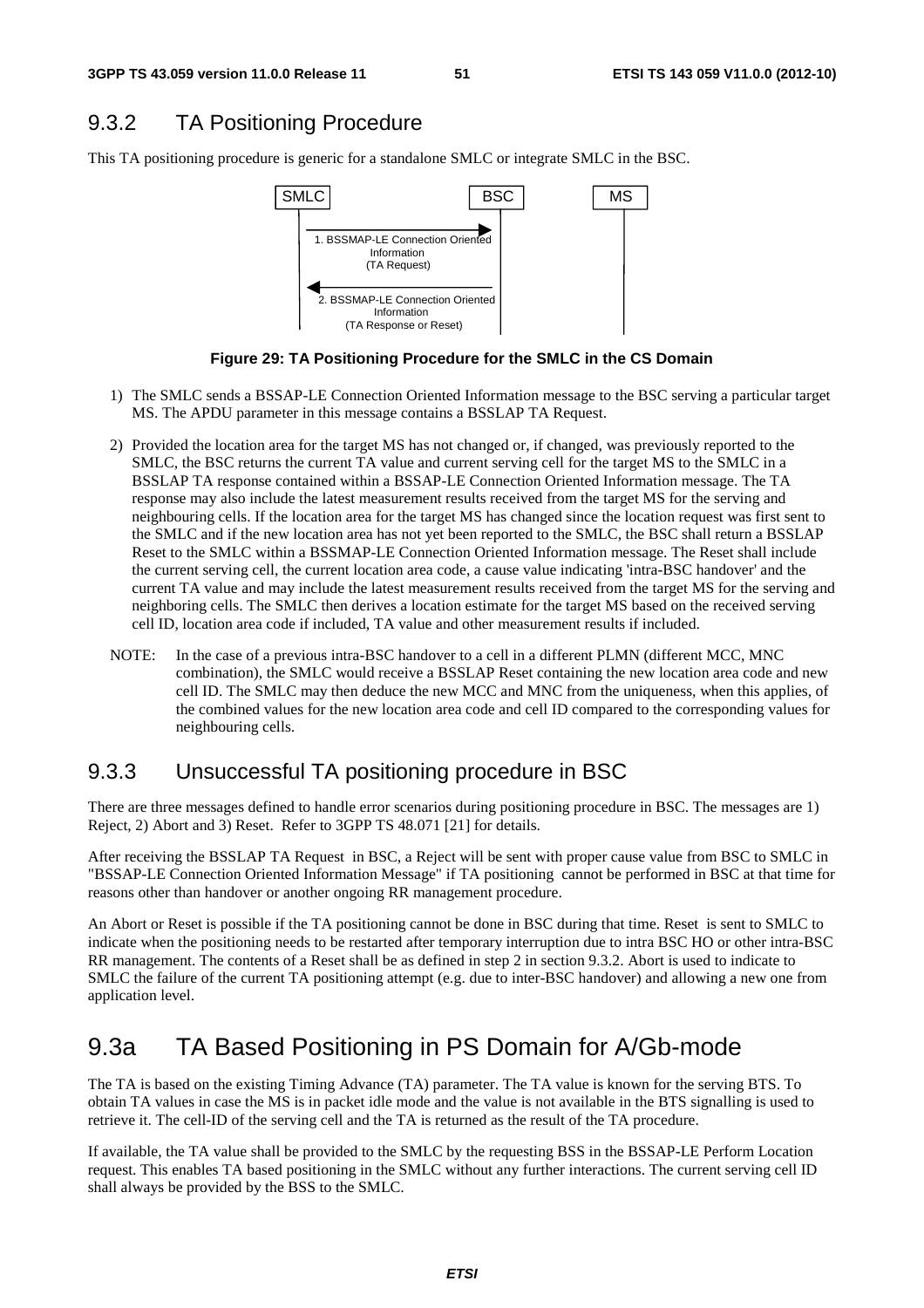## 9.3.2 TA Positioning Procedure

This TA positioning procedure is generic for a standalone SMLC or integrate SMLC in the BSC.

SMLC | BSC | MS

1. BSSMAP-LE Connection Oriented Information (TA Request)

2. BSSMAP-LE Connection Oriented Information (TA Response or Reset)

**Figure 29: TA Positioning Procedure for the SMLC in the CS Domain**

1) The SMLC sends a BSSAP-LE Connection Oriented Information message to the BSC serving a particular target MS. The APDU parameter in this message contains a BSSLAP TA Request.

2) Provided the location area for the target MS has not changed or, if changed, was previously reported to the SMLC, the BSC returns the current TA value and current serving cell for the target MS to the SMLC in a BSSLAP TA response contained within a BSSAP-LE Connection Oriented Information message. The TA response may also include the latest measurement results received from the target MS for the serving and neighbouring cells. If the location area for the target MS has changed since the location request was first sent to the SMLC and if the new location area has not yet been reported to the SMLC, the BSC shall return a BSSLAP Reset to the SMLC within a BSSMAP-LE Connection Oriented Information message. The Reset shall include the current serving cell, the current location area code, a cause value indicating 'intra-BSC handover' and the current TA value and may include the latest measurement results received from the target MS for the serving and neighboring cells. The SMLC then derives a location estimate for the target MS based on the received serving cell ID, location area code if included, TA value and other measurement results if included.

NOTE: In the case of a previous intra-BSC handover to a cell in a different PLMN (different MCC, MNC combination), the SMLC would receive a BSSLAP Reset containing the new location area code and new cell ID. The SMLC may then deduce the new MCC and MNC from the uniqueness, when this applies, of the combined values for the new location area code and cell ID compared to the corresponding values for neighbouring cells.

## 9.3.3 Unsuccessful TA positioning procedure in BSC

There are three messages defined to handle error scenarios during positioning procedure in BSC. The messages are 1) Reject, 2) Abort and 3) Reset. Refer to 3GPP TS 48.071 [21] for details.

After receiving the BSSLAP TA Request in BSC, a Reject will be sent with proper cause value from BSC to SMLC in "BSSAP-LE Connection Oriented Information Message" if TA positioning cannot be performed in BSC at that time for reasons other than handover or another ongoing RR management procedure.

An Abort or Reset is possible if the TA positioning cannot be done in BSC during that time. Reset is sent to SMLC to indicate when the positioning needs to be restarted after temporary interruption due to intra BSC HO or other intra-BSC RR management. The contents of a Reset shall be as defined in step 2 in section 9.3.2. Abort is used to indicate to SMLC the failure of the current TA positioning attempt (e.g. due to inter-BSC handover) and allowing a new one from application level.

# 9.3a TA Based Positioning in PS Domain for A/Gb-mode

The TA is based on the existing Timing Advance (TA) parameter. The TA value is known for the serving BTS. To obtain TA values in case the MS is in packet idle mode and the value is not available in the BTS signalling is used to retrieve it. The cell-ID of the serving cell and the TA is returned as the result of the TA procedure.

If available, the TA value shall be provided to the SMLC by the requesting BSS in the BSSAP-LE Perform Location request. This enables TA based positioning in the SMLC without any further interactions. The current serving cell ID shall always be provided by the BSS to the SMLC.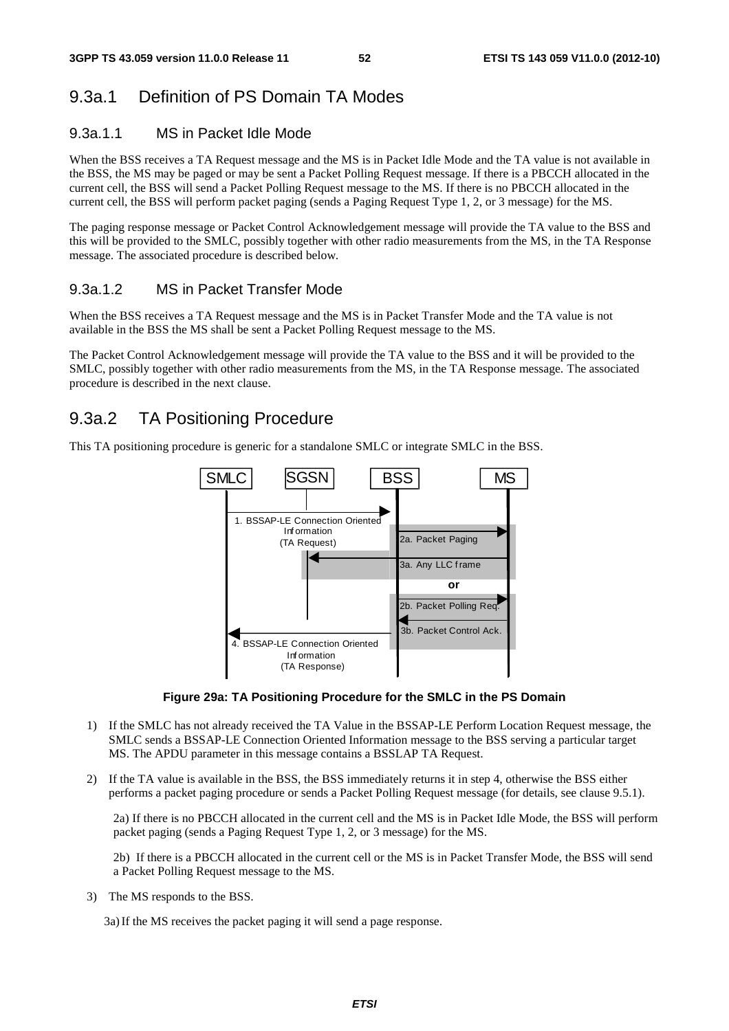## 9.3a.1 Definition of PS Domain TA Modes

### 9.3a.1.1 MS in Packet Idle Mode

When the BSS receives a TA Request message and the MS is in Packet Idle Mode and the TA value is not available in the BSS, the MS may be paged or may be sent a Packet Polling Request message. If there is a PBCCH allocated in the current cell, the BSS will send a Packet Polling Request message to the MS. If there is no PBCCH allocated in the current cell, the BSS will perform packet paging (sends a Paging Request Type 1, 2, or 3 message) for the MS.

The paging response message or Packet Control Acknowledgement message will provide the TA value to the BSS and this will be provided to the SMLC, possibly together with other radio measurements from the MS, in the TA Response message. The associated procedure is described below.

### 9.3a.1.2 MS in Packet Transfer Mode

When the BSS receives a TA Request message and the MS is in Packet Transfer Mode and the TA value is not available in the BSS the MS shall be sent a Packet Polling Request message to the MS.

The Packet Control Acknowledgement message will provide the TA value to the BSS and it will be provided to the SMLC, possibly together with other radio measurements from the MS, in the TA Response message. The associated procedure is described in the next clause.

## 9.3a.2 TA Positioning Procedure

This TA positioning procedure is generic for a standalone SMLC or integrate SMLC in the BSS.

SMLC | SGSN | BSS | MS

1. BSSAP-LE Connection Oriented Information (TA Request)
2a. Packet Paging
3a. Any LLC frame
or
2b. Packet Polling Req.
3b. Packet Control Ack.
4. BSSAP-LE Connection Oriented Information (TA Response)

**Figure 29a: TA Positioning Procedure for the SMLC in the PS Domain**

1) If the SMLC has not already received the TA Value in the BSSAP-LE Perform Location Request message, the SMLC sends a BSSAP-LE Connection Oriented Information message to the BSS serving a particular target MS. The APDU parameter in this message contains a BSSLAP TA Request.

2) If the TA value is available in the BSS, the BSS immediately returns it in step 4, otherwise the BSS either performs a packet paging procedure or sends a Packet Polling Request message (for details, see clause 9.5.1).

   2a) If there is no PBCCH allocated in the current cell and the MS is in Packet Idle Mode, the BSS will perform packet paging (sends a Paging Request Type 1, 2, or 3 message) for the MS.

   2b) If there is a PBCCH allocated in the current cell or the MS is in Packet Transfer Mode, the BSS will send a Packet Polling Request message to the MS.

3) The MS responds to the BSS.

   3a) If the MS receives the packet paging it will send a page response.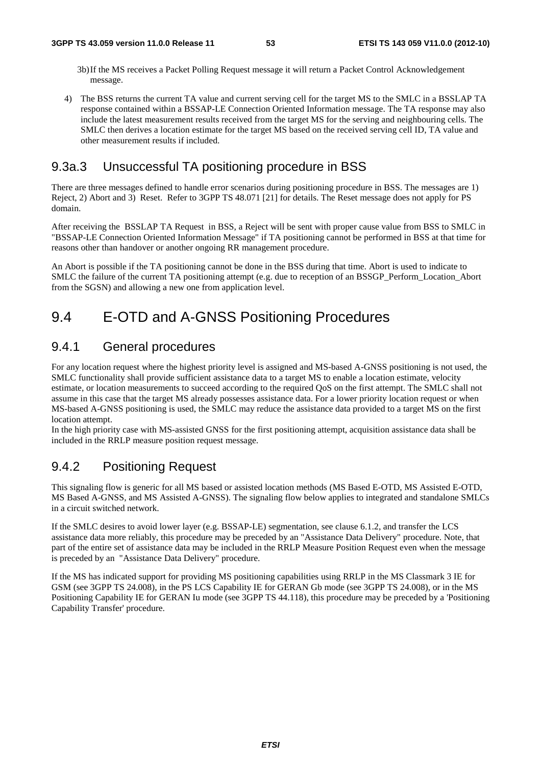3b) If the MS receives a Packet Polling Request message it will return a Packet Control Acknowledgement message.

4) The BSS returns the current TA value and current serving cell for the target MS to the SMLC in a BSSLAP TA response contained within a BSSAP-LE Connection Oriented Information message. The TA response may also include the latest measurement results received from the target MS for the serving and neighbouring cells. The SMLC then derives a location estimate for the target MS based on the received serving cell ID, TA value and other measurement results if included.

### 9.3a.3 Unsuccessful TA positioning procedure in BSS

There are three messages defined to handle error scenarios during positioning procedure in BSS. The messages are 1) Reject, 2) Abort and 3) Reset. Refer to 3GPP TS 48.071 [21] for details. The Reset message does not apply for PS domain.

After receiving the BSSLAP TA Request in BSS, a Reject will be sent with proper cause value from BSS to SMLC in "BSSAP-LE Connection Oriented Information Message" if TA positioning cannot be performed in BSS at that time for reasons other than handover or another ongoing RR management procedure.

An Abort is possible if the TA positioning cannot be done in the BSS during that time. Abort is used to indicate to SMLC the failure of the current TA positioning attempt (e.g. due to reception of an BSSGP_Perform_Location_Abort from the SGSN) and allowing a new one from application level.

## 9.4 E-OTD and A-GNSS Positioning Procedures

### 9.4.1 General procedures

For any location request where the highest priority level is assigned and MS-based A-GNSS positioning is not used, the SMLC functionality shall provide sufficient assistance data to a target MS to enable a location estimate, velocity estimate, or location measurements to succeed according to the required QoS on the first attempt. The SMLC shall not assume in this case that the target MS already possesses assistance data. For a lower priority location request or when MS-based A-GNSS positioning is used, the SMLC may reduce the assistance data provided to a target MS on the first location attempt.
In the high priority case with MS-assisted GNSS for the first positioning attempt, acquisition assistance data shall be included in the RRLP measure position request message.

### 9.4.2 Positioning Request

This signaling flow is generic for all MS based or assisted location methods (MS Based E-OTD, MS Assisted E-OTD, MS Based A-GNSS, and MS Assisted A-GNSS). The signaling flow below applies to integrated and standalone SMLCs in a circuit switched network.

If the SMLC desires to avoid lower layer (e.g. BSSAP-LE) segmentation, see clause 6.1.2, and transfer the LCS assistance data more reliably, this procedure may be preceded by an "Assistance Data Delivery" procedure. Note, that part of the entire set of assistance data may be included in the RRLP Measure Position Request even when the message is preceded by an "Assistance Data Delivery" procedure.

If the MS has indicated support for providing MS positioning capabilities using RRLP in the MS Classmark 3 IE for GSM (see 3GPP TS 24.008), in the PS LCS Capability IE for GERAN Gb mode (see 3GPP TS 24.008), or in the MS Positioning Capability IE for GERAN Iu mode (see 3GPP TS 44.118), this procedure may be preceded by a 'Positioning Capability Transfer' procedure.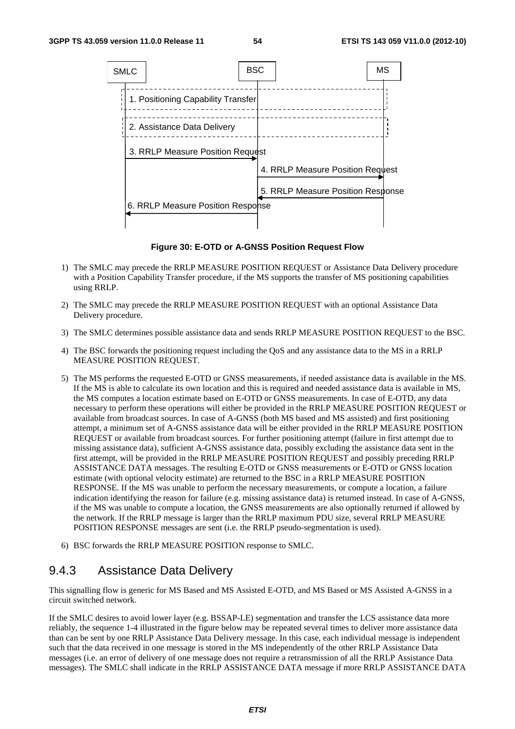**Figure 30: E-OTD or A-GNSS Position Request Flow**

1) The SMLC may precede the RRLP MEASURE POSITION REQUEST or Assistance Data Delivery procedure with a Position Capability Transfer procedure, if the MS supports the transfer of MS positioning capabilities using RRLP.

2) The SMLC may precede the RRLP MEASURE POSITION REQUEST with an optional Assistance Data Delivery procedure.

3) The SMLC determines possible assistance data and sends RRLP MEASURE POSITION REQUEST to the BSC.

4) The BSC forwards the positioning request including the QoS and any assistance data to the MS in a RRLP MEASURE POSITION REQUEST.

5) The MS performs the requested E-OTD or GNSS measurements, if needed assistance data is available in the MS. If the MS is able to calculate its own location and this is required and needed assistance data is available in MS, the MS computes a location estimate based on E-OTD or GNSS measurements. In case of E-OTD, any data necessary to perform these operations will either be provided in the RRLP MEASURE POSITION REQUEST or available from broadcast sources. In case of A-GNSS (both MS based and MS assisted) and first positioning attempt, a minimum set of A-GNSS assistance data will be either provided in the RRLP MEASURE POSITION REQUEST or available from broadcast sources. For further positioning attempt (failure in first attempt due to missing assistance data), sufficient A-GNSS assistance data, possibly excluding the assistance data sent in the first attempt, will be provided in the RRLP MEASURE POSITION REQUEST and possibly preceding RRLP ASSISTANCE DATA messages. The resulting E-OTD or GNSS measurements or E-OTD or GNSS location estimate (with optional velocity estimate) are returned to the BSC in a RRLP MEASURE POSITION RESPONSE. If the MS was unable to perform the necessary measurements, or compute a location, a failure indication identifying the reason for failure (e.g. missing assistance data) is returned instead. In case of A-GNSS, if the MS was unable to compute a location, the GNSS measurements are also optionally returned if allowed by the network. If the RRLP message is larger than the RRLP maximum PDU size, several RRLP MEASURE POSITION RESPONSE messages are sent (i.e. the RRLP pseudo-segmentation is used).

6) BSC forwards the RRLP MEASURE POSITION response to SMLC.

### 9.4.3 Assistance Data Delivery

This signalling flow is generic for MS Based and MS Assisted E-OTD, and MS Based or MS Assisted A-GNSS in a circuit switched network.

If the SMLC desires to avoid lower layer (e.g. BSSAP-LE) segmentation and transfer the LCS assistance data more reliably, the sequence 1-4 illustrated in the figure below may be repeated several times to deliver more assistance data than can be sent by one RRLP Assistance Data Delivery message. In this case, each individual message is independent such that the data received in one message is stored in the MS independently of the other RRLP Assistance Data messages (i.e. an error of delivery of one message does not require a retransmission of all the RRLP Assistance Data messages). The SMLC shall indicate in the RRLP ASSISTANCE DATA message if more RRLP ASSISTANCE DATA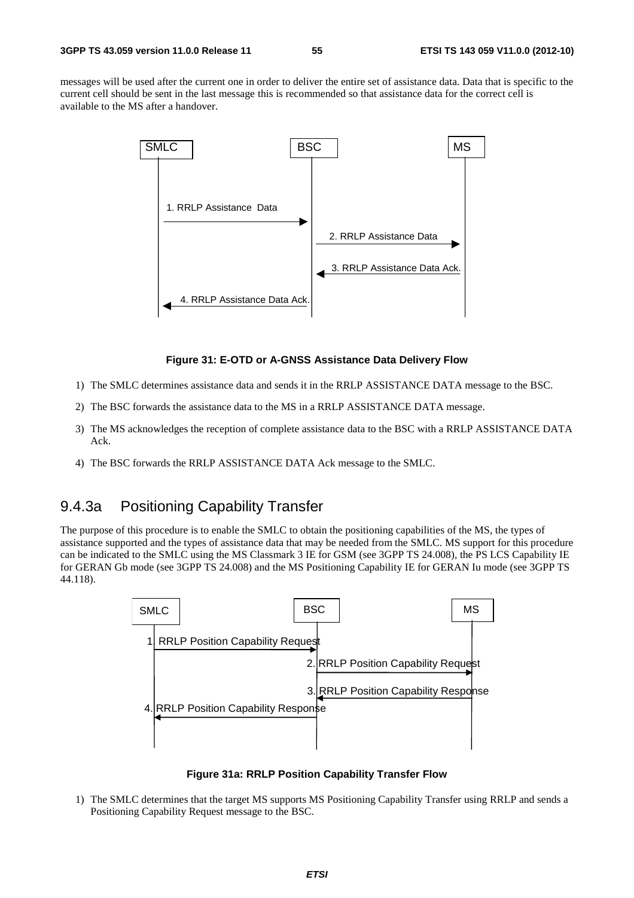messages will be used after the current one in order to deliver the entire set of assistance data. Data that is specific to the current cell should be sent in the last message this is recommended so that assistance data for the correct cell is available to the MS after a handover.

**Figure 31: E-OTD or A-GNSS Assistance Data Delivery Flow**

1) The SMLC determines assistance data and sends it in the RRLP ASSISTANCE DATA message to the BSC.

2) The BSC forwards the assistance data to the MS in a RRLP ASSISTANCE DATA message.

3) The MS acknowledges the reception of complete assistance data to the BSC with a RRLP ASSISTANCE DATA Ack.

4) The BSC forwards the RRLP ASSISTANCE DATA Ack message to the SMLC.

## 9.4.3a Positioning Capability Transfer

The purpose of this procedure is to enable the SMLC to obtain the positioning capabilities of the MS, the types of assistance supported and the types of assistance data that may be needed from the SMLC. MS support for this procedure can be indicated to the SMLC using the MS Classmark 3 IE for GSM (see 3GPP TS 24.008), the PS LCS Capability IE for GERAN Gb mode (see 3GPP TS 24.008) and the MS Positioning Capability IE for GERAN Iu mode (see 3GPP TS 44.118).

**Figure 31a: RRLP Position Capability Transfer Flow**

1) The SMLC determines that the target MS supports MS Positioning Capability Transfer using RRLP and sends a Positioning Capability Request message to the BSC.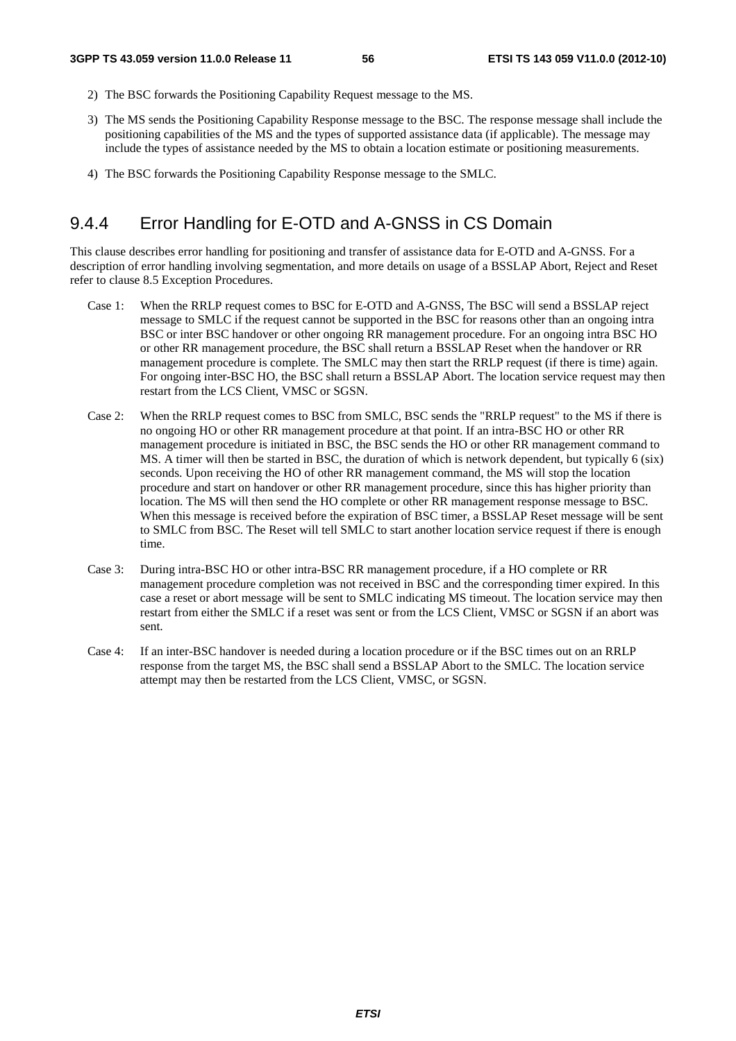2) The BSC forwards the Positioning Capability Request message to the MS.

3) The MS sends the Positioning Capability Response message to the BSC. The response message shall include the positioning capabilities of the MS and the types of supported assistance data (if applicable). The message may include the types of assistance needed by the MS to obtain a location estimate or positioning measurements.

4) The BSC forwards the Positioning Capability Response message to the SMLC.

### 9.4.4 Error Handling for E-OTD and A-GNSS in CS Domain

This clause describes error handling for positioning and transfer of assistance data for E-OTD and A-GNSS. For a description of error handling involving segmentation, and more details on usage of a BSSLAP Abort, Reject and Reset refer to clause 8.5 Exception Procedures.

Case 1: When the RRLP request comes to BSC for E-OTD and A-GNSS, The BSC will send a BSSLAP reject message to SMLC if the request cannot be supported in the BSC for reasons other than an ongoing intra BSC or inter BSC handover or other ongoing RR management procedure. For an ongoing intra BSC HO or other RR management procedure, the BSC shall return a BSSLAP Reset when the handover or RR management procedure is complete. The SMLC may then start the RRLP request (if there is time) again. For ongoing inter-BSC HO, the BSC shall return a BSSLAP Abort. The location service request may then restart from the LCS Client, VMSC or SGSN.

Case 2: When the RRLP request comes to BSC from SMLC, BSC sends the "RRLP request" to the MS if there is no ongoing HO or other RR management procedure at that point. If an intra-BSC HO or other RR management procedure is initiated in BSC, the BSC sends the HO or other RR management command to MS. A timer will then be started in BSC, the duration of which is network dependent, but typically 6 (six) seconds. Upon receiving the HO of other RR management command, the MS will stop the location procedure and start on handover or other RR management procedure, since this has higher priority than location. The MS will then send the HO complete or other RR management response message to BSC. When this message is received before the expiration of BSC timer, a BSSLAP Reset message will be sent to SMLC from BSC. The Reset will tell SMLC to start another location service request if there is enough time.

Case 3: During intra-BSC HO or other intra-BSC RR management procedure, if a HO complete or RR management procedure completion was not received in BSC and the corresponding timer expired. In this case a reset or abort message will be sent to SMLC indicating MS timeout. The location service may then restart from either the SMLC if a reset was sent or from the LCS Client, VMSC or SGSN if an abort was sent.

Case 4: If an inter-BSC handover is needed during a location procedure or if the BSC times out on an RRLP response from the target MS, the BSC shall send a BSSLAP Abort to the SMLC. The location service attempt may then be restarted from the LCS Client, VMSC, or SGSN.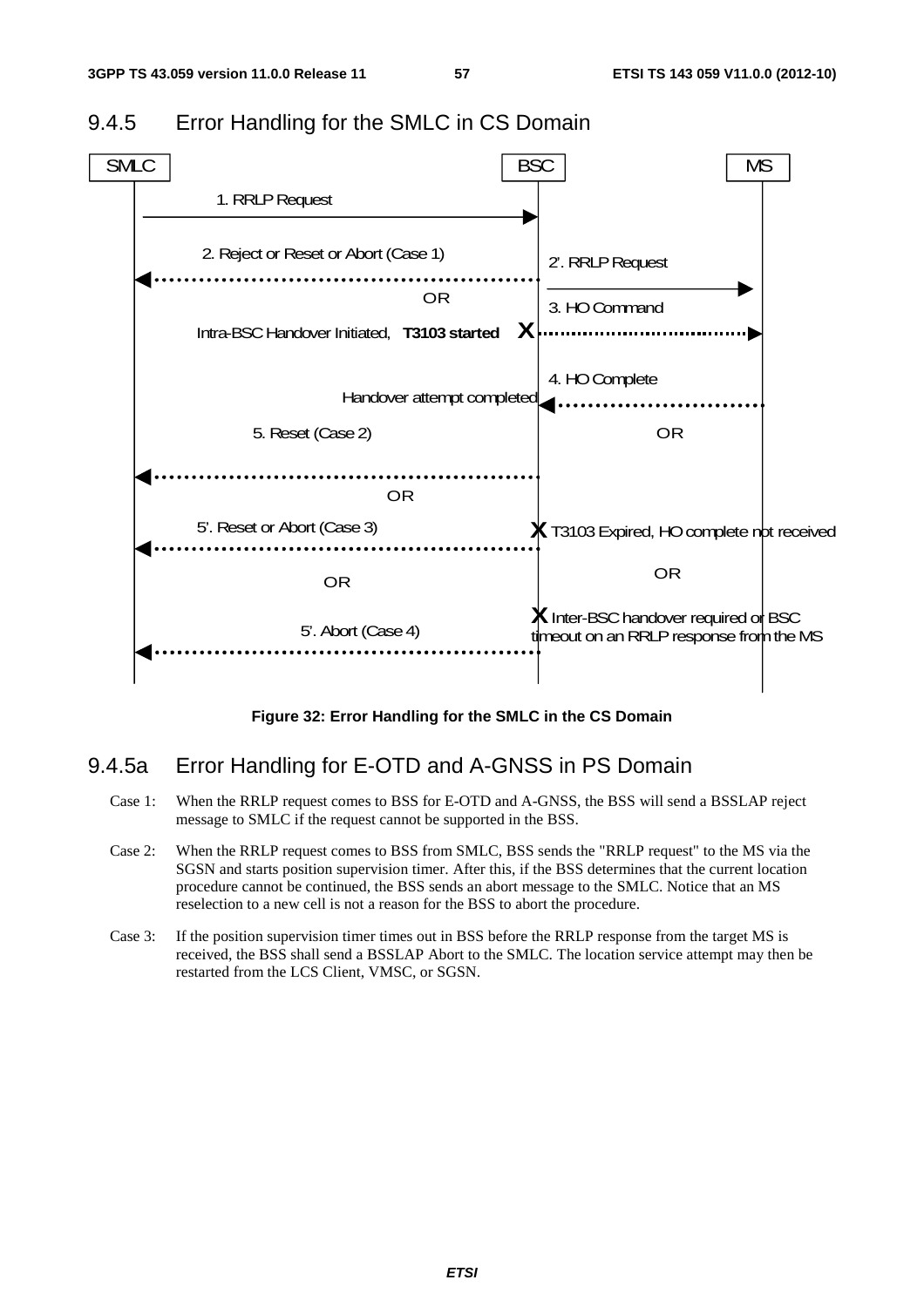## 9.4.5 Error Handling for the SMLC in CS Domain

**Figure 32: Error Handling for the SMLC in the CS Domain**

## 9.4.5a Error Handling for E-OTD and A-GNSS in PS Domain

Case 1: When the RRLP request comes to BSS for E-OTD and A-GNSS, the BSS will send a BSSLAP reject message to SMLC if the request cannot be supported in the BSS.

Case 2: When the RRLP request comes to BSS from SMLC, BSS sends the "RRLP request" to the MS via the SGSN and starts position supervision timer. After this, if the BSS determines that the current location procedure cannot be continued, the BSS sends an abort message to the SMLC. Notice that an MS reselection to a new cell is not a reason for the BSS to abort the procedure.

Case 3: If the position supervision timer times out in BSS before the RRLP response from the target MS is received, the BSS shall send a BSSLAP Abort to the SMLC. The location service attempt may then be restarted from the LCS Client, VMSC, or SGSN.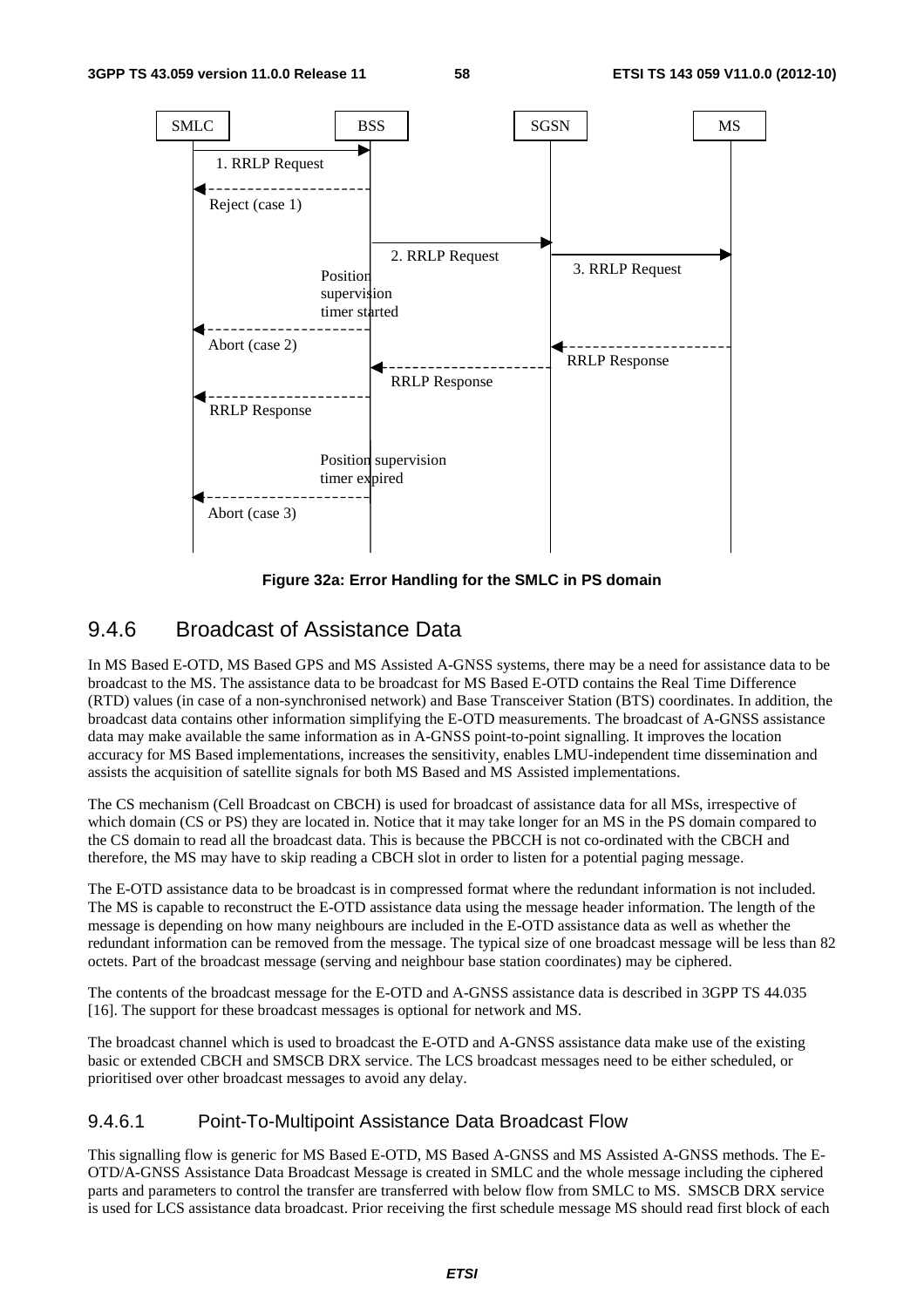Figure 32a: Error Handling for the SMLC in PS domain

## 9.4.6 Broadcast of Assistance Data

In MS Based E-OTD, MS Based GPS and MS Assisted A-GNSS systems, there may be a need for assistance data to be broadcast to the MS. The assistance data to be broadcast for MS Based E-OTD contains the Real Time Difference (RTD) values (in case of a non-synchronised network) and Base Transceiver Station (BTS) coordinates. In addition, the broadcast data contains other information simplifying the E-OTD measurements. The broadcast of A-GNSS assistance data may make available the same information as in A-GNSS point-to-point signalling. It improves the location accuracy for MS Based implementations, increases the sensitivity, enables LMU-independent time dissemination and assists the acquisition of satellite signals for both MS Based and MS Assisted implementations.

The CS mechanism (Cell Broadcast on CBCH) is used for broadcast of assistance data for all MSs, irrespective of which domain (CS or PS) they are located in. Notice that it may take longer for an MS in the PS domain compared to the CS domain to read all the broadcast data. This is because the PBCCH is not co-ordinated with the CBCH and therefore, the MS may have to skip reading a CBCH slot in order to listen for a potential paging message.

The E-OTD assistance data to be broadcast is in compressed format where the redundant information is not included. The MS is capable to reconstruct the E-OTD assistance data using the message header information. The length of the message is depending on how many neighbours are included in the E-OTD assistance data as well as whether the redundant information can be removed from the message. The typical size of one broadcast message will be less than 82 octets. Part of the broadcast message (serving and neighbour base station coordinates) may be ciphered.

The contents of the broadcast message for the E-OTD and A-GNSS assistance data is described in 3GPP TS 44.035 [16]. The support for these broadcast messages is optional for network and MS.

The broadcast channel which is used to broadcast the E-OTD and A-GNSS assistance data make use of the existing basic or extended CBCH and SMSCB DRX service. The LCS broadcast messages need to be either scheduled, or prioritised over other broadcast messages to avoid any delay.

### 9.4.6.1 Point-To-Multipoint Assistance Data Broadcast Flow

This signalling flow is generic for MS Based E-OTD, MS Based A-GNSS and MS Assisted A-GNSS methods. The E-OTD/A-GNSS Assistance Data Broadcast Message is created in SMLC and the whole message including the ciphered parts and parameters to control the transfer are transferred with below flow from SMLC to MS. SMSCB DRX service is used for LCS assistance data broadcast. Prior receiving the first schedule message MS should read first block of each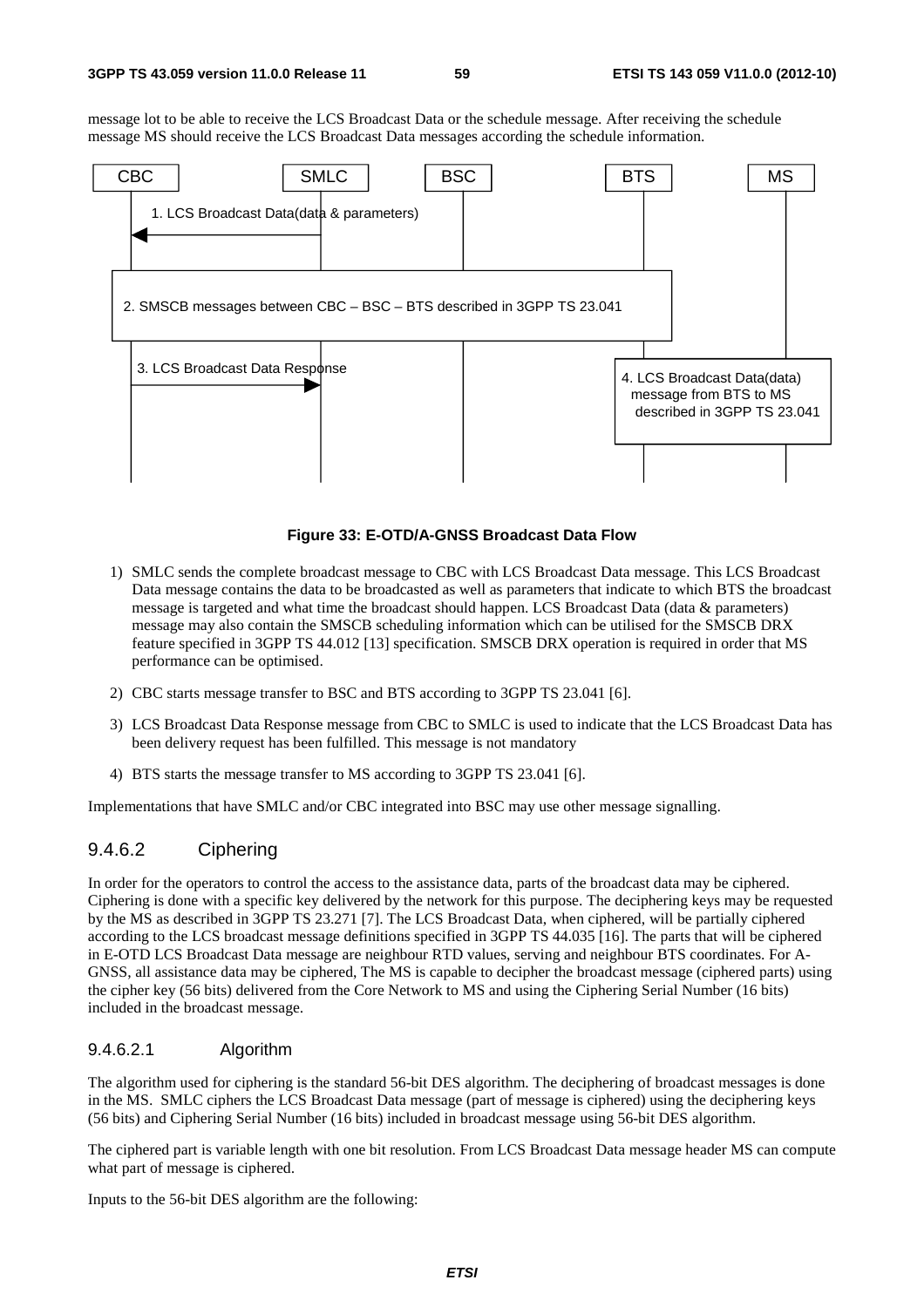message lot to be able to receive the LCS Broadcast Data or the schedule message. After receiving the schedule message MS should receive the LCS Broadcast Data messages according the schedule information.

**Figure 33: E-OTD/A-GNSS Broadcast Data Flow**

1) SMLC sends the complete broadcast message to CBC with LCS Broadcast Data message. This LCS Broadcast Data message contains the data to be broadcasted as well as parameters that indicate to which BTS the broadcast message is targeted and what time the broadcast should happen. LCS Broadcast Data (data & parameters) message may also contain the SMSCB scheduling information which can be utilised for the SMSCB DRX feature specified in 3GPP TS 44.012 [13] specification. SMSCB DRX operation is required in order that MS performance can be optimised.

2) CBC starts message transfer to BSC and BTS according to 3GPP TS 23.041 [6].

3) LCS Broadcast Data Response message from CBC to SMLC is used to indicate that the LCS Broadcast Data has been delivery request has been fulfilled. This message is not mandatory

4) BTS starts the message transfer to MS according to 3GPP TS 23.041 [6].

Implementations that have SMLC and/or CBC integrated into BSC may use other message signalling.

### 9.4.6.2 Ciphering

In order for the operators to control the access to the assistance data, parts of the broadcast data may be ciphered. Ciphering is done with a specific key delivered by the network for this purpose. The deciphering keys may be requested by the MS as described in 3GPP TS 23.271 [7]. The LCS Broadcast Data, when ciphered, will be partially ciphered according to the LCS broadcast message definitions specified in 3GPP TS 44.035 [16]. The parts that will be ciphered in E-OTD LCS Broadcast Data message are neighbour RTD values, serving and neighbour BTS coordinates. For A-GNSS, all assistance data may be ciphered, The MS is capable to decipher the broadcast message (ciphered parts) using the cipher key (56 bits) delivered from the Core Network to MS and using the Ciphering Serial Number (16 bits) included in the broadcast message.

#### 9.4.6.2.1 Algorithm

The algorithm used for ciphering is the standard 56-bit DES algorithm. The deciphering of broadcast messages is done in the MS. SMLC ciphers the LCS Broadcast Data message (part of message is ciphered) using the deciphering keys (56 bits) and Ciphering Serial Number (16 bits) included in broadcast message using 56-bit DES algorithm.

The ciphered part is variable length with one bit resolution. From LCS Broadcast Data message header MS can compute what part of message is ciphered.

Inputs to the 56-bit DES algorithm are the following: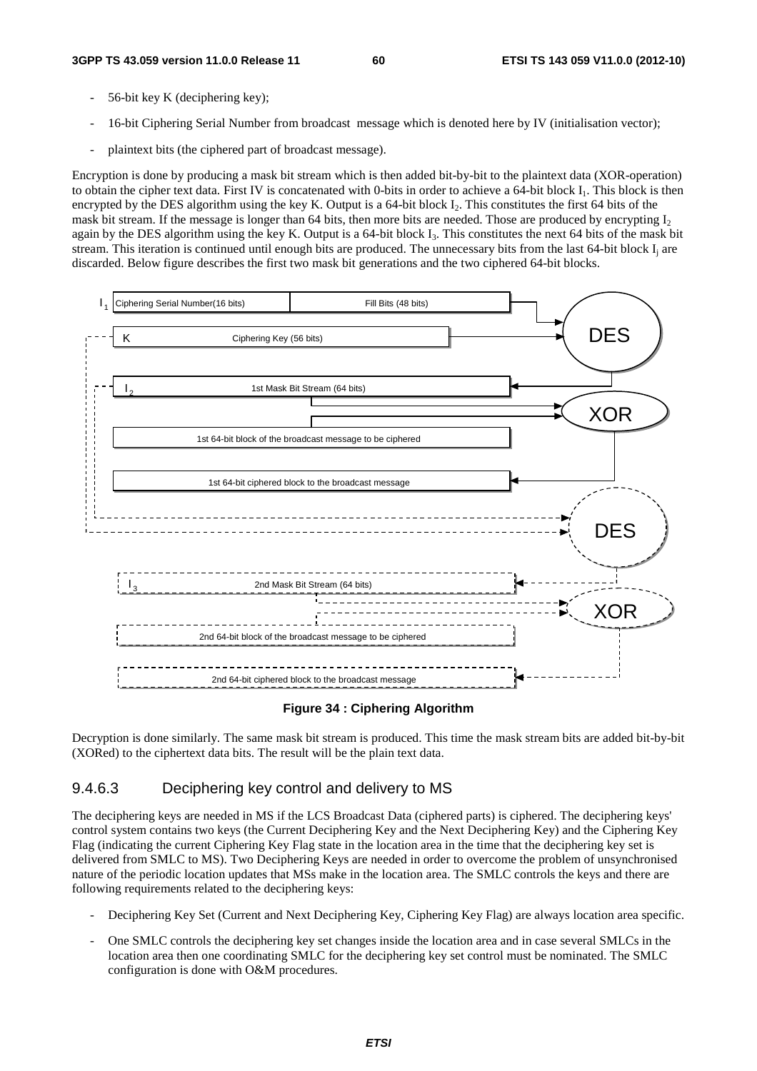- 56-bit key K (deciphering key);
- 16-bit Ciphering Serial Number from broadcast message which is denoted here by IV (initialisation vector);
- plaintext bits (the ciphered part of broadcast message).

Encryption is done by producing a mask bit stream which is then added bit-by-bit to the plaintext data (XOR-operation) to obtain the cipher text data. First IV is concatenated with 0-bits in order to achieve a 64-bit block $I_1$. This block is then encrypted by the DES algorithm using the key K. Output is a 64-bit block $I_2$. This constitutes the first 64 bits of the mask bit stream. If the message is longer than 64 bits, then more bits are needed. Those are produced by encrypting $I_2$ again by the DES algorithm using the key K. Output is a 64-bit block $I_3$. This constitutes the next 64 bits of the mask bit stream. This iteration is continued until enough bits are produced. The unnecessary bits from the last 64-bit block $I_j$ are discarded. Below figure describes the first two mask bit generations and the two ciphered 64-bit blocks.

**Figure 34 : Ciphering Algorithm**

Decryption is done similarly. The same mask bit stream is produced. This time the mask stream bits are added bit-by-bit (XORed) to the ciphertext data bits. The result will be the plain text data.

### 9.4.6.3 Deciphering key control and delivery to MS

The deciphering keys are needed in MS if the LCS Broadcast Data (ciphered parts) is ciphered. The deciphering keys' control system contains two keys (the Current Deciphering Key and the Next Deciphering Key) and the Ciphering Key Flag (indicating the current Ciphering Key Flag state in the location area in the time that the deciphering key set is delivered from SMLC to MS). Two Deciphering Keys are needed in order to overcome the problem of unsynchronised nature of the periodic location updates that MSs make in the location area. The SMLC controls the keys and there are following requirements related to the deciphering keys:

- Deciphering Key Set (Current and Next Deciphering Key, Ciphering Key Flag) are always location area specific.
- One SMLC controls the deciphering key set changes inside the location area and in case several SMLCs in the location area then one coordinating SMLC for the deciphering key set control must be nominated. The SMLC configuration is done with O&M procedures.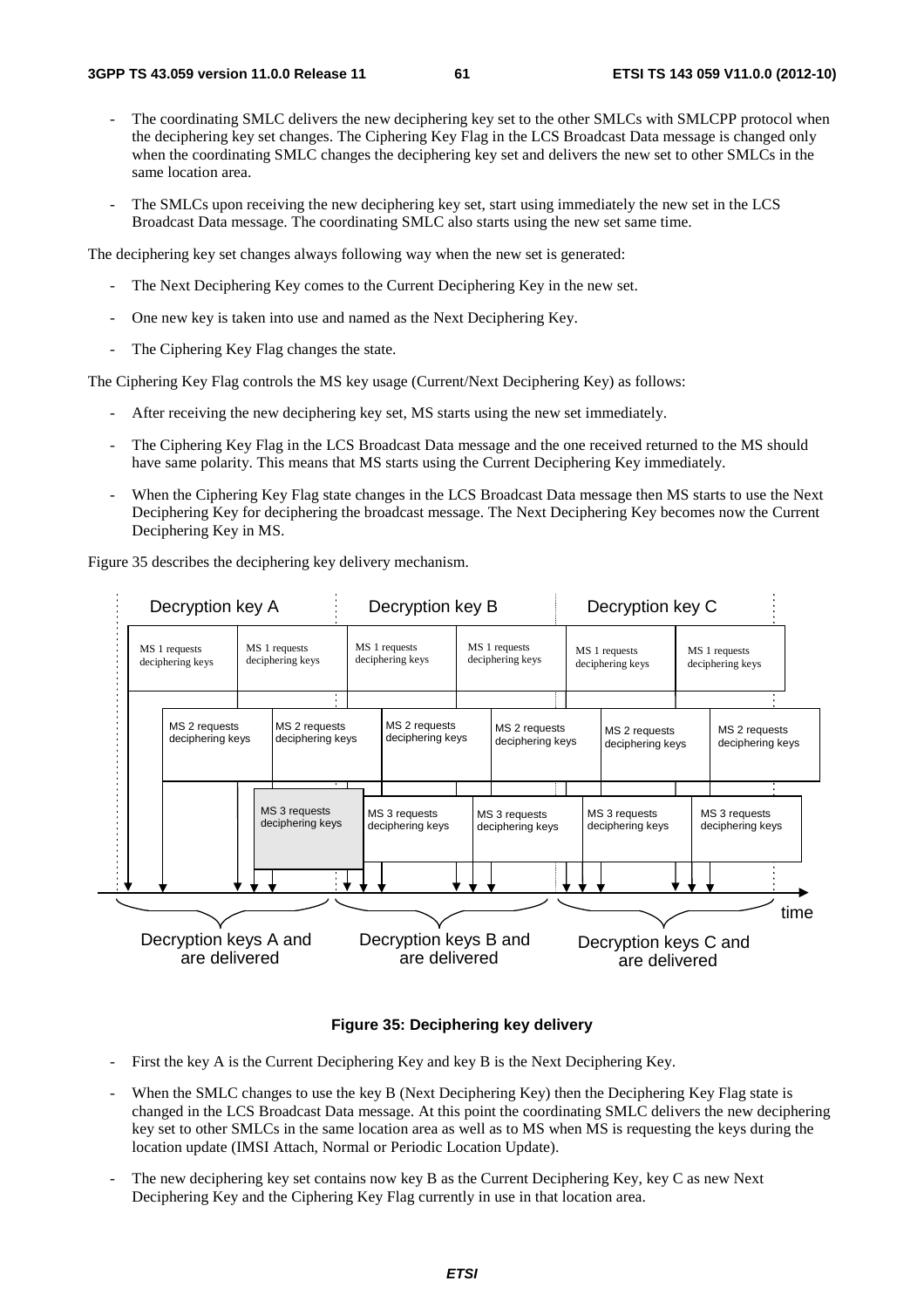- The coordinating SMLC delivers the new deciphering key set to the other SMLCs with SMLCPP protocol when the deciphering key set changes. The Ciphering Key Flag in the LCS Broadcast Data message is changed only when the coordinating SMLC changes the deciphering key set and delivers the new set to other SMLCs in the same location area.
- The SMLCs upon receiving the new deciphering key set, start using immediately the new set in the LCS Broadcast Data message. The coordinating SMLC also starts using the new set same time.

The deciphering key set changes always following way when the new set is generated:

- The Next Deciphering Key comes to the Current Deciphering Key in the new set.
- One new key is taken into use and named as the Next Deciphering Key.
- The Ciphering Key Flag changes the state.

The Ciphering Key Flag controls the MS key usage (Current/Next Deciphering Key) as follows:

- After receiving the new deciphering key set, MS starts using the new set immediately.
- The Ciphering Key Flag in the LCS Broadcast Data message and the one received returned to the MS should have same polarity. This means that MS starts using the Current Deciphering Key immediately.
- When the Ciphering Key Flag state changes in the LCS Broadcast Data message then MS starts to use the Next Deciphering Key for deciphering the broadcast message. The Next Deciphering Key becomes now the Current Deciphering Key in MS.

Figure 35 describes the deciphering key delivery mechanism.

**Figure 35: Deciphering key delivery**

- First the key A is the Current Deciphering Key and key B is the Next Deciphering Key.
- When the SMLC changes to use the key B (Next Deciphering Key) then the Deciphering Key Flag state is changed in the LCS Broadcast Data message. At this point the coordinating SMLC delivers the new deciphering key set to other SMLCs in the same location area as well as to MS when MS is requesting the keys during the location update (IMSI Attach, Normal or Periodic Location Update).
- The new deciphering key set contains now key B as the Current Deciphering Key, key C as new Next Deciphering Key and the Ciphering Key Flag currently in use in that location area.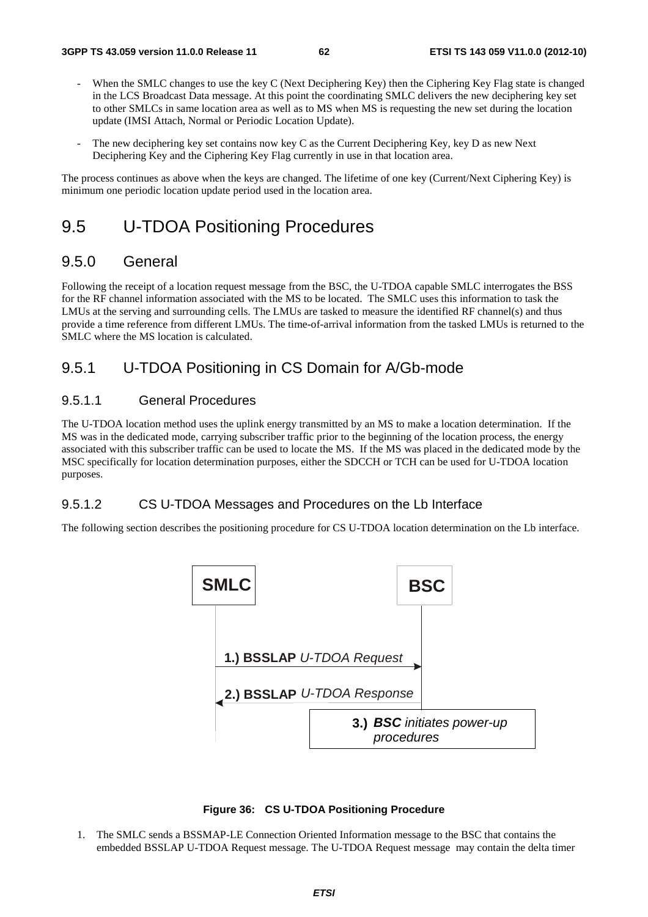- When the SMLC changes to use the key C (Next Deciphering Key) then the Ciphering Key Flag state is changed in the LCS Broadcast Data message. At this point the coordinating SMLC delivers the new deciphering key set to other SMLCs in same location area as well as to MS when MS is requesting the new set during the location update (IMSI Attach, Normal or Periodic Location Update).

- The new deciphering key set contains now key C as the Current Deciphering Key, key D as new Next Deciphering Key and the Ciphering Key Flag currently in use in that location area.

The process continues as above when the keys are changed. The lifetime of one key (Current/Next Ciphering Key) is minimum one periodic location update period used in the location area.

# 9.5 U-TDOA Positioning Procedures

## 9.5.0 General

Following the receipt of a location request message from the BSC, the U-TDOA capable SMLC interrogates the BSS for the RF channel information associated with the MS to be located. The SMLC uses this information to task the LMUs at the serving and surrounding cells. The LMUs are tasked to measure the identified RF channel(s) and thus provide a time reference from different LMUs. The time-of-arrival information from the tasked LMUs is returned to the SMLC where the MS location is calculated.

## 9.5.1 U-TDOA Positioning in CS Domain for A/Gb-mode

### 9.5.1.1 General Procedures

The U-TDOA location method uses the uplink energy transmitted by an MS to make a location determination. If the MS was in the dedicated mode, carrying subscriber traffic prior to the beginning of the location process, the energy associated with this subscriber traffic can be used to locate the MS. If the MS was placed in the dedicated mode by the MSC specifically for location determination purposes, either the SDCCH or TCH can be used for U-TDOA location purposes.

### 9.5.1.2 CS U-TDOA Messages and Procedures on the Lb Interface

The following section describes the positioning procedure for CS U-TDOA location determination on the Lb interface.

SMLC | BSC

1.) **BSSLAP** *U-TDOA Request* (SMLC → BSC)

2.) **BSSLAP** *U-TDOA Response* (BSC → SMLC)

3.) ***BSC*** *initiates power-up procedures*

**Figure 36: CS U-TDOA Positioning Procedure**

1. The SMLC sends a BSSMAP-LE Connection Oriented Information message to the BSC that contains the embedded BSSLAP U-TDOA Request message. The U-TDOA Request message may contain the delta timer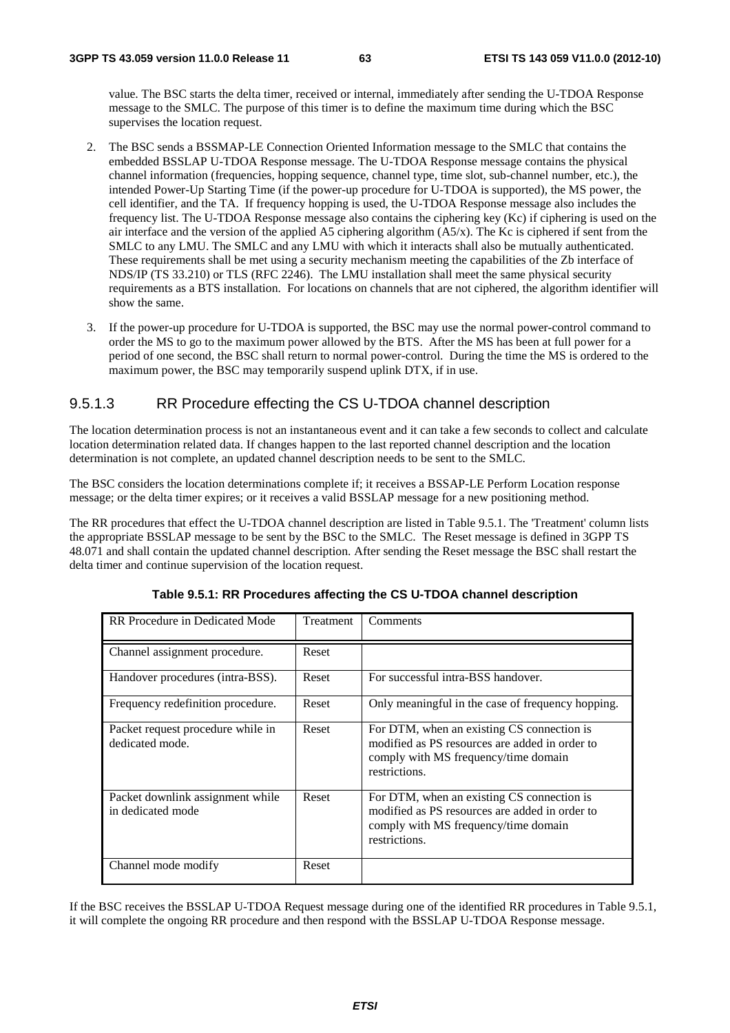value. The BSC starts the delta timer, received or internal, immediately after sending the U-TDOA Response message to the SMLC. The purpose of this timer is to define the maximum time during which the BSC supervises the location request.

2. The BSC sends a BSSMAP-LE Connection Oriented Information message to the SMLC that contains the embedded BSSLAP U-TDOA Response message. The U-TDOA Response message contains the physical channel information (frequencies, hopping sequence, channel type, time slot, sub-channel number, etc.), the intended Power-Up Starting Time (if the power-up procedure for U-TDOA is supported), the MS power, the cell identifier, and the TA. If frequency hopping is used, the U-TDOA Response message also includes the frequency list. The U-TDOA Response message also contains the ciphering key (Kc) if ciphering is used on the air interface and the version of the applied A5 ciphering algorithm (A5/x). The Kc is ciphered if sent from the SMLC to any LMU. The SMLC and any LMU with which it interacts shall also be mutually authenticated. These requirements shall be met using a security mechanism meeting the capabilities of the Zb interface of NDS/IP (TS 33.210) or TLS (RFC 2246). The LMU installation shall meet the same physical security requirements as a BTS installation. For locations on channels that are not ciphered, the algorithm identifier will show the same.

3. If the power-up procedure for U-TDOA is supported, the BSC may use the normal power-control command to order the MS to go to the maximum power allowed by the BTS. After the MS has been at full power for a period of one second, the BSC shall return to normal power-control. During the time the MS is ordered to the maximum power, the BSC may temporarily suspend uplink DTX, if in use.

### 9.5.1.3 RR Procedure effecting the CS U-TDOA channel description

The location determination process is not an instantaneous event and it can take a few seconds to collect and calculate location determination related data. If changes happen to the last reported channel description and the location determination is not complete, an updated channel description needs to be sent to the SMLC.

The BSC considers the location determinations complete if; it receives a BSSAP-LE Perform Location response message; or the delta timer expires; or it receives a valid BSSLAP message for a new positioning method.

The RR procedures that effect the U-TDOA channel description are listed in Table 9.5.1. The 'Treatment' column lists the appropriate BSSLAP message to be sent by the BSC to the SMLC. The Reset message is defined in 3GPP TS 48.071 and shall contain the updated channel description. After sending the Reset message the BSC shall restart the delta timer and continue supervision of the location request.

**Table 9.5.1: RR Procedures affecting the CS U-TDOA channel description**

| RR Procedure in Dedicated Mode | Treatment | Comments |
|---|---|---|
| Channel assignment procedure. | Reset | |
| Handover procedures (intra-BSS). | Reset | For successful intra-BSS handover. |
| Frequency redefinition procedure. | Reset | Only meaningful in the case of frequency hopping. |
| Packet request procedure while in dedicated mode. | Reset | For DTM, when an existing CS connection is modified as PS resources are added in order to comply with MS frequency/time domain restrictions. |
| Packet downlink assignment while in dedicated mode | Reset | For DTM, when an existing CS connection is modified as PS resources are added in order to comply with MS frequency/time domain restrictions. |
| Channel mode modify | Reset | |

If the BSC receives the BSSLAP U-TDOA Request message during one of the identified RR procedures in Table 9.5.1, it will complete the ongoing RR procedure and then respond with the BSSLAP U-TDOA Response message.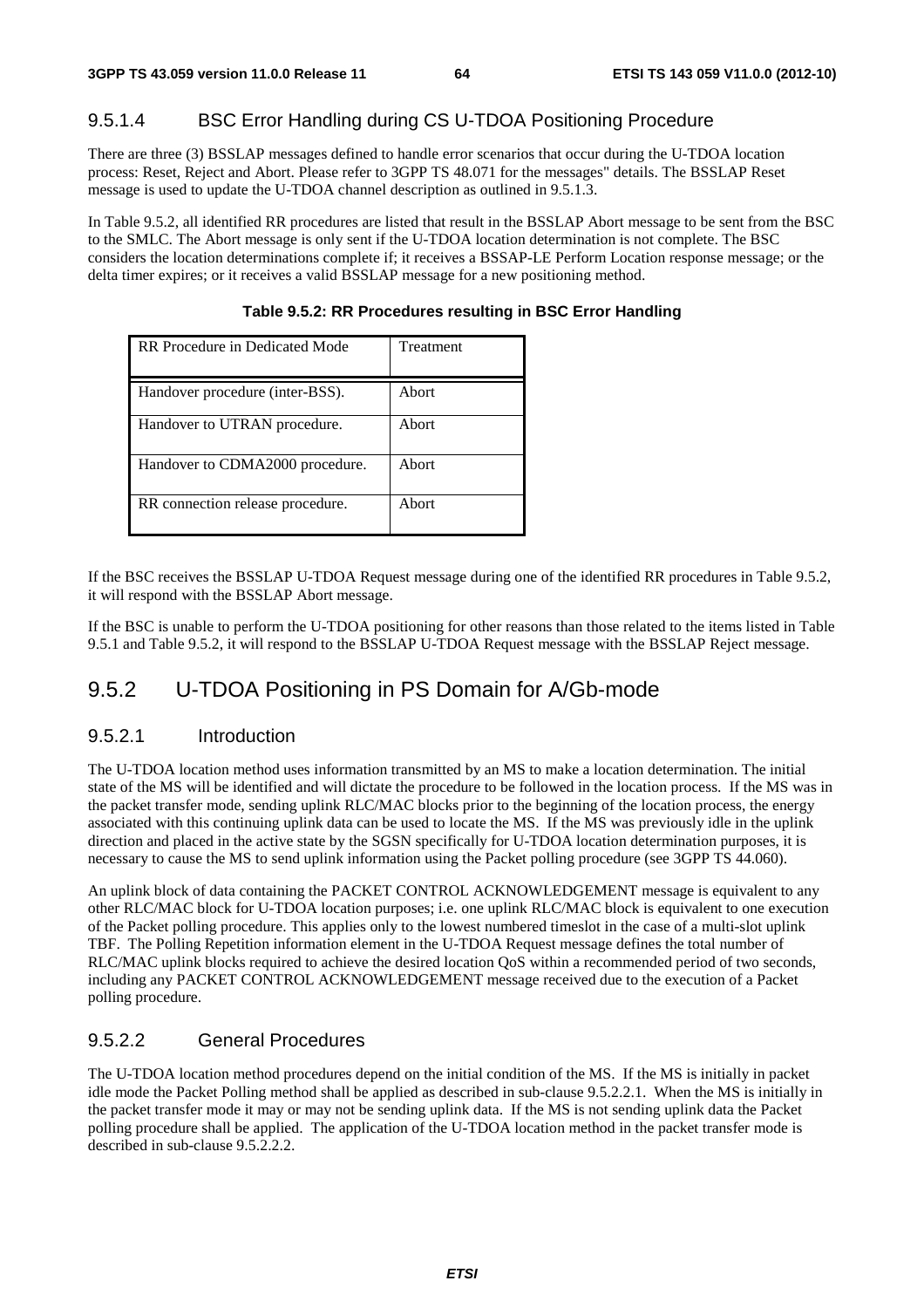#### 9.5.1.4 BSC Error Handling during CS U-TDOA Positioning Procedure

There are three (3) BSSLAP messages defined to handle error scenarios that occur during the U-TDOA location process: Reset, Reject and Abort. Please refer to 3GPP TS 48.071 for the messages" details. The BSSLAP Reset message is used to update the U-TDOA channel description as outlined in 9.5.1.3.

In Table 9.5.2, all identified RR procedures are listed that result in the BSSLAP Abort message to be sent from the BSC to the SMLC. The Abort message is only sent if the U-TDOA location determination is not complete. The BSC considers the location determinations complete if; it receives a BSSAP-LE Perform Location response message; or the delta timer expires; or it receives a valid BSSLAP message for a new positioning method.

**Table 9.5.2: RR Procedures resulting in BSC Error Handling**

| RR Procedure in Dedicated Mode | Treatment |
|---|---|
| Handover procedure (inter-BSS). | Abort |
| Handover to UTRAN procedure. | Abort |
| Handover to CDMA2000 procedure. | Abort |
| RR connection release procedure. | Abort |

If the BSC receives the BSSLAP U-TDOA Request message during one of the identified RR procedures in Table 9.5.2, it will respond with the BSSLAP Abort message.

If the BSC is unable to perform the U-TDOA positioning for other reasons than those related to the items listed in Table 9.5.1 and Table 9.5.2, it will respond to the BSSLAP U-TDOA Request message with the BSSLAP Reject message.

## 9.5.2 U-TDOA Positioning in PS Domain for A/Gb-mode

### 9.5.2.1 Introduction

The U-TDOA location method uses information transmitted by an MS to make a location determination. The initial state of the MS will be identified and will dictate the procedure to be followed in the location process. If the MS was in the packet transfer mode, sending uplink RLC/MAC blocks prior to the beginning of the location process, the energy associated with this continuing uplink data can be used to locate the MS. If the MS was previously idle in the uplink direction and placed in the active state by the SGSN specifically for U-TDOA location determination purposes, it is necessary to cause the MS to send uplink information using the Packet polling procedure (see 3GPP TS 44.060).

An uplink block of data containing the PACKET CONTROL ACKNOWLEDGEMENT message is equivalent to any other RLC/MAC block for U-TDOA location purposes; i.e. one uplink RLC/MAC block is equivalent to one execution of the Packet polling procedure. This applies only to the lowest numbered timeslot in the case of a multi-slot uplink TBF. The Polling Repetition information element in the U-TDOA Request message defines the total number of RLC/MAC uplink blocks required to achieve the desired location QoS within a recommended period of two seconds, including any PACKET CONTROL ACKNOWLEDGEMENT message received due to the execution of a Packet polling procedure.

### 9.5.2.2 General Procedures

The U-TDOA location method procedures depend on the initial condition of the MS. If the MS is initially in packet idle mode the Packet Polling method shall be applied as described in sub-clause 9.5.2.2.1. When the MS is initially in the packet transfer mode it may or may not be sending uplink data. If the MS is not sending uplink data the Packet polling procedure shall be applied. The application of the U-TDOA location method in the packet transfer mode is described in sub-clause 9.5.2.2.2.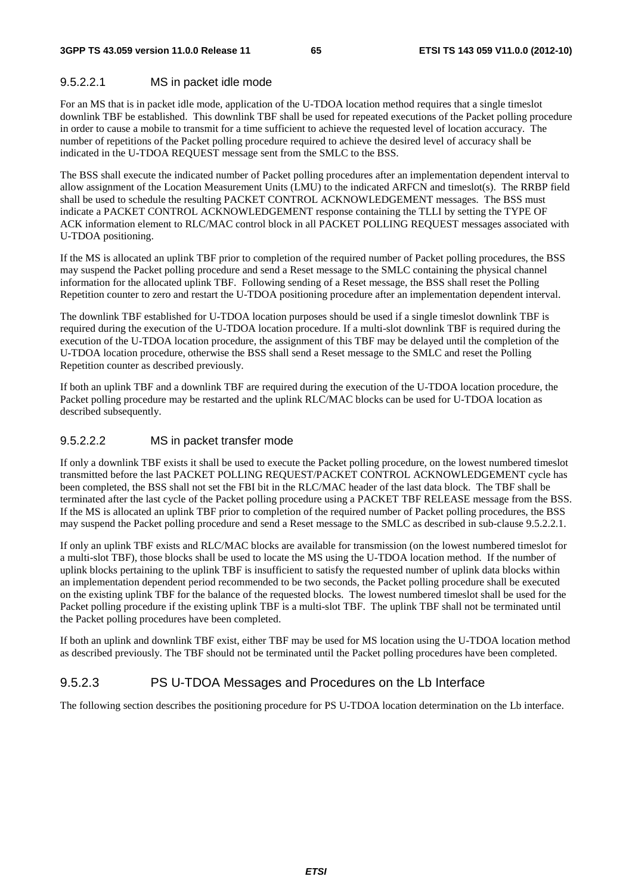#### 9.5.2.2.1 MS in packet idle mode

For an MS that is in packet idle mode, application of the U-TDOA location method requires that a single timeslot downlink TBF be established. This downlink TBF shall be used for repeated executions of the Packet polling procedure in order to cause a mobile to transmit for a time sufficient to achieve the requested level of location accuracy. The number of repetitions of the Packet polling procedure required to achieve the desired level of accuracy shall be indicated in the U-TDOA REQUEST message sent from the SMLC to the BSS.

The BSS shall execute the indicated number of Packet polling procedures after an implementation dependent interval to allow assignment of the Location Measurement Units (LMU) to the indicated ARFCN and timeslot(s). The RRBP field shall be used to schedule the resulting PACKET CONTROL ACKNOWLEDGEMENT messages. The BSS must indicate a PACKET CONTROL ACKNOWLEDGEMENT response containing the TLLI by setting the TYPE OF ACK information element to RLC/MAC control block in all PACKET POLLING REQUEST messages associated with U-TDOA positioning.

If the MS is allocated an uplink TBF prior to completion of the required number of Packet polling procedures, the BSS may suspend the Packet polling procedure and send a Reset message to the SMLC containing the physical channel information for the allocated uplink TBF. Following sending of a Reset message, the BSS shall reset the Polling Repetition counter to zero and restart the U-TDOA positioning procedure after an implementation dependent interval.

The downlink TBF established for U-TDOA location purposes should be used if a single timeslot downlink TBF is required during the execution of the U-TDOA location procedure. If a multi-slot downlink TBF is required during the execution of the U-TDOA location procedure, the assignment of this TBF may be delayed until the completion of the U-TDOA location procedure, otherwise the BSS shall send a Reset message to the SMLC and reset the Polling Repetition counter as described previously.

If both an uplink TBF and a downlink TBF are required during the execution of the U-TDOA location procedure, the Packet polling procedure may be restarted and the uplink RLC/MAC blocks can be used for U-TDOA location as described subsequently.

#### 9.5.2.2.2 MS in packet transfer mode

If only a downlink TBF exists it shall be used to execute the Packet polling procedure, on the lowest numbered timeslot transmitted before the last PACKET POLLING REQUEST/PACKET CONTROL ACKNOWLEDGEMENT cycle has been completed, the BSS shall not set the FBI bit in the RLC/MAC header of the last data block. The TBF shall be terminated after the last cycle of the Packet polling procedure using a PACKET TBF RELEASE message from the BSS. If the MS is allocated an uplink TBF prior to completion of the required number of Packet polling procedures, the BSS may suspend the Packet polling procedure and send a Reset message to the SMLC as described in sub-clause 9.5.2.2.1.

If only an uplink TBF exists and RLC/MAC blocks are available for transmission (on the lowest numbered timeslot for a multi-slot TBF), those blocks shall be used to locate the MS using the U-TDOA location method. If the number of uplink blocks pertaining to the uplink TBF is insufficient to satisfy the requested number of uplink data blocks within an implementation dependent period recommended to be two seconds, the Packet polling procedure shall be executed on the existing uplink TBF for the balance of the requested blocks. The lowest numbered timeslot shall be used for the Packet polling procedure if the existing uplink TBF is a multi-slot TBF. The uplink TBF shall not be terminated until the Packet polling procedures have been completed.

If both an uplink and downlink TBF exist, either TBF may be used for MS location using the U-TDOA location method as described previously. The TBF should not be terminated until the Packet polling procedures have been completed.

### 9.5.2.3 PS U-TDOA Messages and Procedures on the Lb Interface

The following section describes the positioning procedure for PS U-TDOA location determination on the Lb interface.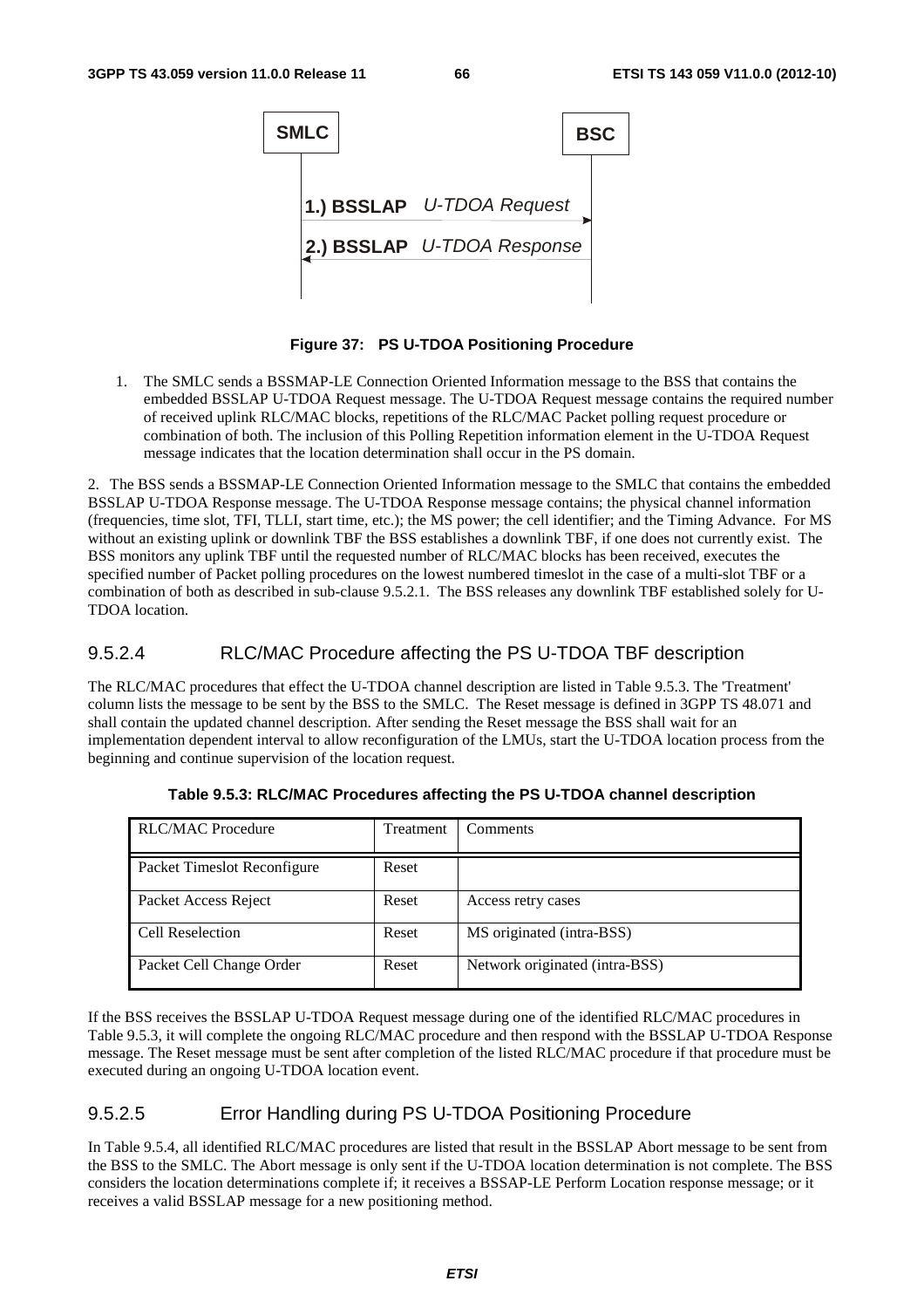SMLC BSC

1.) BSSLAP *U-TDOA Request*

2.) BSSLAP *U-TDOA Response*

**Figure 37: PS U-TDOA Positioning Procedure**

1. The SMLC sends a BSSMAP-LE Connection Oriented Information message to the BSS that contains the embedded BSSLAP U-TDOA Request message. The U-TDOA Request message contains the required number of received uplink RLC/MAC blocks, repetitions of the RLC/MAC Packet polling request procedure or combination of both. The inclusion of this Polling Repetition information element in the U-TDOA Request message indicates that the location determination shall occur in the PS domain.

2. The BSS sends a BSSMAP-LE Connection Oriented Information message to the SMLC that contains the embedded BSSLAP U-TDOA Response message. The U-TDOA Response message contains; the physical channel information (frequencies, time slot, TFI, TLLI, start time, etc.); the MS power; the cell identifier; and the Timing Advance. For MS without an existing uplink or downlink TBF the BSS establishes a downlink TBF, if one does not currently exist. The BSS monitors any uplink TBF until the requested number of RLC/MAC blocks has been received, executes the specified number of Packet polling procedures on the lowest numbered timeslot in the case of a multi-slot TBF or a combination of both as described in sub-clause 9.5.2.1. The BSS releases any downlink TBF established solely for U-TDOA location.

### 9.5.2.4 RLC/MAC Procedure affecting the PS U-TDOA TBF description

The RLC/MAC procedures that effect the U-TDOA channel description are listed in Table 9.5.3. The 'Treatment' column lists the message to be sent by the BSS to the SMLC. The Reset message is defined in 3GPP TS 48.071 and shall contain the updated channel description. After sending the Reset message the BSS shall wait for an implementation dependent interval to allow reconfiguration of the LMUs, start the U-TDOA location process from the beginning and continue supervision of the location request.

**Table 9.5.3: RLC/MAC Procedures affecting the PS U-TDOA channel description**

| RLC/MAC Procedure | Treatment | Comments |
|---|---|---|
| Packet Timeslot Reconfigure | Reset | |
| Packet Access Reject | Reset | Access retry cases |
| Cell Reselection | Reset | MS originated (intra-BSS) |
| Packet Cell Change Order | Reset | Network originated (intra-BSS) |

If the BSS receives the BSSLAP U-TDOA Request message during one of the identified RLC/MAC procedures in Table 9.5.3, it will complete the ongoing RLC/MAC procedure and then respond with the BSSLAP U-TDOA Response message. The Reset message must be sent after completion of the listed RLC/MAC procedure if that procedure must be executed during an ongoing U-TDOA location event.

### 9.5.2.5 Error Handling during PS U-TDOA Positioning Procedure

In Table 9.5.4, all identified RLC/MAC procedures are listed that result in the BSSLAP Abort message to be sent from the BSS to the SMLC. The Abort message is only sent if the U-TDOA location determination is not complete. The BSS considers the location determinations complete if; it receives a BSSAP-LE Perform Location response message; or it receives a valid BSSLAP message for a new positioning method.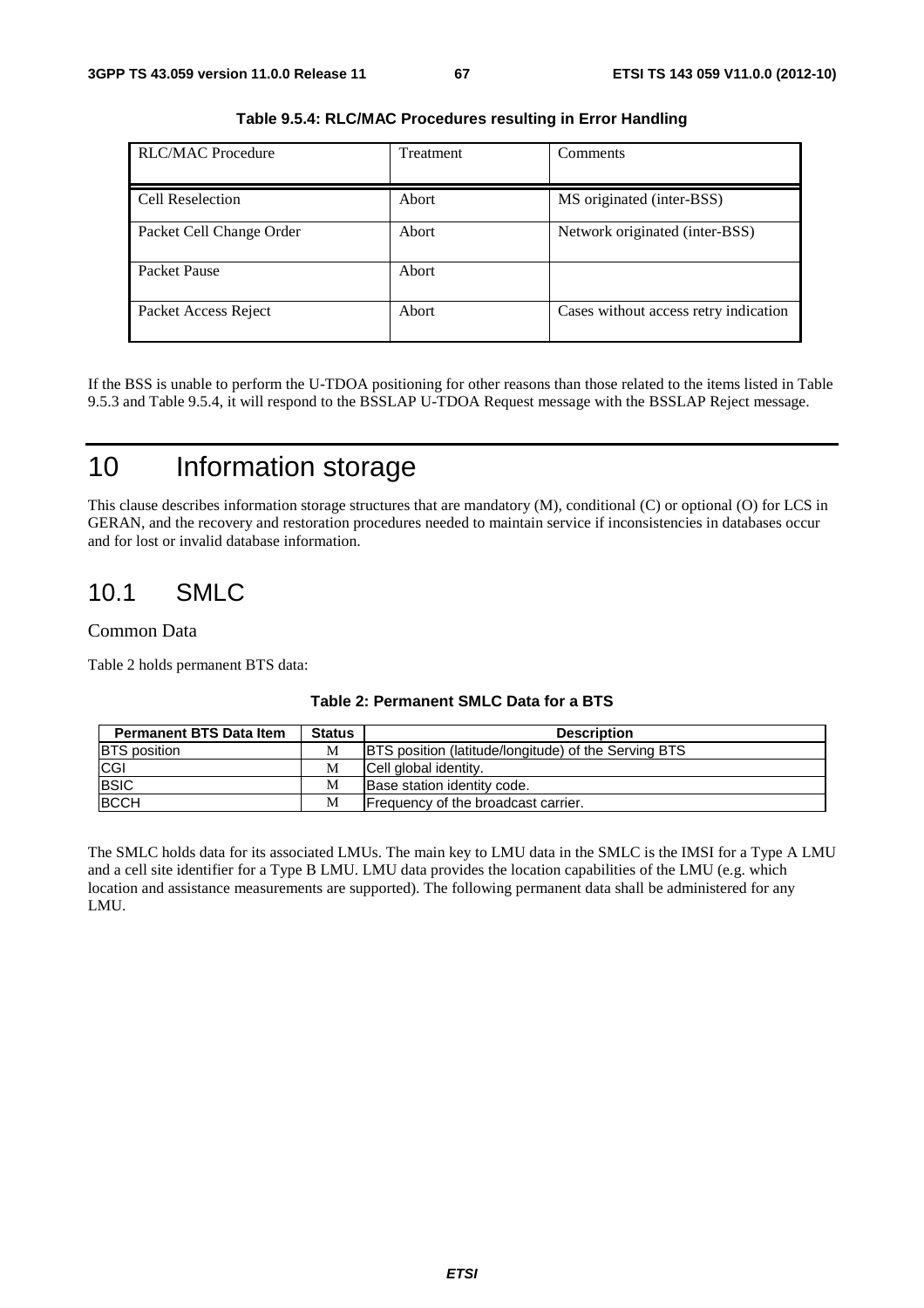**Table 9.5.4: RLC/MAC Procedures resulting in Error Handling**

| RLC/MAC Procedure | Treatment | Comments |
|---|---|---|
| Cell Reselection | Abort | MS originated (inter-BSS) |
| Packet Cell Change Order | Abort | Network originated (inter-BSS) |
| Packet Pause | Abort | |
| Packet Access Reject | Abort | Cases without access retry indication |

If the BSS is unable to perform the U-TDOA positioning for other reasons than those related to the items listed in Table 9.5.3 and Table 9.5.4, it will respond to the BSSLAP U-TDOA Request message with the BSSLAP Reject message.

# 10 Information storage

This clause describes information storage structures that are mandatory (M), conditional (C) or optional (O) for LCS in GERAN, and the recovery and restoration procedures needed to maintain service if inconsistencies in databases occur and for lost or invalid database information.

## 10.1 SMLC

Common Data

Table 2 holds permanent BTS data:

**Table 2: Permanent SMLC Data for a BTS**

| Permanent BTS Data Item | Status | Description |
|---|---|---|
| BTS position | M | BTS position (latitude/longitude) of the Serving BTS |
| CGI | M | Cell global identity. |
| BSIC | M | Base station identity code. |
| BCCH | M | Frequency of the broadcast carrier. |

The SMLC holds data for its associated LMUs. The main key to LMU data in the SMLC is the IMSI for a Type A LMU and a cell site identifier for a Type B LMU. LMU data provides the location capabilities of the LMU (e.g. which location and assistance measurements are supported). The following permanent data shall be administered for any LMU.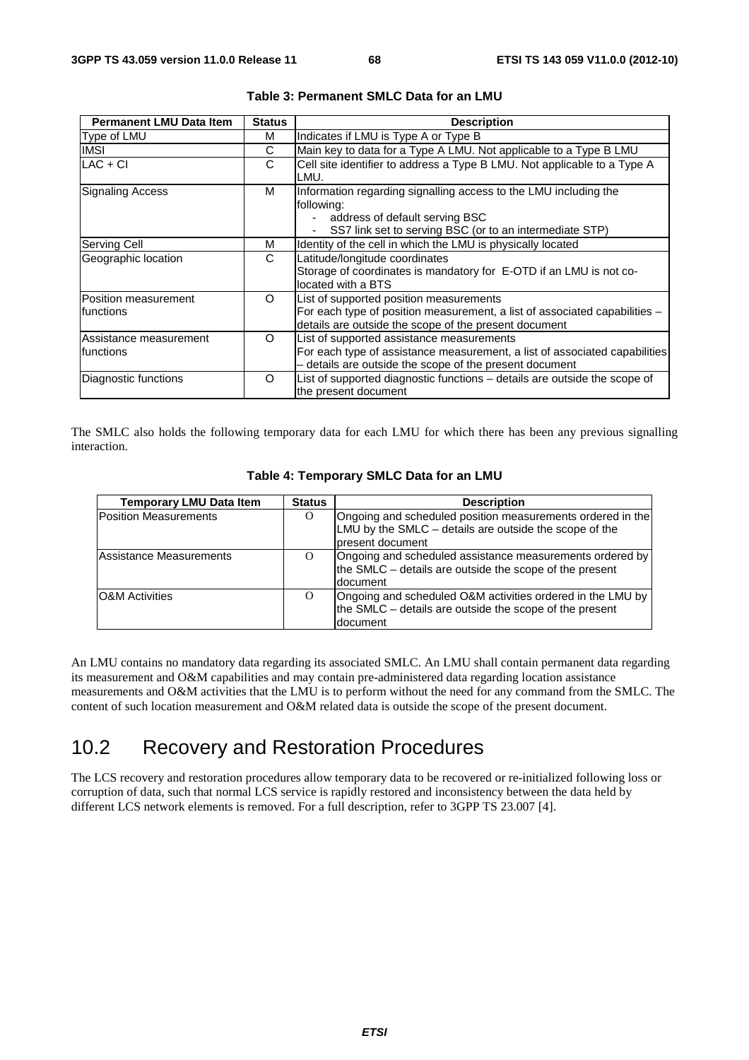**Table 3: Permanent SMLC Data for an LMU**

| Permanent LMU Data Item | Status | Description |
|---|---|---|
| Type of LMU | M | Indicates if LMU is Type A or Type B |
| IMSI | C | Main key to data for a Type A LMU. Not applicable to a Type B LMU |
| LAC + CI | C | Cell site identifier to address a Type B LMU. Not applicable to a Type A LMU. |
| Signaling Access | M | Information regarding signalling access to the LMU including the following:<br>- address of default serving BSC<br>- SS7 link set to serving BSC (or to an intermediate STP) |
| Serving Cell | M | Identity of the cell in which the LMU is physically located |
| Geographic location | C | Latitude/longitude coordinates<br>Storage of coordinates is mandatory for E-OTD if an LMU is not co-located with a BTS |
| Position measurement functions | O | List of supported position measurements<br>For each type of position measurement, a list of associated capabilities – details are outside the scope of the present document |
| Assistance measurement functions | O | List of supported assistance measurements<br>For each type of assistance measurement, a list of associated capabilities – details are outside the scope of the present document |
| Diagnostic functions | O | List of supported diagnostic functions – details are outside the scope of the present document |

The SMLC also holds the following temporary data for each LMU for which there has been any previous signalling interaction.

**Table 4: Temporary SMLC Data for an LMU**

| Temporary LMU Data Item | Status | Description |
|---|---|---|
| Position Measurements | O | Ongoing and scheduled position measurements ordered in the LMU by the SMLC – details are outside the scope of the present document |
| Assistance Measurements | O | Ongoing and scheduled assistance measurements ordered by the SMLC – details are outside the scope of the present document |
| O&M Activities | O | Ongoing and scheduled O&M activities ordered in the LMU by the SMLC – details are outside the scope of the present document |

An LMU contains no mandatory data regarding its associated SMLC. An LMU shall contain permanent data regarding its measurement and O&M capabilities and may contain pre-administered data regarding location assistance measurements and O&M activities that the LMU is to perform without the need for any command from the SMLC. The content of such location measurement and O&M related data is outside the scope of the present document.

## 10.2 Recovery and Restoration Procedures

The LCS recovery and restoration procedures allow temporary data to be recovered or re-initialized following loss or corruption of data, such that normal LCS service is rapidly restored and inconsistency between the data held by different LCS network elements is removed. For a full description, refer to 3GPP TS 23.007 [4].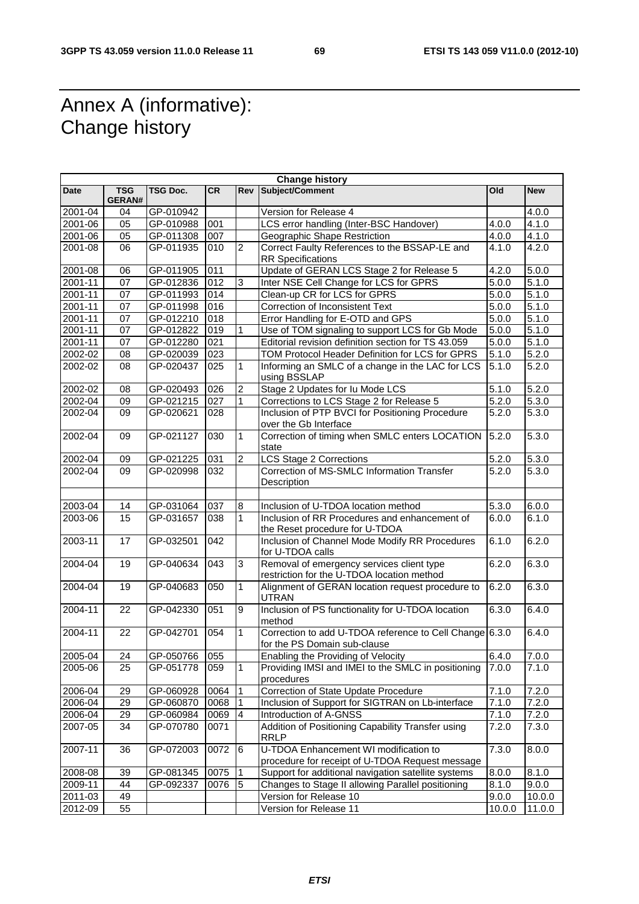# Annex A (informative): Change history

| Change history | | | | | | | |
|---|---|---|---|---|---|---|---|
| **Date** | **TSG GERAN#** | **TSG Doc.** | **CR** | **Rev** | **Subject/Comment** | **Old** | **New** |
| 2001-04 | 04 | GP-010942 | | | Version for Release 4 | | 4.0.0 |
| 2001-06 | 05 | GP-010988 | 001 | | LCS error handling (Inter-BSC Handover) | 4.0.0 | 4.1.0 |
| 2001-06 | 05 | GP-011308 | 007 | | Geographic Shape Restriction | 4.0.0 | 4.1.0 |
| 2001-08 | 06 | GP-011935 | 010 | 2 | Correct Faulty References to the BSSAP-LE and RR Specifications | 4.1.0 | 4.2.0 |
| 2001-08 | 06 | GP-011905 | 011 | | Update of GERAN LCS Stage 2 for Release 5 | 4.2.0 | 5.0.0 |
| 2001-11 | 07 | GP-012836 | 012 | 3 | Inter NSE Cell Change for LCS for GPRS | 5.0.0 | 5.1.0 |
| 2001-11 | 07 | GP-011993 | 014 | | Clean-up CR for LCS for GPRS | 5.0.0 | 5.1.0 |
| 2001-11 | 07 | GP-011998 | 016 | | Correction of Inconsistent Text | 5.0.0 | 5.1.0 |
| 2001-11 | 07 | GP-012210 | 018 | | Error Handling for E-OTD and GPS | 5.0.0 | 5.1.0 |
| 2001-11 | 07 | GP-012822 | 019 | 1 | Use of TOM signaling to support LCS for Gb Mode | 5.0.0 | 5.1.0 |
| 2001-11 | 07 | GP-012280 | 021 | | Editorial revision definition section for TS 43.059 | 5.0.0 | 5.1.0 |
| 2002-02 | 08 | GP-020039 | 023 | | TOM Protocol Header Definition for LCS for GPRS | 5.1.0 | 5.2.0 |
| 2002-02 | 08 | GP-020437 | 025 | 1 | Informing an SMLC of a change in the LAC for LCS using BSSLAP | 5.1.0 | 5.2.0 |
| 2002-02 | 08 | GP-020493 | 026 | 2 | Stage 2 Updates for Iu Mode LCS | 5.1.0 | 5.2.0 |
| 2002-04 | 09 | GP-021215 | 027 | 1 | Corrections to LCS Stage 2 for Release 5 | 5.2.0 | 5.3.0 |
| 2002-04 | 09 | GP-020621 | 028 | | Inclusion of PTP BVCI for Positioning Procedure over the Gb Interface | 5.2.0 | 5.3.0 |
| 2002-04 | 09 | GP-021127 | 030 | 1 | Correction of timing when SMLC enters LOCATION state | 5.2.0 | 5.3.0 |
| 2002-04 | 09 | GP-021225 | 031 | 2 | LCS Stage 2 Corrections | 5.2.0 | 5.3.0 |
| 2002-04 | 09 | GP-020998 | 032 | | Correction of MS-SMLC Information Transfer Description | 5.2.0 | 5.3.0 |
| | | | | | | | |
| 2003-04 | 14 | GP-031064 | 037 | 8 | Inclusion of U-TDOA location method | 5.3.0 | 6.0.0 |
| 2003-06 | 15 | GP-031657 | 038 | 1 | Inclusion of RR Procedures and enhancement of the Reset procedure for U-TDOA | 6.0.0 | 6.1.0 |
| 2003-11 | 17 | GP-032501 | 042 | | Inclusion of Channel Mode Modify RR Procedures for U-TDOA calls | 6.1.0 | 6.2.0 |
| 2004-04 | 19 | GP-040634 | 043 | 3 | Removal of emergency services client type restriction for the U-TDOA location method | 6.2.0 | 6.3.0 |
| 2004-04 | 19 | GP-040683 | 050 | 1 | Alignment of GERAN location request procedure to UTRAN | 6.2.0 | 6.3.0 |
| 2004-11 | 22 | GP-042330 | 051 | 9 | Inclusion of PS functionality for U-TDOA location method | 6.3.0 | 6.4.0 |
| 2004-11 | 22 | GP-042701 | 054 | 1 | Correction to add U-TDOA reference to Cell Change for the PS Domain sub-clause | 6.3.0 | 6.4.0 |
| 2005-04 | 24 | GP-050766 | 055 | | Enabling the Providing of Velocity | 6.4.0 | 7.0.0 |
| 2005-06 | 25 | GP-051778 | 059 | 1 | Providing IMSI and IMEI to the SMLC in positioning procedures | 7.0.0 | 7.1.0 |
| 2006-04 | 29 | GP-060928 | 0064 | 1 | Correction of State Update Procedure | 7.1.0 | 7.2.0 |
| 2006-04 | 29 | GP-060870 | 0068 | 1 | Inclusion of Support for SIGTRAN on Lb-interface | 7.1.0 | 7.2.0 |
| 2006-04 | 29 | GP-060984 | 0069 | 4 | Introduction of A-GNSS | 7.1.0 | 7.2.0 |
| 2007-05 | 34 | GP-070780 | 0071 | | Addition of Positioning Capability Transfer using RRLP | 7.2.0 | 7.3.0 |
| 2007-11 | 36 | GP-072003 | 0072 | 6 | U-TDOA Enhancement WI modification to procedure for receipt of U-TDOA Request message | 7.3.0 | 8.0.0 |
| 2008-08 | 39 | GP-081345 | 0075 | 1 | Support for additional navigation satellite systems | 8.0.0 | 8.1.0 |
| 2009-11 | 44 | GP-092337 | 0076 | 5 | Changes to Stage II allowing Parallel positioning | 8.1.0 | 9.0.0 |
| 2011-03 | 49 | | | | Version for Release 10 | 9.0.0 | 10.0.0 |
| 2012-09 | 55 | | | | Version for Release 11 | 10.0.0 | 11.0.0 |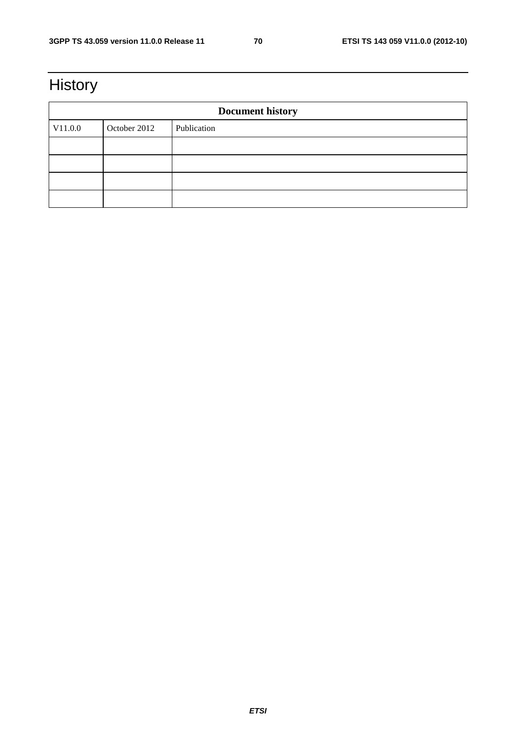# History

| Document history | | |
|---|---|---|
| V11.0.0 | October 2012 | Publication |
| | | |
| | | |
| | | |
| | | |